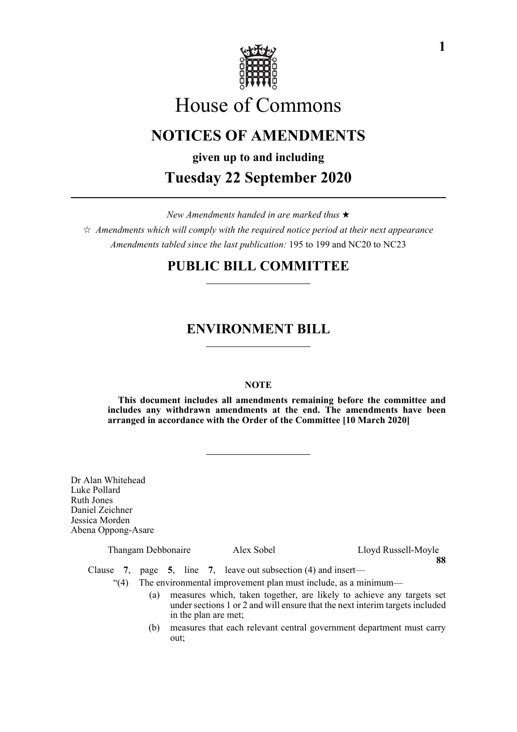# House of Commons

## NOTICES OF AMENDMENTS

**given up to and including**

## Tuesday 22 September 2020

*New Amendments handed in are marked thus* ★

☆ *Amendments which will comply with the required notice period at their next appearance*

*Amendments tabled since the last publication:* 195 to 199 and NC20 to NC23

## PUBLIC BILL COMMITTEE

## ENVIRONMENT BILL

**NOTE**

**This document includes all amendments remaining before the committee and includes any withdrawn amendments at the end. The amendments have been arranged in accordance with the Order of the Committee [10 March 2020]**

Dr Alan Whitehead
Luke Pollard
Ruth Jones
Daniel Zeichner
Jessica Morden
Abena Oppong-Asare

Thangam Debbonaire Alex Sobel Lloyd Russell-Moyle

**88**

Clause **7**, page **5**, line **7**, leave out subsection (4) and insert—

"(4) The environmental improvement plan must include, as a minimum—

(a) measures which, taken together, are likely to achieve any targets set under sections 1 or 2 and will ensure that the next interim targets included in the plan are met;

(b) measures that each relevant central government department must carry out;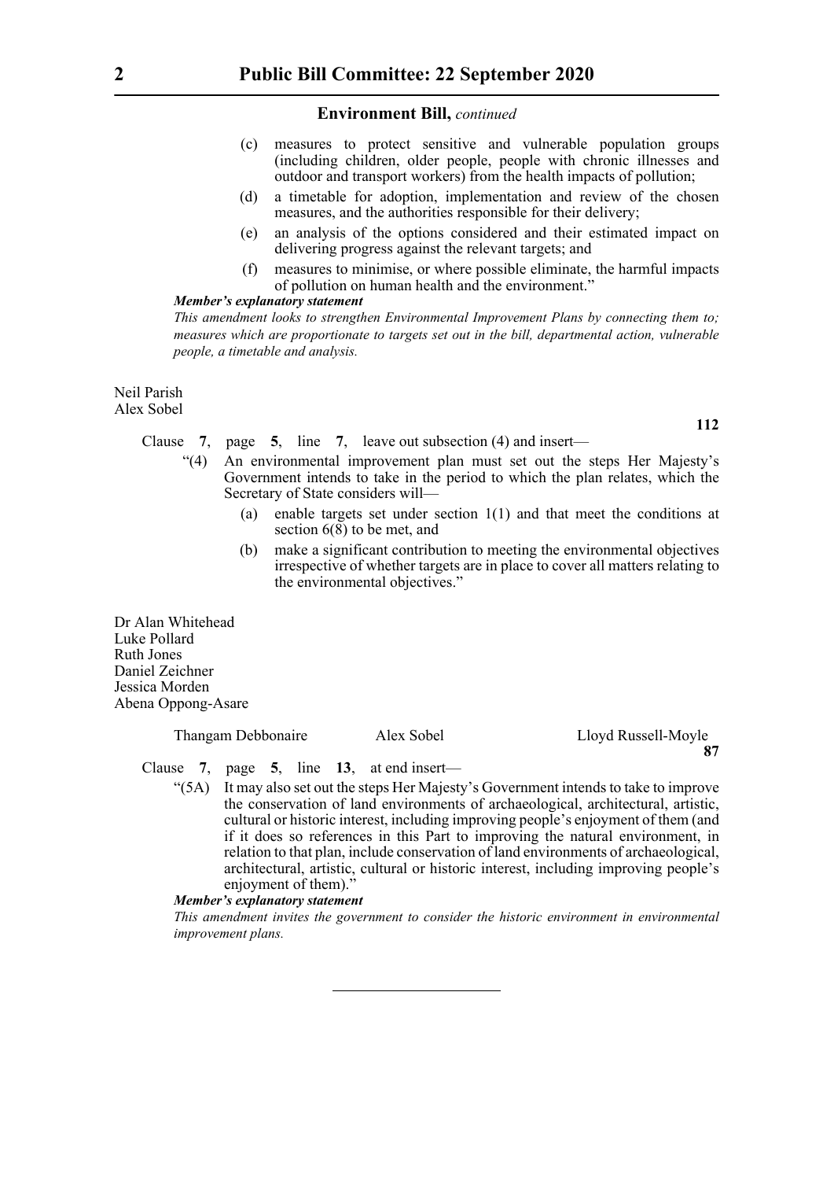(c) measures to protect sensitive and vulnerable population groups (including children, older people, people with chronic illnesses and outdoor and transport workers) from the health impacts of pollution;

(d) a timetable for adoption, implementation and review of the chosen measures, and the authorities responsible for their delivery;

(e) an analysis of the options considered and their estimated impact on delivering progress against the relevant targets; and

(f) measures to minimise, or where possible eliminate, the harmful impacts of pollution on human health and the environment."

***Member's explanatory statement***

*This amendment looks to strengthen Environmental Improvement Plans by connecting them to; measures which are proportionate to targets set out in the bill, departmental action, vulnerable people, a timetable and analysis.*

Neil Parish
Alex Sobel

**112**

Clause **7**, page **5**, line **7**, leave out subsection (4) and insert—

"(4) An environmental improvement plan must set out the steps Her Majesty's Government intends to take in the period to which the plan relates, which the Secretary of State considers will—

(a) enable targets set under section 1(1) and that meet the conditions at section 6(8) to be met, and

(b) make a significant contribution to meeting the environmental objectives irrespective of whether targets are in place to cover all matters relating to the environmental objectives."

Dr Alan Whitehead
Luke Pollard
Ruth Jones
Daniel Zeichner
Jessica Morden
Abena Oppong-Asare

Thangam Debbonaire    Alex Sobel    Lloyd Russell-Moyle

**87**

Clause **7**, page **5**, line **13**, at end insert—

"(5A) It may also set out the steps Her Majesty's Government intends to take to improve the conservation of land environments of archaeological, architectural, artistic, cultural or historic interest, including improving people's enjoyment of them (and if it does so references in this Part to improving the natural environment, in relation to that plan, include conservation of land environments of archaeological, architectural, artistic, cultural or historic interest, including improving people's enjoyment of them)."

***Member's explanatory statement***

*This amendment invites the government to consider the historic environment in environmental improvement plans.*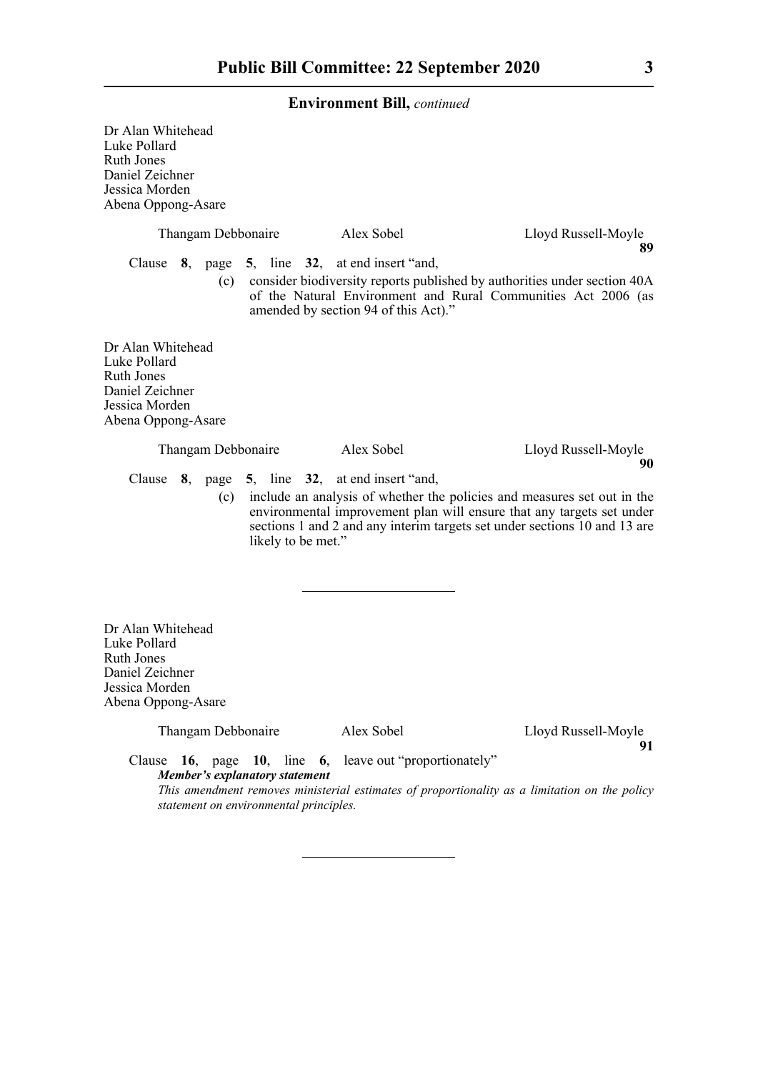**Environment Bill,** *continued*

Dr Alan Whitehead
Luke Pollard
Ruth Jones
Daniel Zeichner
Jessica Morden
Abena Oppong-Asare

Thangam Debbonaire Alex Sobel Lloyd Russell-Moyle

**89**

Clause **8**, page **5**, line **32**, at end insert "and,

(c) consider biodiversity reports published by authorities under section 40A of the Natural Environment and Rural Communities Act 2006 (as amended by section 94 of this Act)."

Dr Alan Whitehead
Luke Pollard
Ruth Jones
Daniel Zeichner
Jessica Morden
Abena Oppong-Asare

Thangam Debbonaire Alex Sobel Lloyd Russell-Moyle

**90**

Clause **8**, page **5**, line **32**, at end insert "and,

(c) include an analysis of whether the policies and measures set out in the environmental improvement plan will ensure that any targets set under sections 1 and 2 and any interim targets set under sections 10 and 13 are likely to be met."

---

Dr Alan Whitehead
Luke Pollard
Ruth Jones
Daniel Zeichner
Jessica Morden
Abena Oppong-Asare

Thangam Debbonaire Alex Sobel Lloyd Russell-Moyle

**91**

Clause **16**, page **10**, line **6**, leave out "proportionately"

***Member's explanatory statement***

*This amendment removes ministerial estimates of proportionality as a limitation on the policy statement on environmental principles.*

---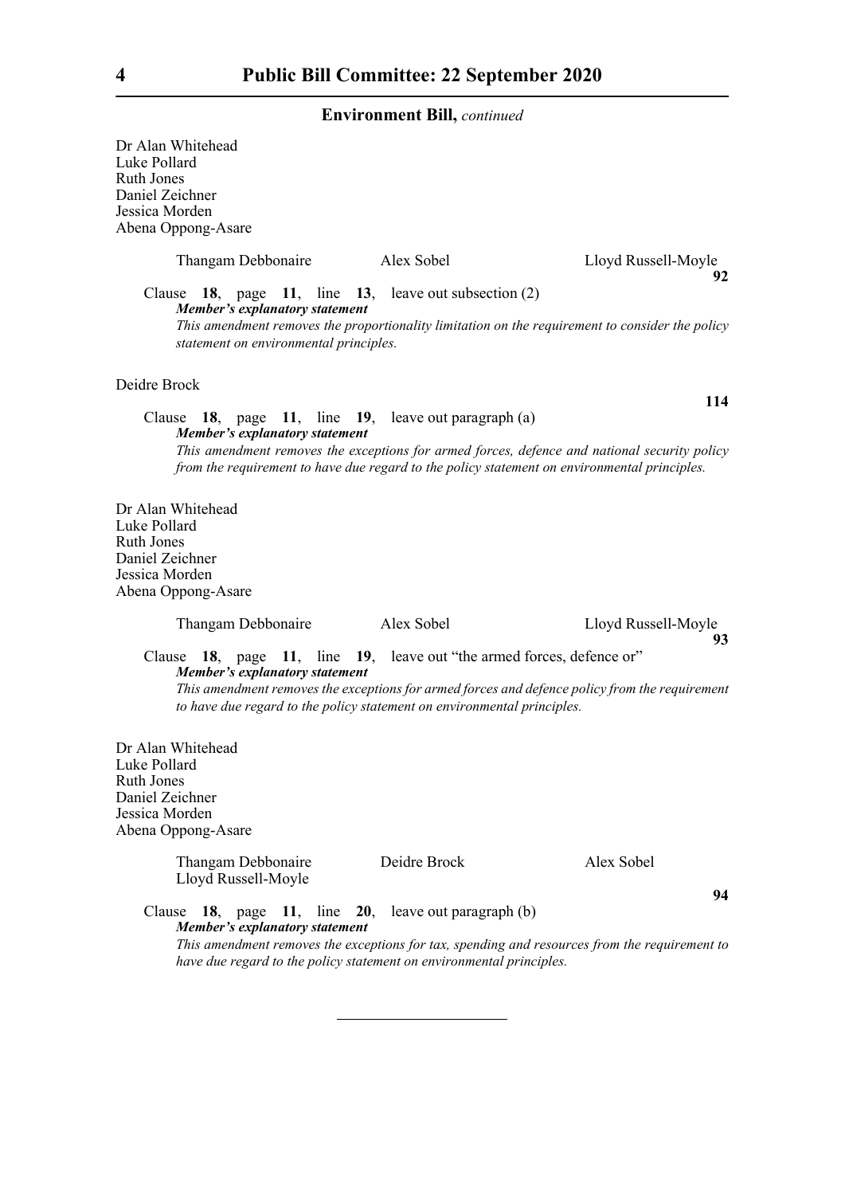Dr Alan Whitehead
Luke Pollard
Ruth Jones
Daniel Zeichner
Jessica Morden
Abena Oppong-Asare

Thangam Debbonaire  Alex Sobel  Lloyd Russell-Moyle

**92**

Clause **18**, page **11**, line **13**, leave out subsection (2)

***Member's explanatory statement***

*This amendment removes the proportionality limitation on the requirement to consider the policy statement on environmental principles.*

Deidre Brock

**114**

Clause **18**, page **11**, line **19**, leave out paragraph (a)

***Member's explanatory statement***

*This amendment removes the exceptions for armed forces, defence and national security policy from the requirement to have due regard to the policy statement on environmental principles.*

Dr Alan Whitehead
Luke Pollard
Ruth Jones
Daniel Zeichner
Jessica Morden
Abena Oppong-Asare

Thangam Debbonaire  Alex Sobel  Lloyd Russell-Moyle

**93**

Clause **18**, page **11**, line **19**, leave out "the armed forces, defence or"

***Member's explanatory statement***

*This amendment removes the exceptions for armed forces and defence policy from the requirement to have due regard to the policy statement on environmental principles.*

Dr Alan Whitehead
Luke Pollard
Ruth Jones
Daniel Zeichner
Jessica Morden
Abena Oppong-Asare

Thangam Debbonaire  Deidre Brock  Alex Sobel
Lloyd Russell-Moyle

**94**

Clause **18**, page **11**, line **20**, leave out paragraph (b)

***Member's explanatory statement***

*This amendment removes the exceptions for tax, spending and resources from the requirement to have due regard to the policy statement on environmental principles.*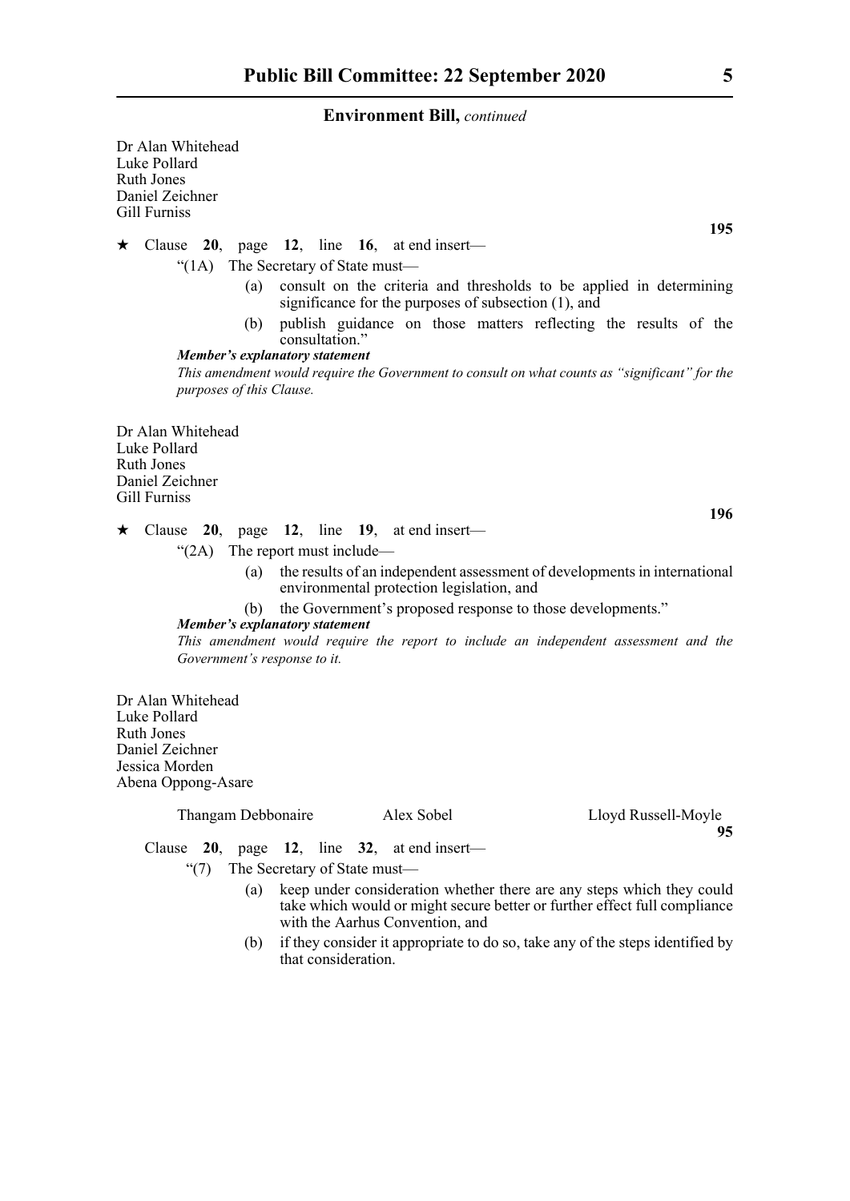Dr Alan Whitehead
Luke Pollard
Ruth Jones
Daniel Zeichner
Gill Furniss

**195**

★ Clause **20**, page **12**, line **16**, at end insert—

"(1A) The Secretary of State must—

(a) consult on the criteria and thresholds to be applied in determining significance for the purposes of subsection (1), and

(b) publish guidance on those matters reflecting the results of the consultation."

***Member's explanatory statement***

*This amendment would require the Government to consult on what counts as "significant" for the purposes of this Clause.*

Dr Alan Whitehead
Luke Pollard
Ruth Jones
Daniel Zeichner
Gill Furniss

**196**

★ Clause **20**, page **12**, line **19**, at end insert—

"(2A) The report must include—

(a) the results of an independent assessment of developments in international environmental protection legislation, and

(b) the Government's proposed response to those developments."

***Member's explanatory statement***

*This amendment would require the report to include an independent assessment and the Government's response to it.*

Dr Alan Whitehead
Luke Pollard
Ruth Jones
Daniel Zeichner
Jessica Morden
Abena Oppong-Asare

Thangam Debbonaire    Alex Sobel    Lloyd Russell-Moyle

**95**

Clause **20**, page **12**, line **32**, at end insert—

"(7) The Secretary of State must—

(a) keep under consideration whether there are any steps which they could take which would or might secure better or further effect full compliance with the Aarhus Convention, and

(b) if they consider it appropriate to do so, take any of the steps identified by that consideration.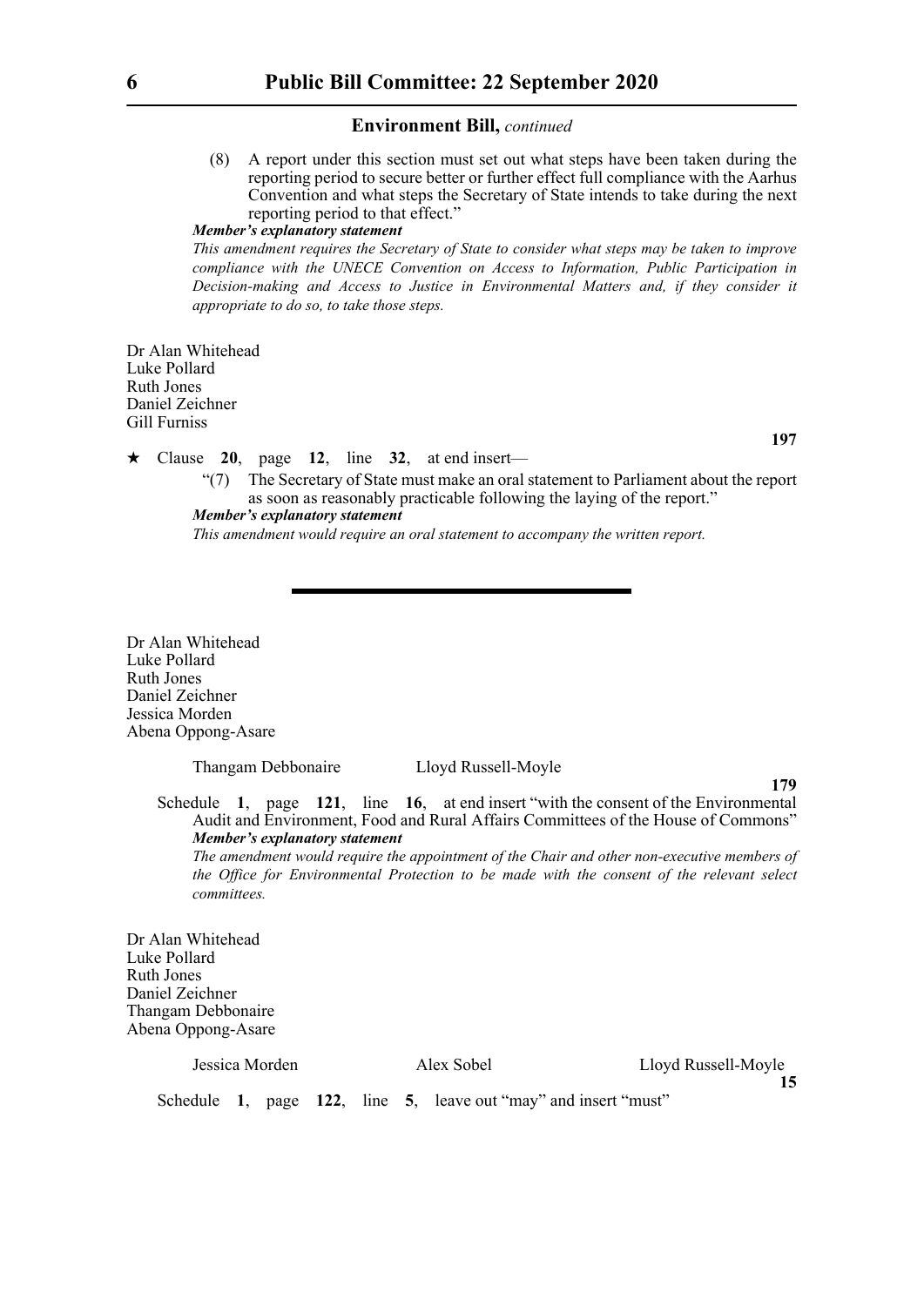**Environment Bill,** *continued*

(8) A report under this section must set out what steps have been taken during the reporting period to secure better or further effect full compliance with the Aarhus Convention and what steps the Secretary of State intends to take during the next reporting period to that effect."

***Member's explanatory statement***

*This amendment requires the Secretary of State to consider what steps may be taken to improve compliance with the UNECE Convention on Access to Information, Public Participation in Decision-making and Access to Justice in Environmental Matters and, if they consider it appropriate to do so, to take those steps.*

Dr Alan Whitehead
Luke Pollard
Ruth Jones
Daniel Zeichner
Gill Furniss

**197**

★ Clause **20**, page **12**, line **32**, at end insert—

"(7) The Secretary of State must make an oral statement to Parliament about the report as soon as reasonably practicable following the laying of the report."

***Member's explanatory statement***

*This amendment would require an oral statement to accompany the written report.*

---

Dr Alan Whitehead
Luke Pollard
Ruth Jones
Daniel Zeichner
Jessica Morden
Abena Oppong-Asare

Thangam Debbonaire Lloyd Russell-Moyle

**179**

Schedule **1**, page **121**, line **16**, at end insert "with the consent of the Environmental Audit and Environment, Food and Rural Affairs Committees of the House of Commons"

***Member's explanatory statement***

*The amendment would require the appointment of the Chair and other non-executive members of the Office for Environmental Protection to be made with the consent of the relevant select committees.*

Dr Alan Whitehead
Luke Pollard
Ruth Jones
Daniel Zeichner
Thangam Debbonaire
Abena Oppong-Asare

Jessica Morden Alex Sobel Lloyd Russell-Moyle

**15**

Schedule **1**, page **122**, line **5**, leave out "may" and insert "must"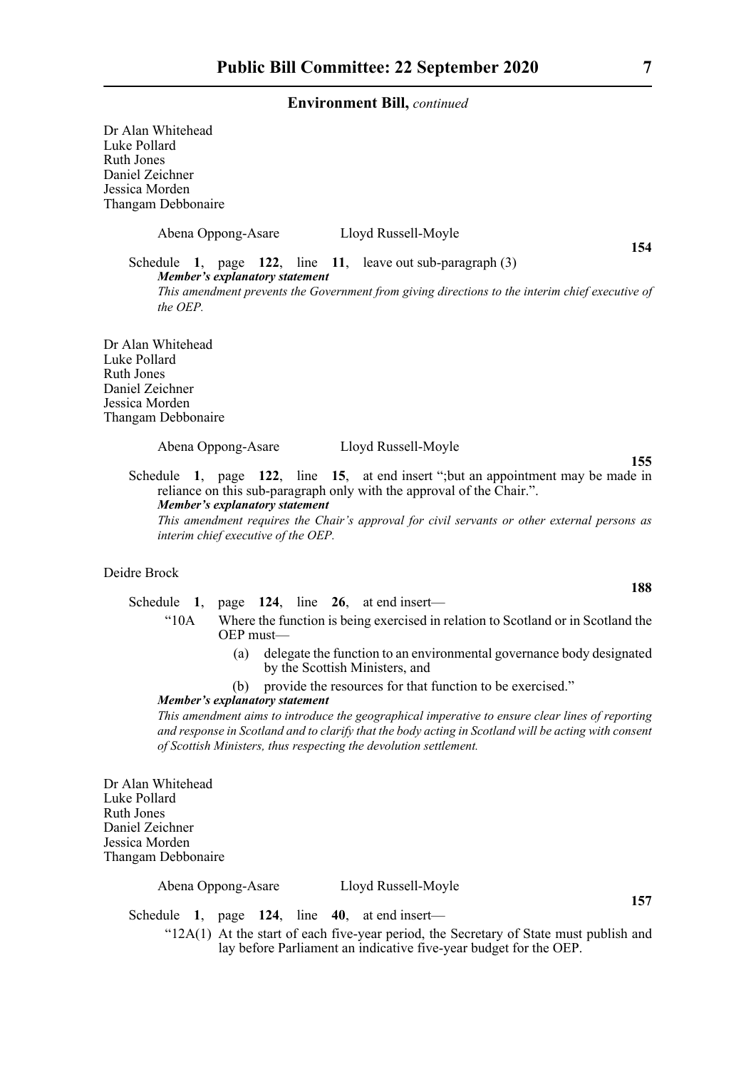Dr Alan Whitehead
Luke Pollard
Ruth Jones
Daniel Zeichner
Jessica Morden
Thangam Debbonaire

Abena Oppong-Asare Lloyd Russell-Moyle

**154**

Schedule **1**, page **122**, line **11**, leave out sub-paragraph (3)

***Member's explanatory statement***

*This amendment prevents the Government from giving directions to the interim chief executive of the OEP.*

Dr Alan Whitehead
Luke Pollard
Ruth Jones
Daniel Zeichner
Jessica Morden
Thangam Debbonaire

Abena Oppong-Asare Lloyd Russell-Moyle

**155**

Schedule **1**, page **122**, line **15**, at end insert ";but an appointment may be made in reliance on this sub-paragraph only with the approval of the Chair.".

***Member's explanatory statement***

*This amendment requires the Chair's approval for civil servants or other external persons as interim chief executive of the OEP.*

Deidre Brock

**188**

Schedule **1**, page **124**, line **26**, at end insert—

"10A Where the function is being exercised in relation to Scotland or in Scotland the OEP must—

(a) delegate the function to an environmental governance body designated by the Scottish Ministers, and

(b) provide the resources for that function to be exercised."

***Member's explanatory statement***

*This amendment aims to introduce the geographical imperative to ensure clear lines of reporting and response in Scotland and to clarify that the body acting in Scotland will be acting with consent of Scottish Ministers, thus respecting the devolution settlement.*

Dr Alan Whitehead
Luke Pollard
Ruth Jones
Daniel Zeichner
Jessica Morden
Thangam Debbonaire

Abena Oppong-Asare Lloyd Russell-Moyle

**157**

Schedule **1**, page **124**, line **40**, at end insert—

"12A(1) At the start of each five-year period, the Secretary of State must publish and lay before Parliament an indicative five-year budget for the OEP.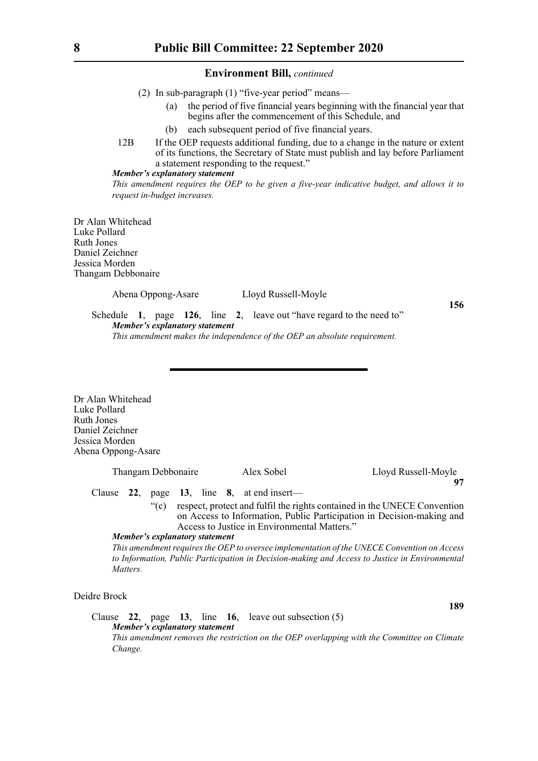**Environment Bill,** *continued*

(2) In sub-paragraph (1) "five-year period" means—

(a) the period of five financial years beginning with the financial year that begins after the commencement of this Schedule, and

(b) each subsequent period of five financial years.

12B If the OEP requests additional funding, due to a change in the nature or extent of its functions, the Secretary of State must publish and lay before Parliament a statement responding to the request."

***Member's explanatory statement***

*This amendment requires the OEP to be given a five-year indicative budget, and allows it to request in-budget increases.*

Dr Alan Whitehead
Luke Pollard
Ruth Jones
Daniel Zeichner
Jessica Morden
Thangam Debbonaire

Abena Oppong-Asare    Lloyd Russell-Moyle

**156**

Schedule **1**, page **126**, line **2**, leave out "have regard to the need to"

***Member's explanatory statement***

*This amendment makes the independence of the OEP an absolute requirement.*

---

Dr Alan Whitehead
Luke Pollard
Ruth Jones
Daniel Zeichner
Jessica Morden
Abena Oppong-Asare

Thangam Debbonaire    Alex Sobel    Lloyd Russell-Moyle

**97**

Clause **22**, page **13**, line **8**, at end insert—

"(c) respect, protect and fulfil the rights contained in the UNECE Convention on Access to Information, Public Participation in Decision-making and Access to Justice in Environmental Matters."

***Member's explanatory statement***

*This amendment requires the OEP to oversee implementation of the UNECE Convention on Access to Information, Public Participation in Decision-making and Access to Justice in Environmental Matters.*

Deidre Brock

**189**

Clause **22**, page **13**, line **16**, leave out subsection (5)

***Member's explanatory statement***

*This amendment removes the restriction on the OEP overlapping with the Committee on Climate Change.*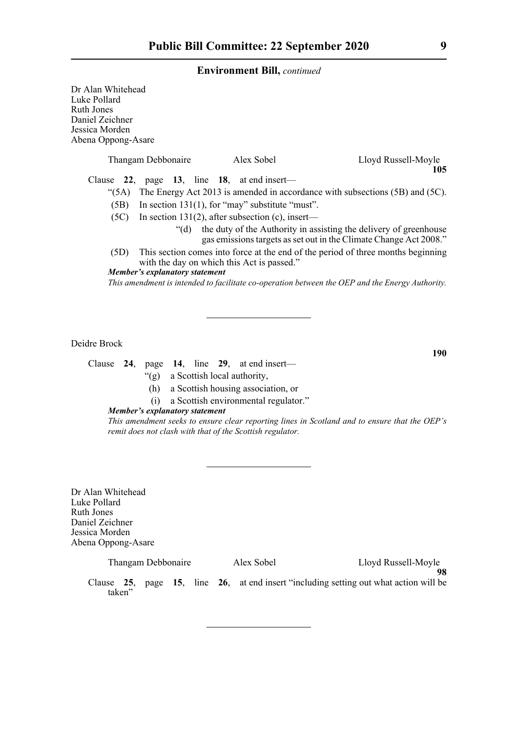Dr Alan Whitehead
Luke Pollard
Ruth Jones
Daniel Zeichner
Jessica Morden
Abena Oppong-Asare

Thangam Debbonaire     Alex Sobel     Lloyd Russell-Moyle

**105**

Clause **22**, page **13**, line **18**, at end insert—

"(5A) The Energy Act 2013 is amended in accordance with subsections (5B) and (5C).

(5B) In section 131(1), for "may" substitute "must".

(5C) In section 131(2), after subsection (c), insert—

"(d) the duty of the Authority in assisting the delivery of greenhouse gas emissions targets as set out in the Climate Change Act 2008."

(5D) This section comes into force at the end of the period of three months beginning with the day on which this Act is passed."

***Member's explanatory statement***

*This amendment is intended to facilitate co-operation between the OEP and the Energy Authority.*

---

Deidre Brock

**190**

Clause **24**, page **14**, line **29**, at end insert—

"(g) a Scottish local authority,

(h) a Scottish housing association, or

(i) a Scottish environmental regulator."

***Member's explanatory statement***

*This amendment seeks to ensure clear reporting lines in Scotland and to ensure that the OEP's remit does not clash with that of the Scottish regulator.*

---

Dr Alan Whitehead
Luke Pollard
Ruth Jones
Daniel Zeichner
Jessica Morden
Abena Oppong-Asare

Thangam Debbonaire     Alex Sobel     Lloyd Russell-Moyle

**98**

Clause **25**, page **15**, line **26**, at end insert "including setting out what action will be taken"

---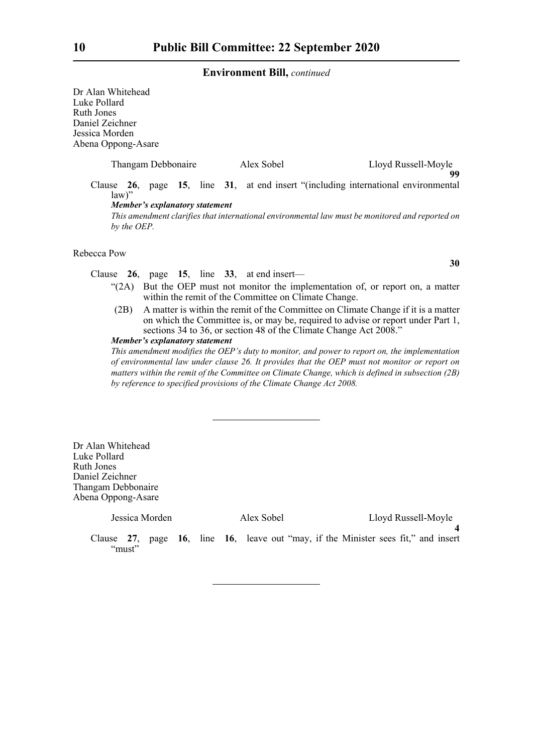Dr Alan Whitehead
Luke Pollard
Ruth Jones
Daniel Zeichner
Jessica Morden
Abena Oppong-Asare

Thangam Debbonaire     Alex Sobel     Lloyd Russell-Moyle

**99**

Clause **26**, page **15**, line **31**, at end insert "(including international environmental law)"

***Member's explanatory statement***

*This amendment clarifies that international environmental law must be monitored and reported on by the OEP.*

Rebecca Pow

**30**

Clause **26**, page **15**, line **33**, at end insert—

"(2A) But the OEP must not monitor the implementation of, or report on, a matter within the remit of the Committee on Climate Change.

(2B) A matter is within the remit of the Committee on Climate Change if it is a matter on which the Committee is, or may be, required to advise or report under Part 1, sections 34 to 36, or section 48 of the Climate Change Act 2008."

***Member's explanatory statement***

*This amendment modifies the OEP's duty to monitor, and power to report on, the implementation of environmental law under clause 26. It provides that the OEP must not monitor or report on matters within the remit of the Committee on Climate Change, which is defined in subsection (2B) by reference to specified provisions of the Climate Change Act 2008.*

---

Dr Alan Whitehead
Luke Pollard
Ruth Jones
Daniel Zeichner
Thangam Debbonaire
Abena Oppong-Asare

Jessica Morden     Alex Sobel     Lloyd Russell-Moyle

**4**

Clause **27**, page **16**, line **16**, leave out "may, if the Minister sees fit," and insert "must"

---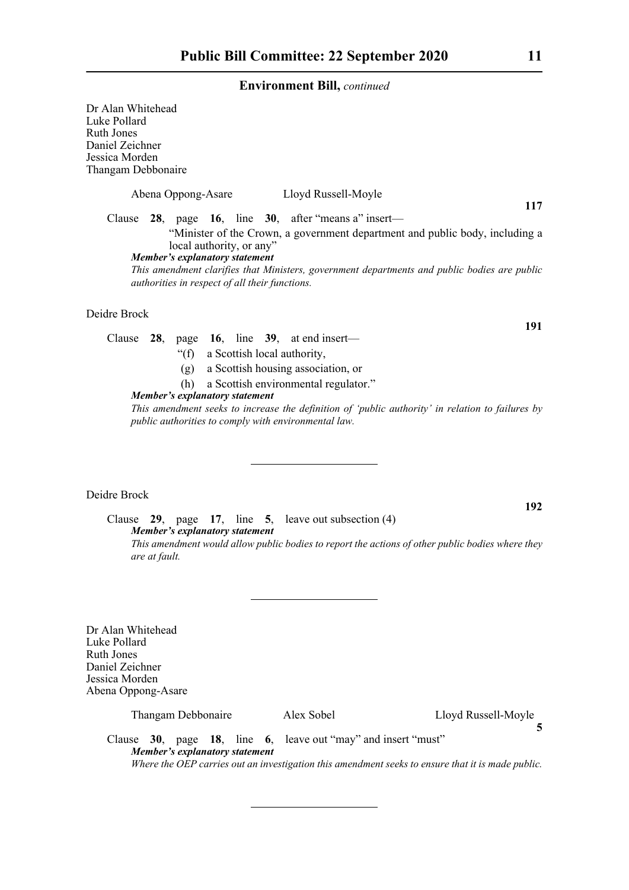**Environment Bill,** *continued*

Dr Alan Whitehead
Luke Pollard
Ruth Jones
Daniel Zeichner
Jessica Morden
Thangam Debbonaire

Abena Oppong-Asare    Lloyd Russell-Moyle

**117**

Clause **28**, page **16**, line **30**, after "means a" insert—

"Minister of the Crown, a government department and public body, including a local authority, or any"

***Member's explanatory statement***

*This amendment clarifies that Ministers, government departments and public bodies are public authorities in respect of all their functions.*

Deidre Brock

**191**

Clause **28**, page **16**, line **39**, at end insert—

"(f) a Scottish local authority,

(g) a Scottish housing association, or

(h) a Scottish environmental regulator."

***Member's explanatory statement***

*This amendment seeks to increase the definition of 'public authority' in relation to failures by public authorities to comply with environmental law.*

---

Deidre Brock

**192**

Clause **29**, page **17**, line **5**, leave out subsection (4)

***Member's explanatory statement***

*This amendment would allow public bodies to report the actions of other public bodies where they are at fault.*

---

Dr Alan Whitehead
Luke Pollard
Ruth Jones
Daniel Zeichner
Jessica Morden
Abena Oppong-Asare

Thangam Debbonaire    Alex Sobel    Lloyd Russell-Moyle

**5**

Clause **30**, page **18**, line **6**, leave out "may" and insert "must"

***Member's explanatory statement***

*Where the OEP carries out an investigation this amendment seeks to ensure that it is made public.*

---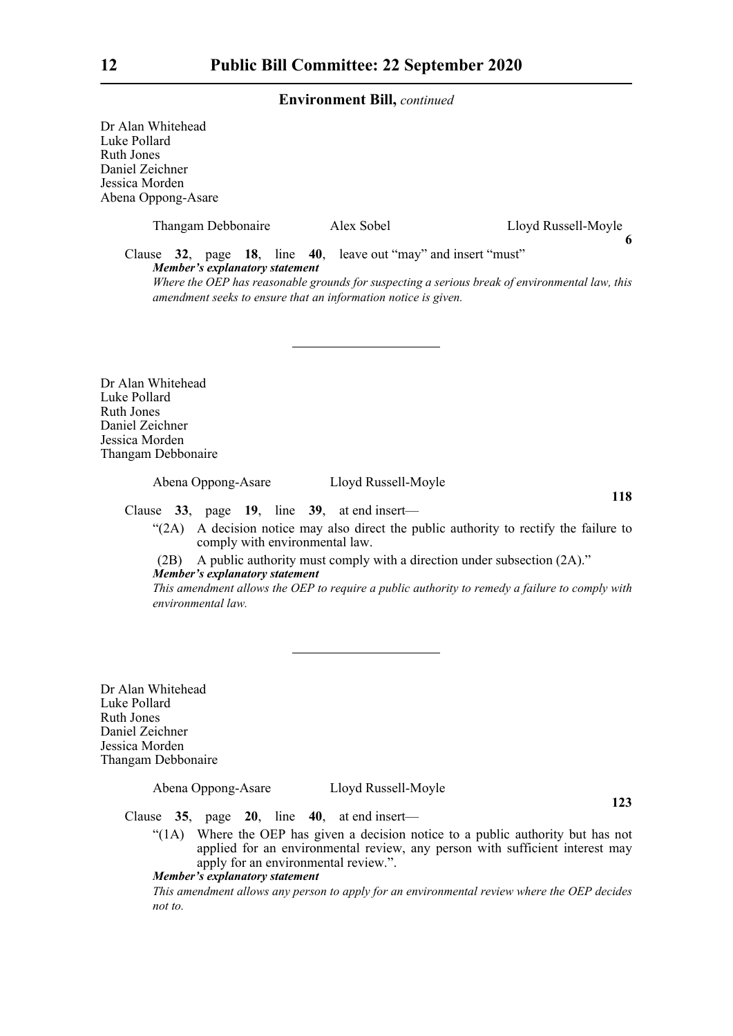Dr Alan Whitehead
Luke Pollard
Ruth Jones
Daniel Zeichner
Jessica Morden
Abena Oppong-Asare

Thangam Debbonaire Alex Sobel Lloyd Russell-Moyle

**6**

Clause **32**, page **18**, line **40**, leave out "may" and insert "must"

***Member's explanatory statement***

*Where the OEP has reasonable grounds for suspecting a serious break of environmental law, this amendment seeks to ensure that an information notice is given.*

---

Dr Alan Whitehead
Luke Pollard
Ruth Jones
Daniel Zeichner
Jessica Morden
Thangam Debbonaire

Abena Oppong-Asare Lloyd Russell-Moyle

**118**

Clause **33**, page **19**, line **39**, at end insert—

"(2A) A decision notice may also direct the public authority to rectify the failure to comply with environmental law.

(2B) A public authority must comply with a direction under subsection (2A)."

***Member's explanatory statement***

*This amendment allows the OEP to require a public authority to remedy a failure to comply with environmental law.*

---

Dr Alan Whitehead
Luke Pollard
Ruth Jones
Daniel Zeichner
Jessica Morden
Thangam Debbonaire

Abena Oppong-Asare Lloyd Russell-Moyle

**123**

Clause **35**, page **20**, line **40**, at end insert—

"(1A) Where the OEP has given a decision notice to a public authority but has not applied for an environmental review, any person with sufficient interest may apply for an environmental review.".

***Member's explanatory statement***

*This amendment allows any person to apply for an environmental review where the OEP decides not to.*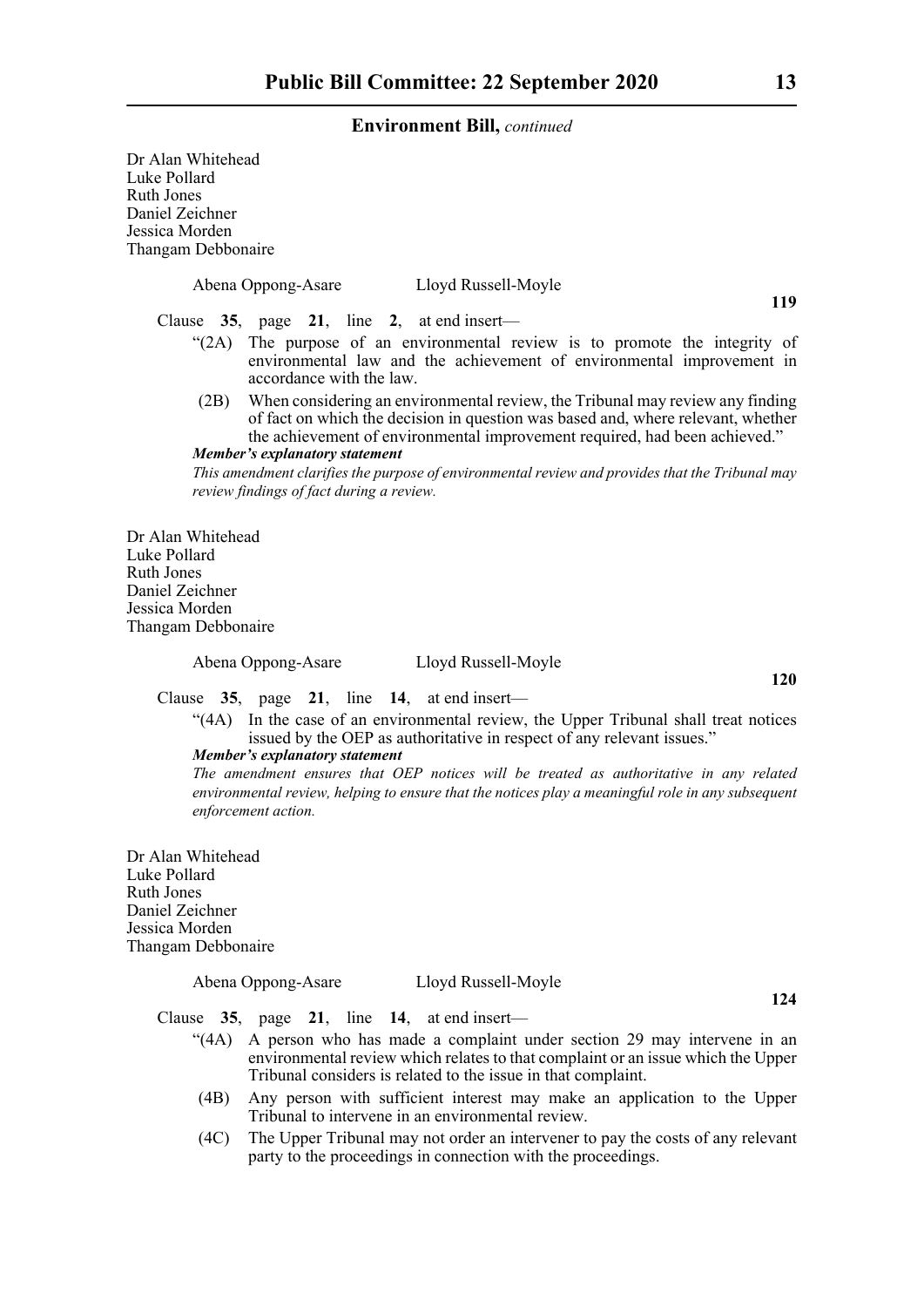Dr Alan Whitehead
Luke Pollard
Ruth Jones
Daniel Zeichner
Jessica Morden
Thangam Debbonaire

Abena Oppong-Asare Lloyd Russell-Moyle

**119**

Clause **35**, page **21**, line **2**, at end insert—

"(2A) The purpose of an environmental review is to promote the integrity of environmental law and the achievement of environmental improvement in accordance with the law.

(2B) When considering an environmental review, the Tribunal may review any finding of fact on which the decision in question was based and, where relevant, whether the achievement of environmental improvement required, had been achieved."

***Member's explanatory statement***

*This amendment clarifies the purpose of environmental review and provides that the Tribunal may review findings of fact during a review.*

Dr Alan Whitehead
Luke Pollard
Ruth Jones
Daniel Zeichner
Jessica Morden
Thangam Debbonaire

Abena Oppong-Asare Lloyd Russell-Moyle

**120**

Clause **35**, page **21**, line **14**, at end insert—

"(4A) In the case of an environmental review, the Upper Tribunal shall treat notices issued by the OEP as authoritative in respect of any relevant issues."

***Member's explanatory statement***

*The amendment ensures that OEP notices will be treated as authoritative in any related environmental review, helping to ensure that the notices play a meaningful role in any subsequent enforcement action.*

Dr Alan Whitehead
Luke Pollard
Ruth Jones
Daniel Zeichner
Jessica Morden
Thangam Debbonaire

Abena Oppong-Asare Lloyd Russell-Moyle

**124**

Clause **35**, page **21**, line **14**, at end insert—

"(4A) A person who has made a complaint under section 29 may intervene in an environmental review which relates to that complaint or an issue which the Upper Tribunal considers is related to the issue in that complaint.

(4B) Any person with sufficient interest may make an application to the Upper Tribunal to intervene in an environmental review.

(4C) The Upper Tribunal may not order an intervener to pay the costs of any relevant party to the proceedings in connection with the proceedings.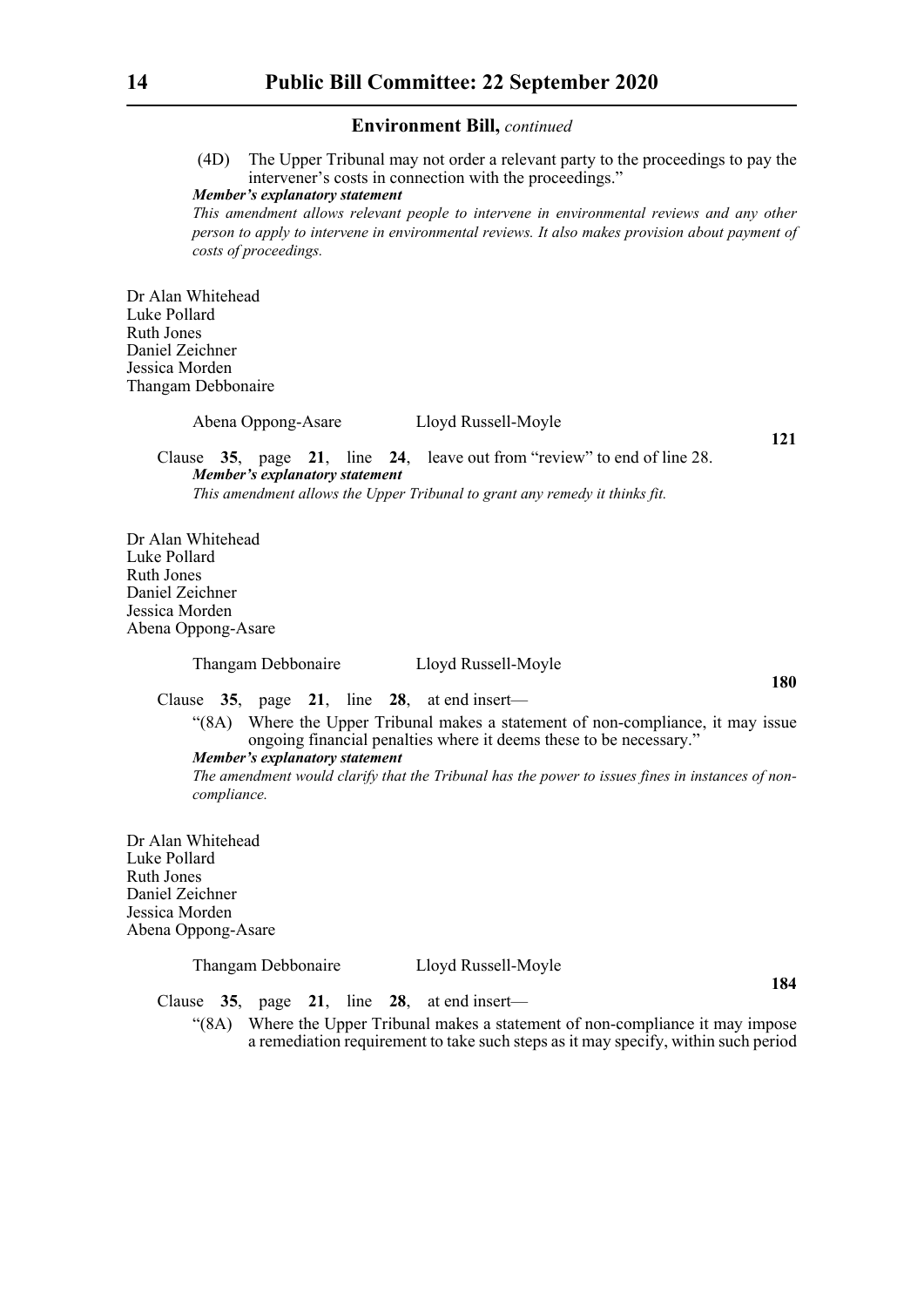**Environment Bill,** *continued*

(4D) The Upper Tribunal may not order a relevant party to the proceedings to pay the intervener's costs in connection with the proceedings."

***Member's explanatory statement***

*This amendment allows relevant people to intervene in environmental reviews and any other person to apply to intervene in environmental reviews. It also makes provision about payment of costs of proceedings.*

Dr Alan Whitehead
Luke Pollard
Ruth Jones
Daniel Zeichner
Jessica Morden
Thangam Debbonaire

Abena Oppong-Asare Lloyd Russell-Moyle

**121**

Clause **35**, page **21**, line **24**, leave out from "review" to end of line 28.

***Member's explanatory statement***

*This amendment allows the Upper Tribunal to grant any remedy it thinks fit.*

Dr Alan Whitehead
Luke Pollard
Ruth Jones
Daniel Zeichner
Jessica Morden
Abena Oppong-Asare

Thangam Debbonaire Lloyd Russell-Moyle

**180**

Clause **35**, page **21**, line **28**, at end insert—

"(8A) Where the Upper Tribunal makes a statement of non-compliance, it may issue ongoing financial penalties where it deems these to be necessary."

***Member's explanatory statement***

*The amendment would clarify that the Tribunal has the power to issues fines in instances of non-compliance.*

Dr Alan Whitehead
Luke Pollard
Ruth Jones
Daniel Zeichner
Jessica Morden
Abena Oppong-Asare

Thangam Debbonaire Lloyd Russell-Moyle

**184**

Clause **35**, page **21**, line **28**, at end insert—

"(8A) Where the Upper Tribunal makes a statement of non-compliance it may impose a remediation requirement to take such steps as it may specify, within such period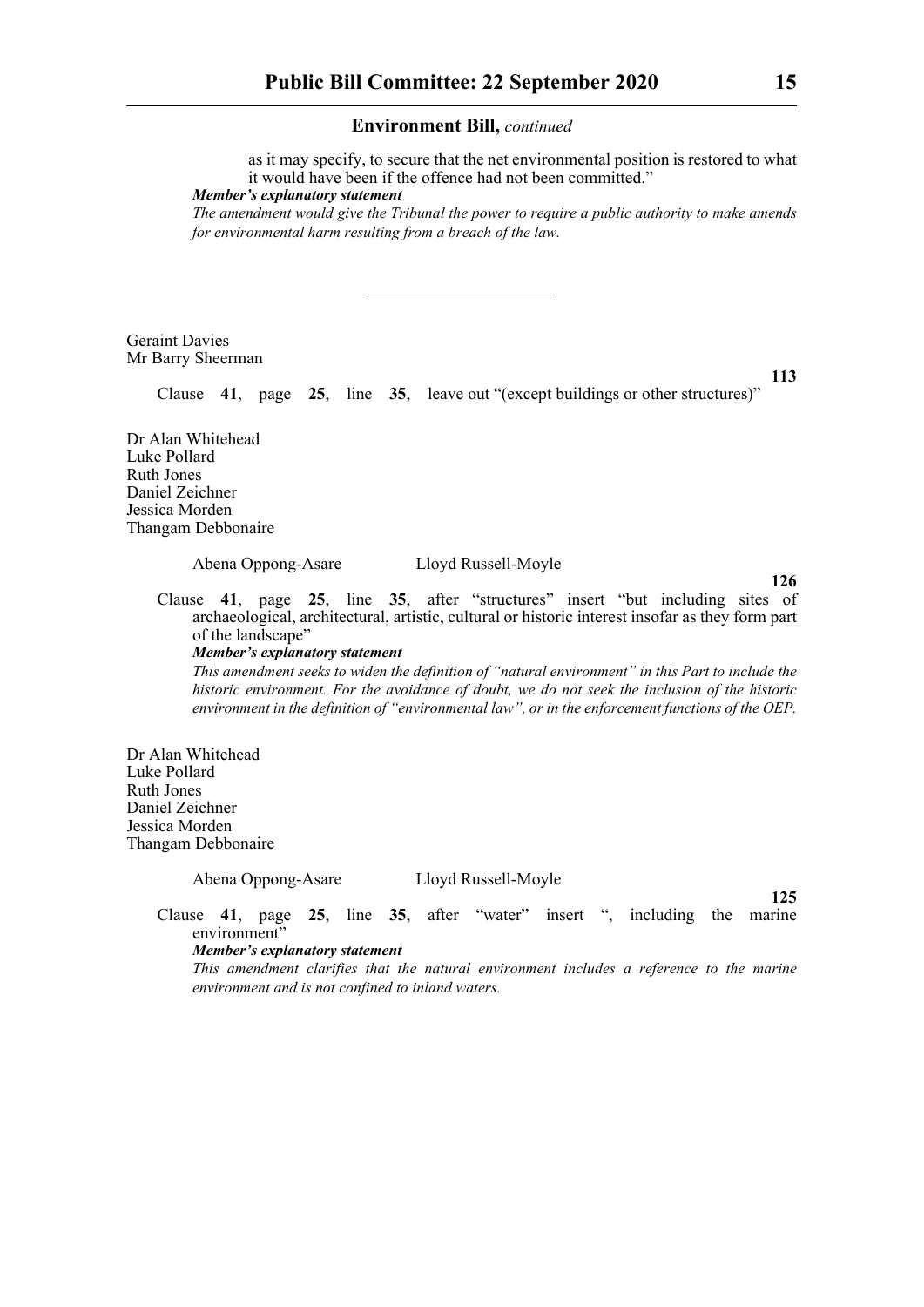as it may specify, to secure that the net environmental position is restored to what it would have been if the offence had not been committed."

***Member's explanatory statement***

*The amendment would give the Tribunal the power to require a public authority to make amends for environmental harm resulting from a breach of the law.*

---

Geraint Davies
Mr Barry Sheerman

**113**

Clause **41**, page **25**, line **35**, leave out "(except buildings or other structures)"

Dr Alan Whitehead
Luke Pollard
Ruth Jones
Daniel Zeichner
Jessica Morden
Thangam Debbonaire

Abena Oppong-Asare    Lloyd Russell-Moyle

**126**

Clause **41**, page **25**, line **35**, after "structures" insert "but including sites of archaeological, architectural, artistic, cultural or historic interest insofar as they form part of the landscape"

***Member's explanatory statement***

*This amendment seeks to widen the definition of "natural environment" in this Part to include the historic environment. For the avoidance of doubt, we do not seek the inclusion of the historic environment in the definition of "environmental law", or in the enforcement functions of the OEP.*

Dr Alan Whitehead
Luke Pollard
Ruth Jones
Daniel Zeichner
Jessica Morden
Thangam Debbonaire

Abena Oppong-Asare    Lloyd Russell-Moyle

**125**

Clause **41**, page **25**, line **35**, after "water" insert ", including the marine environment"

***Member's explanatory statement***

*This amendment clarifies that the natural environment includes a reference to the marine environment and is not confined to inland waters.*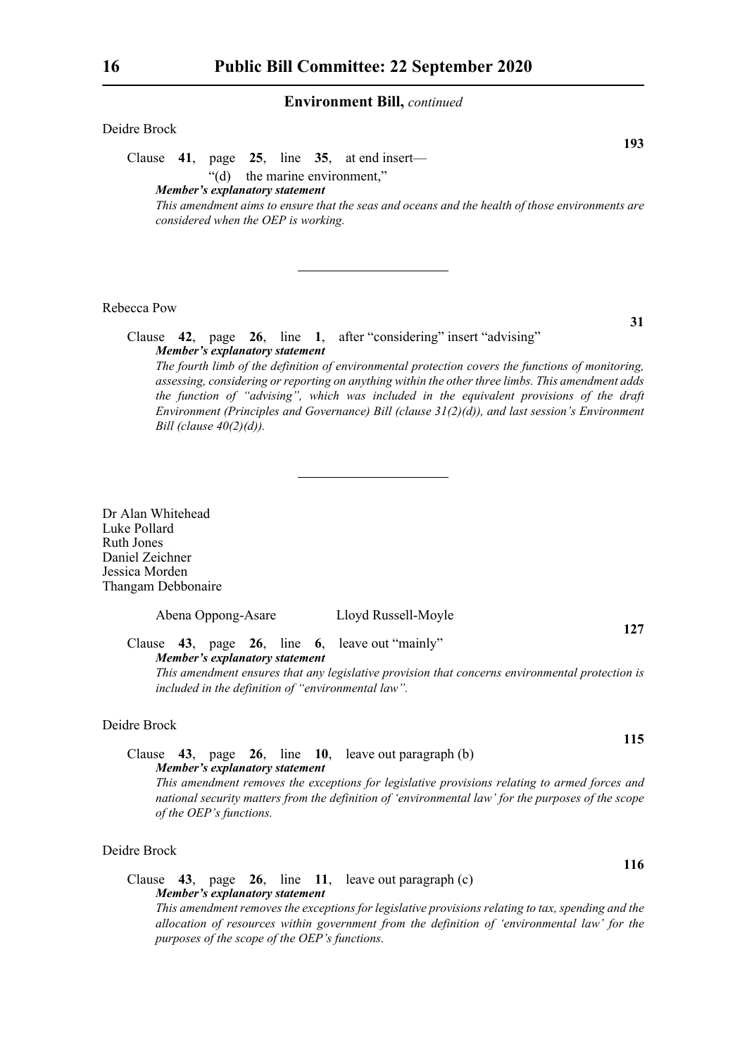Deidre Brock

**193**

Clause **41**, page **25**, line **35**, at end insert—

"(d) the marine environment,"

***Member's explanatory statement***

*This amendment aims to ensure that the seas and oceans and the health of those environments are considered when the OEP is working.*

---

Rebecca Pow

**31**

Clause **42**, page **26**, line **1**, after "considering" insert "advising"

***Member's explanatory statement***

*The fourth limb of the definition of environmental protection covers the functions of monitoring, assessing, considering or reporting on anything within the other three limbs. This amendment adds the function of "advising", which was included in the equivalent provisions of the draft Environment (Principles and Governance) Bill (clause 31(2)(d)), and last session's Environment Bill (clause 40(2)(d)).*

---

Dr Alan Whitehead
Luke Pollard
Ruth Jones
Daniel Zeichner
Jessica Morden
Thangam Debbonaire

Abena Oppong-Asare    Lloyd Russell-Moyle

**127**

Clause **43**, page **26**, line **6**, leave out "mainly"

***Member's explanatory statement***

*This amendment ensures that any legislative provision that concerns environmental protection is included in the definition of "environmental law".*

Deidre Brock

**115**

Clause **43**, page **26**, line **10**, leave out paragraph (b)

***Member's explanatory statement***

*This amendment removes the exceptions for legislative provisions relating to armed forces and national security matters from the definition of 'environmental law' for the purposes of the scope of the OEP's functions.*

Deidre Brock

**116**

Clause **43**, page **26**, line **11**, leave out paragraph (c)

***Member's explanatory statement***

*This amendment removes the exceptions for legislative provisions relating to tax, spending and the allocation of resources within government from the definition of 'environmental law' for the purposes of the scope of the OEP's functions.*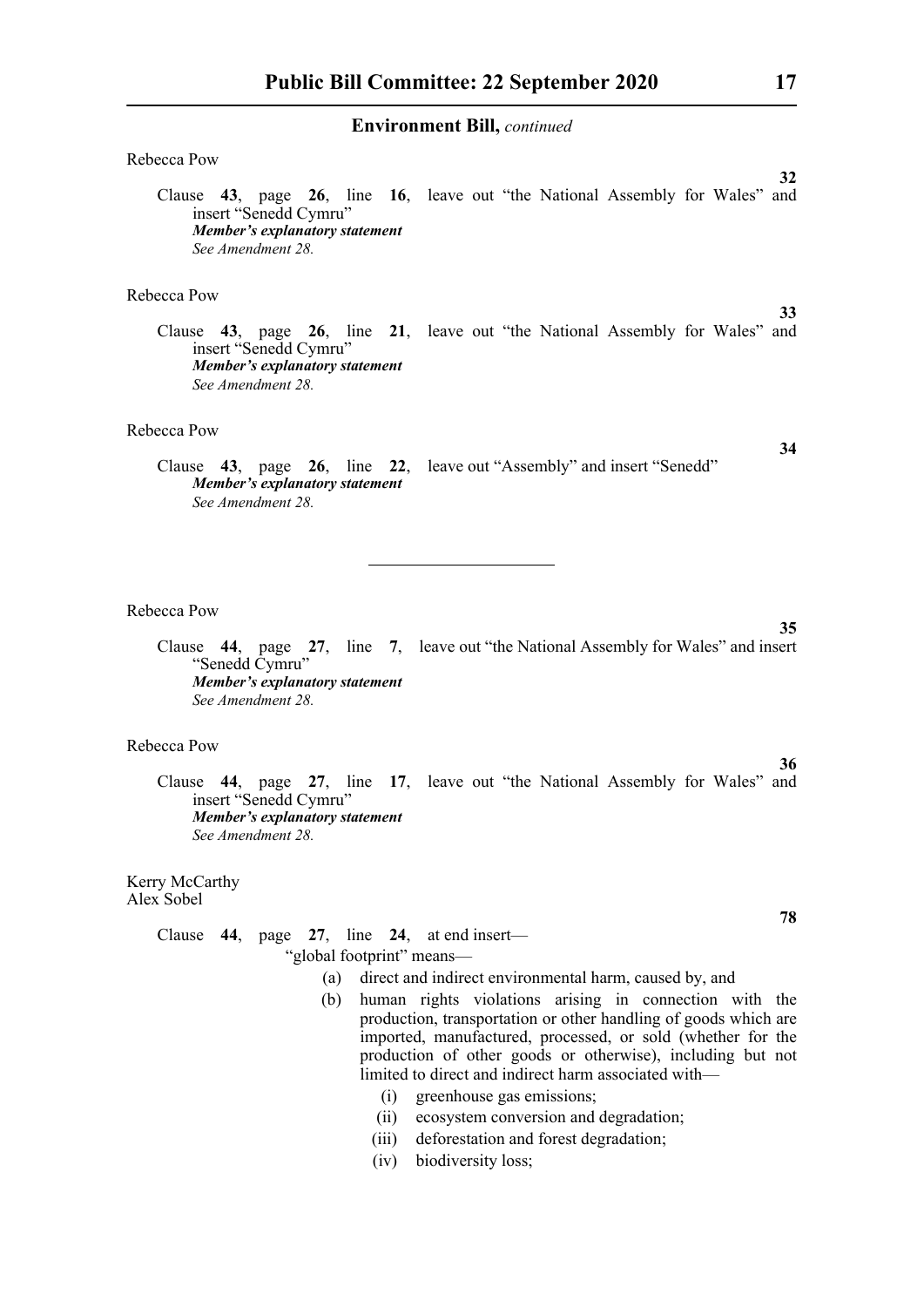**Environment Bill,** *continued*

Rebecca Pow

**32**

Clause **43**, page **26**, line **16**, leave out "the National Assembly for Wales" and insert "Senedd Cymru"

***Member's explanatory statement***

*See Amendment 28.*

Rebecca Pow

**33**

Clause **43**, page **26**, line **21**, leave out "the National Assembly for Wales" and insert "Senedd Cymru"

***Member's explanatory statement***

*See Amendment 28.*

Rebecca Pow

**34**

Clause **43**, page **26**, line **22**, leave out "Assembly" and insert "Senedd"

***Member's explanatory statement***

*See Amendment 28.*

---

Rebecca Pow

**35**

Clause **44**, page **27**, line **7**, leave out "the National Assembly for Wales" and insert "Senedd Cymru"

***Member's explanatory statement***

*See Amendment 28.*

Rebecca Pow

**36**

Clause **44**, page **27**, line **17**, leave out "the National Assembly for Wales" and insert "Senedd Cymru"

***Member's explanatory statement***

*See Amendment 28.*

Kerry McCarthy
Alex Sobel

**78**

Clause **44**, page **27**, line **24**, at end insert—

"global footprint" means—

(a) direct and indirect environmental harm, caused by, and

(b) human rights violations arising in connection with the production, transportation or other handling of goods which are imported, manufactured, processed, or sold (whether for the production of other goods or otherwise), including but not limited to direct and indirect harm associated with—

(i) greenhouse gas emissions;

(ii) ecosystem conversion and degradation;

(iii) deforestation and forest degradation;

(iv) biodiversity loss;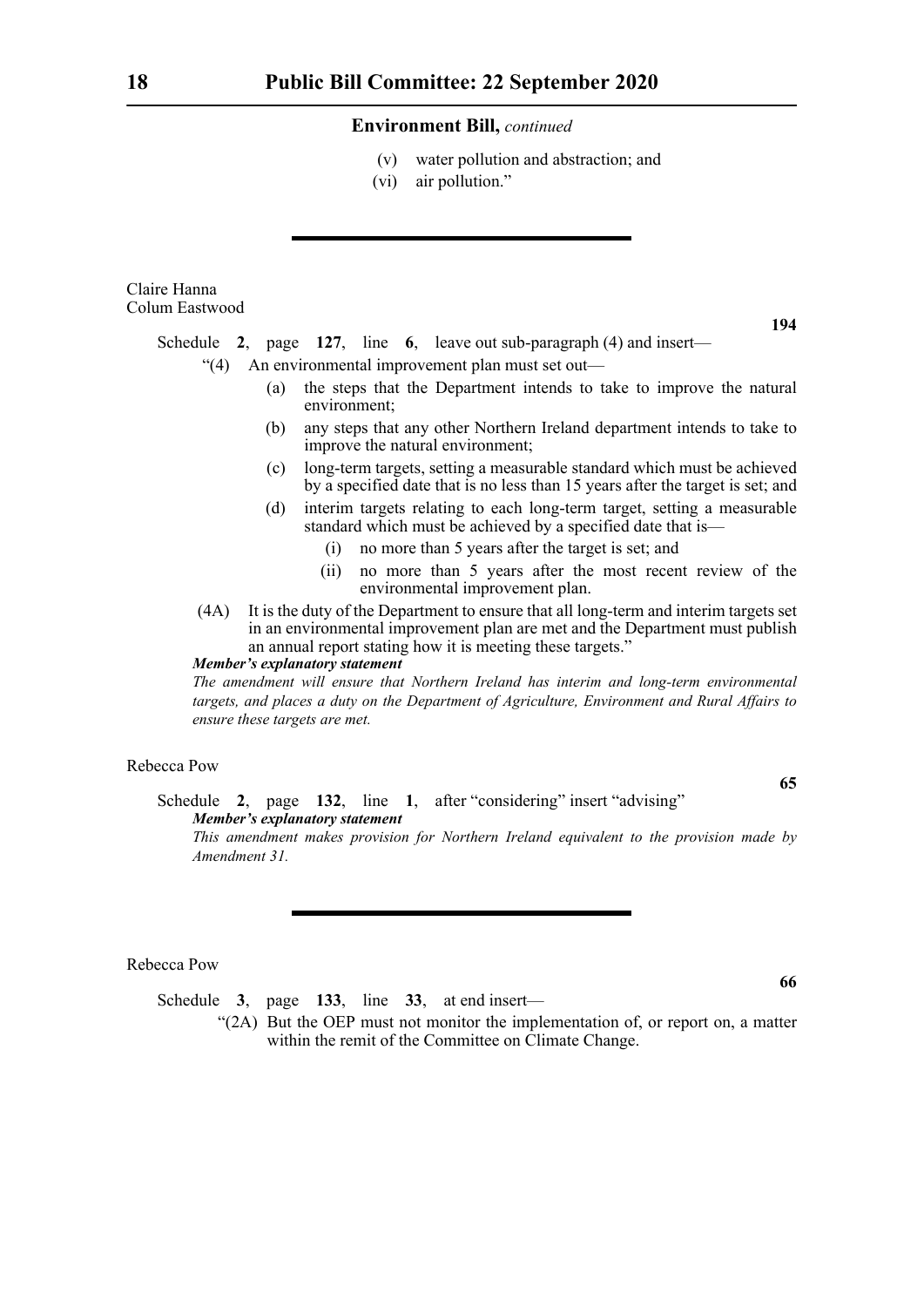(v) water pollution and abstraction; and

(vi) air pollution.”

---

Claire Hanna
Colum Eastwood

**194**

Schedule **2**, page **127**, line **6**, leave out sub-paragraph (4) and insert—

“(4) An environmental improvement plan must set out—

(a) the steps that the Department intends to take to improve the natural environment;

(b) any steps that any other Northern Ireland department intends to take to improve the natural environment;

(c) long-term targets, setting a measurable standard which must be achieved by a specified date that is no less than 15 years after the target is set; and

(d) interim targets relating to each long-term target, setting a measurable standard which must be achieved by a specified date that is—

(i) no more than 5 years after the target is set; and

(ii) no more than 5 years after the most recent review of the environmental improvement plan.

(4A) It is the duty of the Department to ensure that all long-term and interim targets set in an environmental improvement plan are met and the Department must publish an annual report stating how it is meeting these targets.”

***Member’s explanatory statement***

*The amendment will ensure that Northern Ireland has interim and long-term environmental targets, and places a duty on the Department of Agriculture, Environment and Rural Affairs to ensure these targets are met.*

Rebecca Pow

**65**

Schedule **2**, page **132**, line **1**, after “considering” insert “advising”

***Member’s explanatory statement***

*This amendment makes provision for Northern Ireland equivalent to the provision made by Amendment 31.*

---

Rebecca Pow

**66**

Schedule **3**, page **133**, line **33**, at end insert—

“(2A) But the OEP must not monitor the implementation of, or report on, a matter within the remit of the Committee on Climate Change.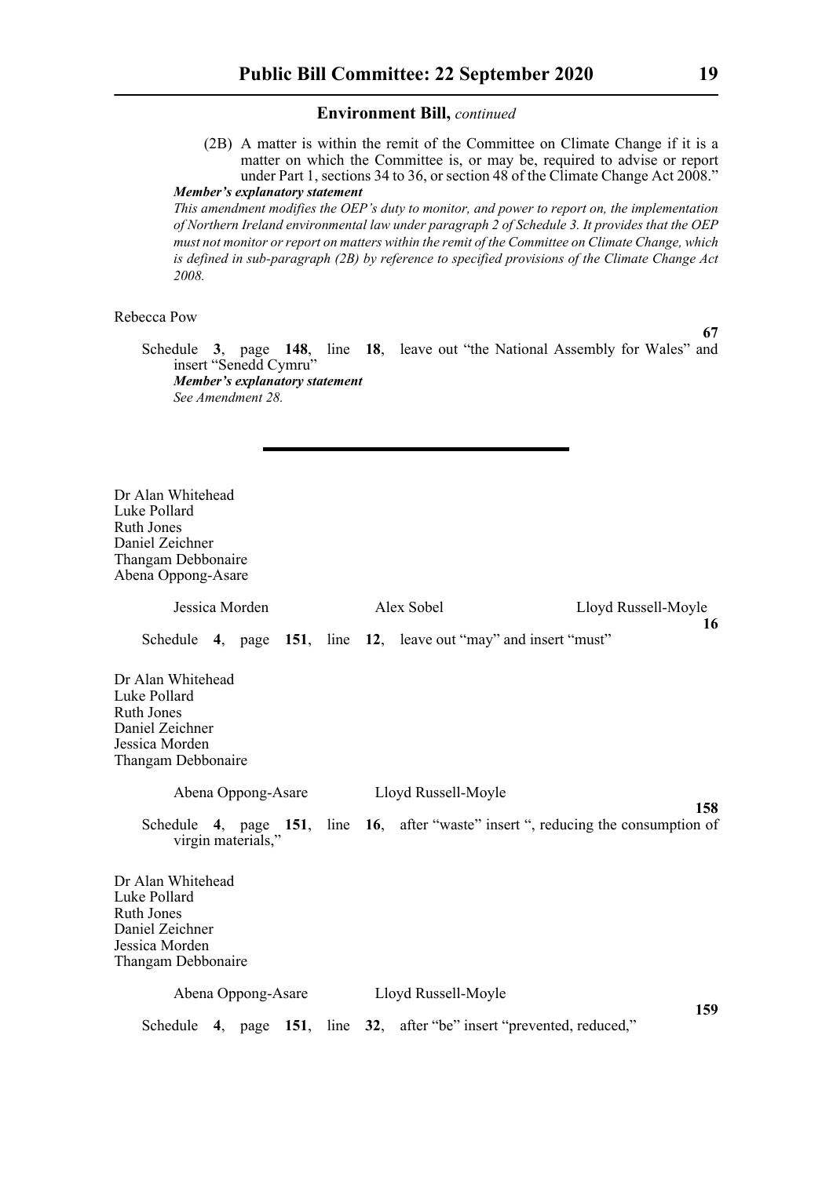**Environment Bill,** *continued*

(2B) A matter is within the remit of the Committee on Climate Change if it is a matter on which the Committee is, or may be, required to advise or report under Part 1, sections 34 to 36, or section 48 of the Climate Change Act 2008."

***Member's explanatory statement***

*This amendment modifies the OEP's duty to monitor, and power to report on, the implementation of Northern Ireland environmental law under paragraph 2 of Schedule 3. It provides that the OEP must not monitor or report on matters within the remit of the Committee on Climate Change, which is defined in sub-paragraph (2B) by reference to specified provisions of the Climate Change Act 2008.*

Rebecca Pow

**67**

Schedule **3**, page **148**, line **18**, leave out "the National Assembly for Wales" and insert "Senedd Cymru"

***Member's explanatory statement***

*See Amendment 28.*

---

Dr Alan Whitehead
Luke Pollard
Ruth Jones
Daniel Zeichner
Thangam Debbonaire
Abena Oppong-Asare

Jessica Morden    Alex Sobel    Lloyd Russell-Moyle

**16**

Schedule **4**, page **151**, line **12**, leave out "may" and insert "must"

Dr Alan Whitehead
Luke Pollard
Ruth Jones
Daniel Zeichner
Jessica Morden
Thangam Debbonaire

Abena Oppong-Asare    Lloyd Russell-Moyle

**158**

Schedule **4**, page **151**, line **16**, after "waste" insert ", reducing the consumption of virgin materials,"

Dr Alan Whitehead
Luke Pollard
Ruth Jones
Daniel Zeichner
Jessica Morden
Thangam Debbonaire

Abena Oppong-Asare    Lloyd Russell-Moyle

**159**

Schedule **4**, page **151**, line **32**, after "be" insert "prevented, reduced,"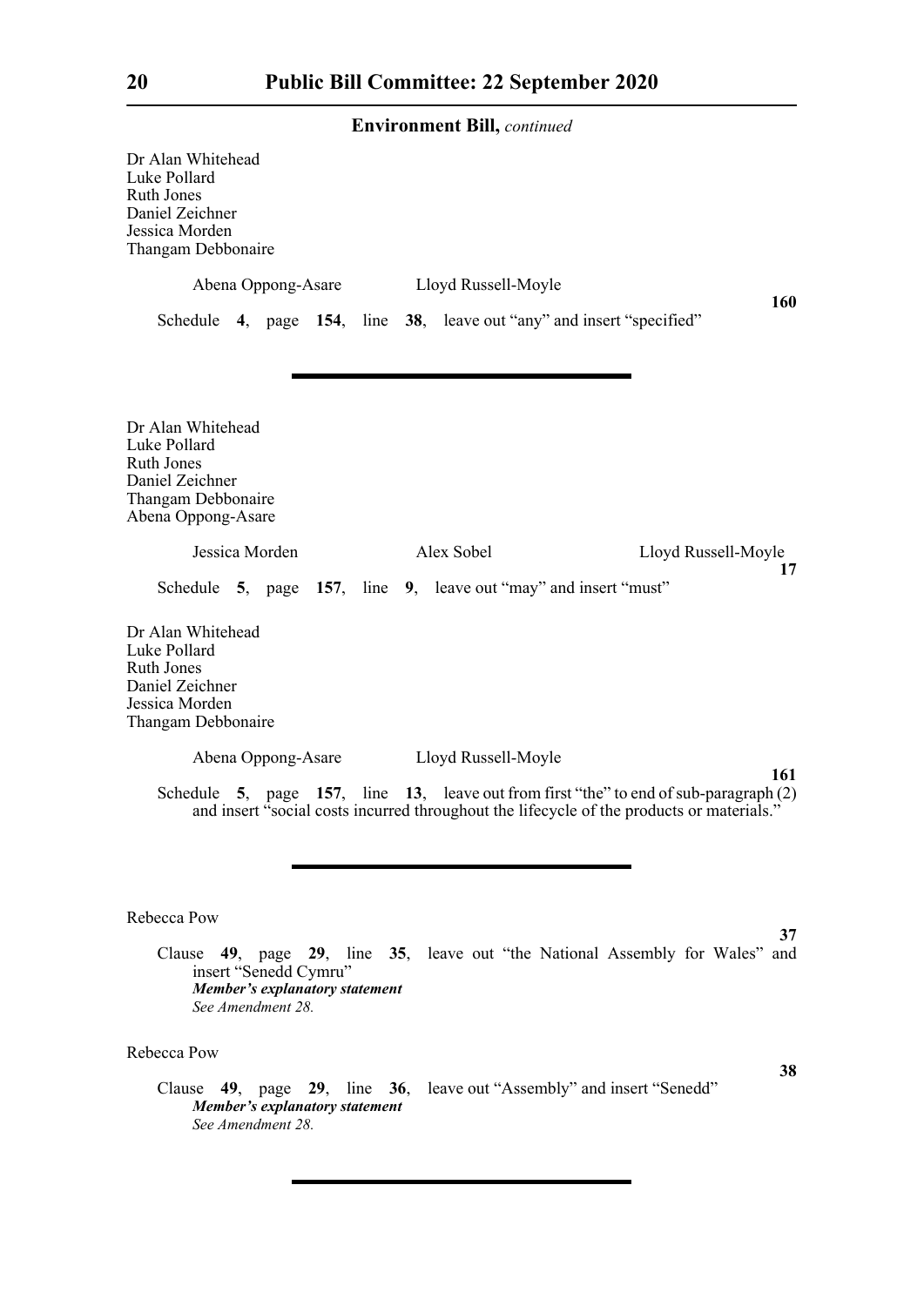**Environment Bill,** *continued*

Dr Alan Whitehead
Luke Pollard
Ruth Jones
Daniel Zeichner
Jessica Morden
Thangam Debbonaire

Abena Oppong-Asare     Lloyd Russell-Moyle

**160**

Schedule **4**, page **154**, line **38**, leave out "any" and insert "specified"

---

Dr Alan Whitehead
Luke Pollard
Ruth Jones
Daniel Zeichner
Thangam Debbonaire
Abena Oppong-Asare

Jessica Morden     Alex Sobel     Lloyd Russell-Moyle

**17**

Schedule **5**, page **157**, line **9**, leave out "may" and insert "must"

Dr Alan Whitehead
Luke Pollard
Ruth Jones
Daniel Zeichner
Jessica Morden
Thangam Debbonaire

Abena Oppong-Asare     Lloyd Russell-Moyle

**161**

Schedule **5**, page **157**, line **13**, leave out from first "the" to end of sub-paragraph (2) and insert "social costs incurred throughout the lifecycle of the products or materials."

---

Rebecca Pow

**37**

Clause **49**, page **29**, line **35**, leave out "the National Assembly for Wales" and insert "Senedd Cymru"

***Member's explanatory statement***
*See Amendment 28.*

Rebecca Pow

**38**

Clause **49**, page **29**, line **36**, leave out "Assembly" and insert "Senedd"

***Member's explanatory statement***
*See Amendment 28.*

---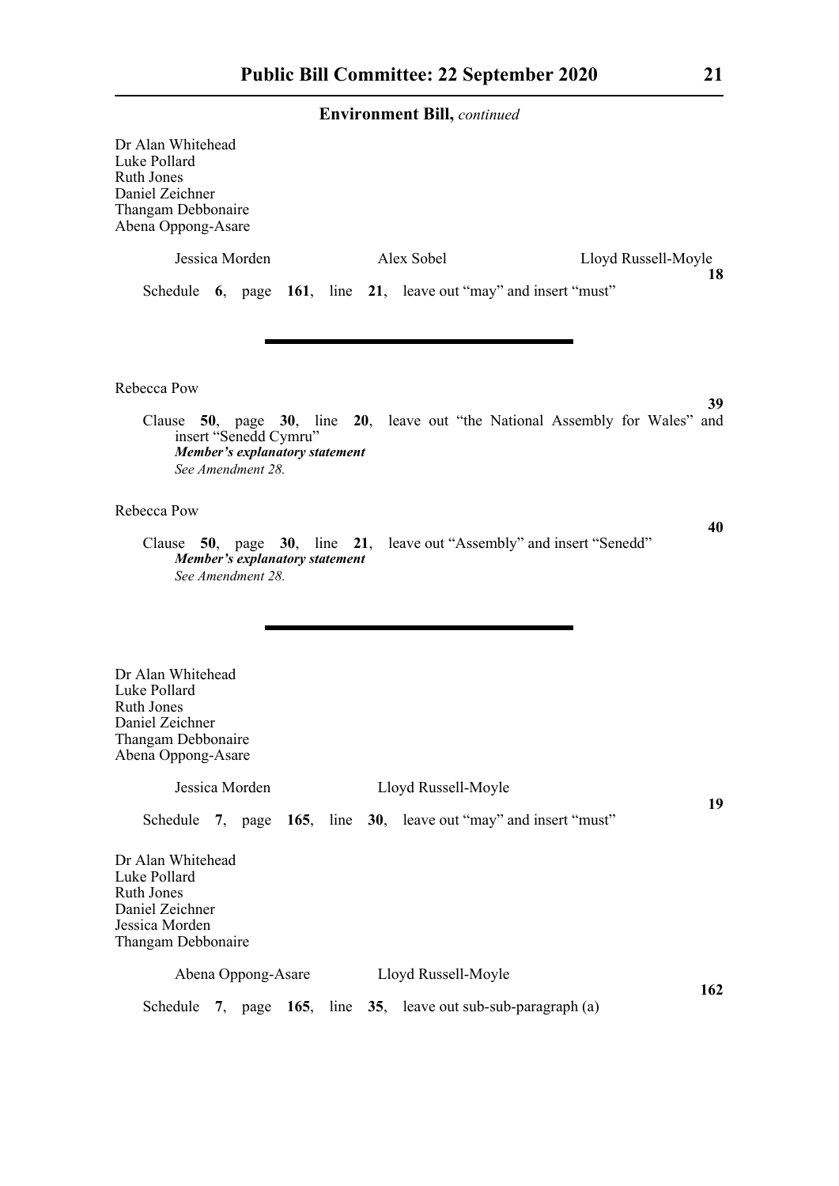**Environment Bill,** *continued*

Dr Alan Whitehead
Luke Pollard
Ruth Jones
Daniel Zeichner
Thangam Debbonaire
Abena Oppong-Asare

Jessica Morden    Alex Sobel    Lloyd Russell-Moyle

**18**

Schedule **6**, page **161**, line **21**, leave out "may" and insert "must"

---

Rebecca Pow

**39**

Clause **50**, page **30**, line **20**, leave out "the National Assembly for Wales" and insert "Senedd Cymru"

***Member's explanatory statement***

*See Amendment 28.*

Rebecca Pow

**40**

Clause **50**, page **30**, line **21**, leave out "Assembly" and insert "Senedd"

***Member's explanatory statement***

*See Amendment 28.*

---

Dr Alan Whitehead
Luke Pollard
Ruth Jones
Daniel Zeichner
Thangam Debbonaire
Abena Oppong-Asare

Jessica Morden    Lloyd Russell-Moyle

**19**

Schedule **7**, page **165**, line **30**, leave out "may" and insert "must"

Dr Alan Whitehead
Luke Pollard
Ruth Jones
Daniel Zeichner
Jessica Morden
Thangam Debbonaire

Abena Oppong-Asare    Lloyd Russell-Moyle

**162**

Schedule **7**, page **165**, line **35**, leave out sub-sub-paragraph (a)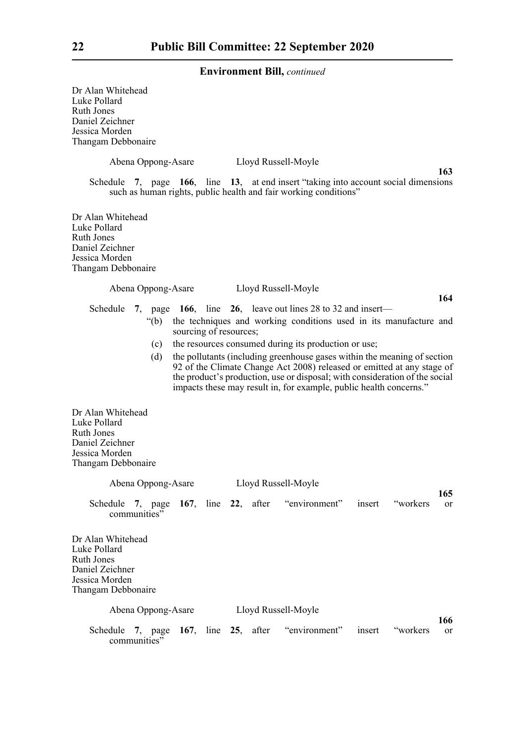Dr Alan Whitehead
Luke Pollard
Ruth Jones
Daniel Zeichner
Jessica Morden
Thangam Debbonaire

Abena Oppong-Asare Lloyd Russell-Moyle

**163**

Schedule **7**, page **166**, line **13**, at end insert "taking into account social dimensions such as human rights, public health and fair working conditions"

Dr Alan Whitehead
Luke Pollard
Ruth Jones
Daniel Zeichner
Jessica Morden
Thangam Debbonaire

Abena Oppong-Asare Lloyd Russell-Moyle

**164**

Schedule **7**, page **166**, line **26**, leave out lines 28 to 32 and insert—

"(b) the techniques and working conditions used in its manufacture and sourcing of resources;

(c) the resources consumed during its production or use;

(d) the pollutants (including greenhouse gases within the meaning of section 92 of the Climate Change Act 2008) released or emitted at any stage of the product's production, use or disposal; with consideration of the social impacts these may result in, for example, public health concerns."

Dr Alan Whitehead
Luke Pollard
Ruth Jones
Daniel Zeichner
Jessica Morden
Thangam Debbonaire

Abena Oppong-Asare Lloyd Russell-Moyle

**165**

Schedule **7**, page **167**, line **22**, after "environment" insert "workers or communities"

Dr Alan Whitehead
Luke Pollard
Ruth Jones
Daniel Zeichner
Jessica Morden
Thangam Debbonaire

Abena Oppong-Asare Lloyd Russell-Moyle

**166**

Schedule **7**, page **167**, line **25**, after "environment" insert "workers or communities"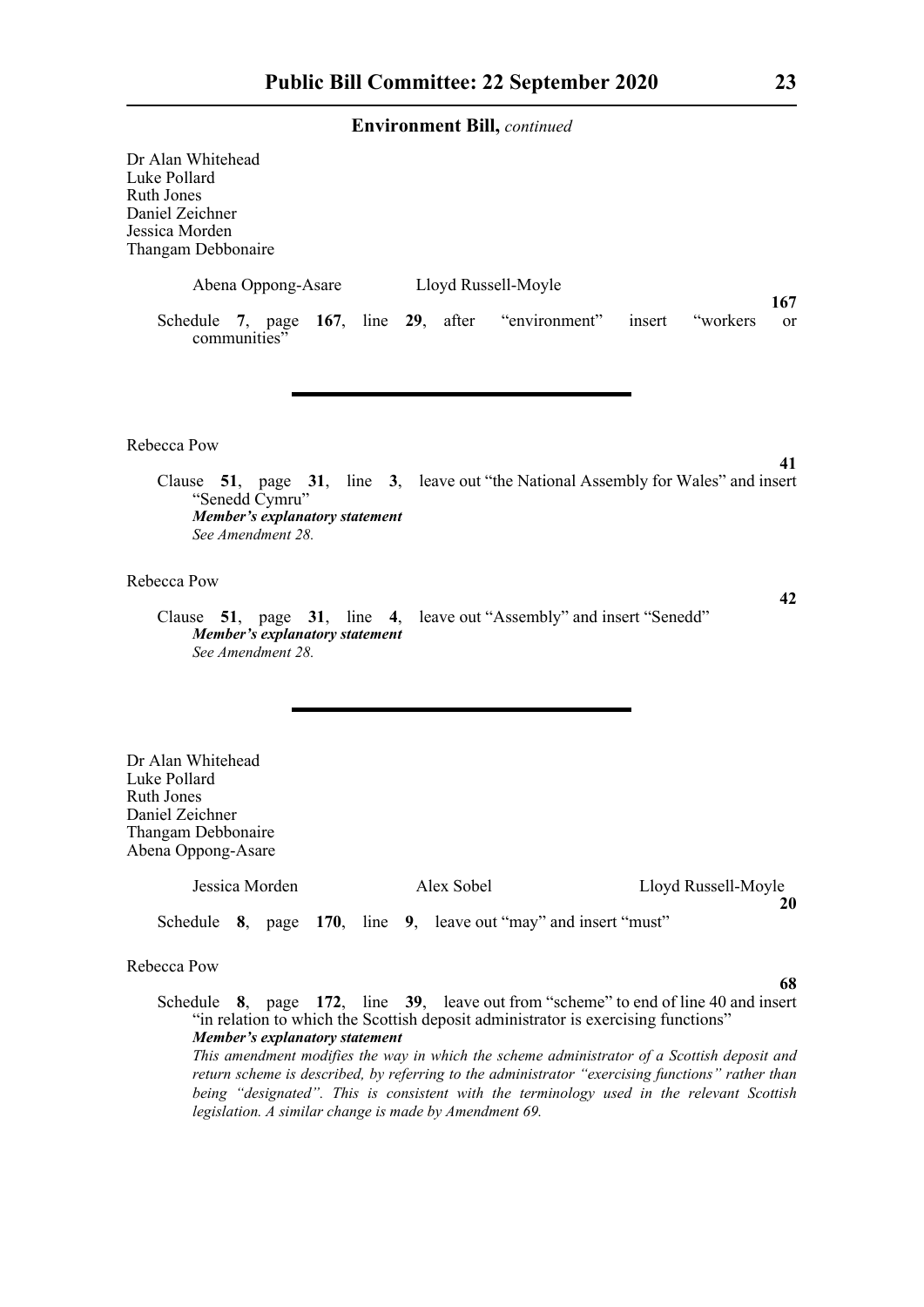## Environment Bill, *continued*

Dr Alan Whitehead
Luke Pollard
Ruth Jones
Daniel Zeichner
Jessica Morden
Thangam Debbonaire

Abena Oppong-Asare     Lloyd Russell-Moyle

**167**

Schedule **7**, page **167**, line **29**, after "environment" insert "workers or communities"

---

Rebecca Pow

**41**

Clause **51**, page **31**, line **3**, leave out "the National Assembly for Wales" and insert "Senedd Cymru"

***Member's explanatory statement***

*See Amendment 28.*

Rebecca Pow

**42**

Clause **51**, page **31**, line **4**, leave out "Assembly" and insert "Senedd"

***Member's explanatory statement***

*See Amendment 28.*

---

Dr Alan Whitehead
Luke Pollard
Ruth Jones
Daniel Zeichner
Thangam Debbonaire
Abena Oppong-Asare

Jessica Morden     Alex Sobel     Lloyd Russell-Moyle

**20**

Schedule **8**, page **170**, line **9**, leave out "may" and insert "must"

Rebecca Pow

**68**

Schedule **8**, page **172**, line **39**, leave out from "scheme" to end of line 40 and insert "in relation to which the Scottish deposit administrator is exercising functions"

***Member's explanatory statement***

*This amendment modifies the way in which the scheme administrator of a Scottish deposit and return scheme is described, by referring to the administrator "exercising functions" rather than being "designated". This is consistent with the terminology used in the relevant Scottish legislation. A similar change is made by Amendment 69.*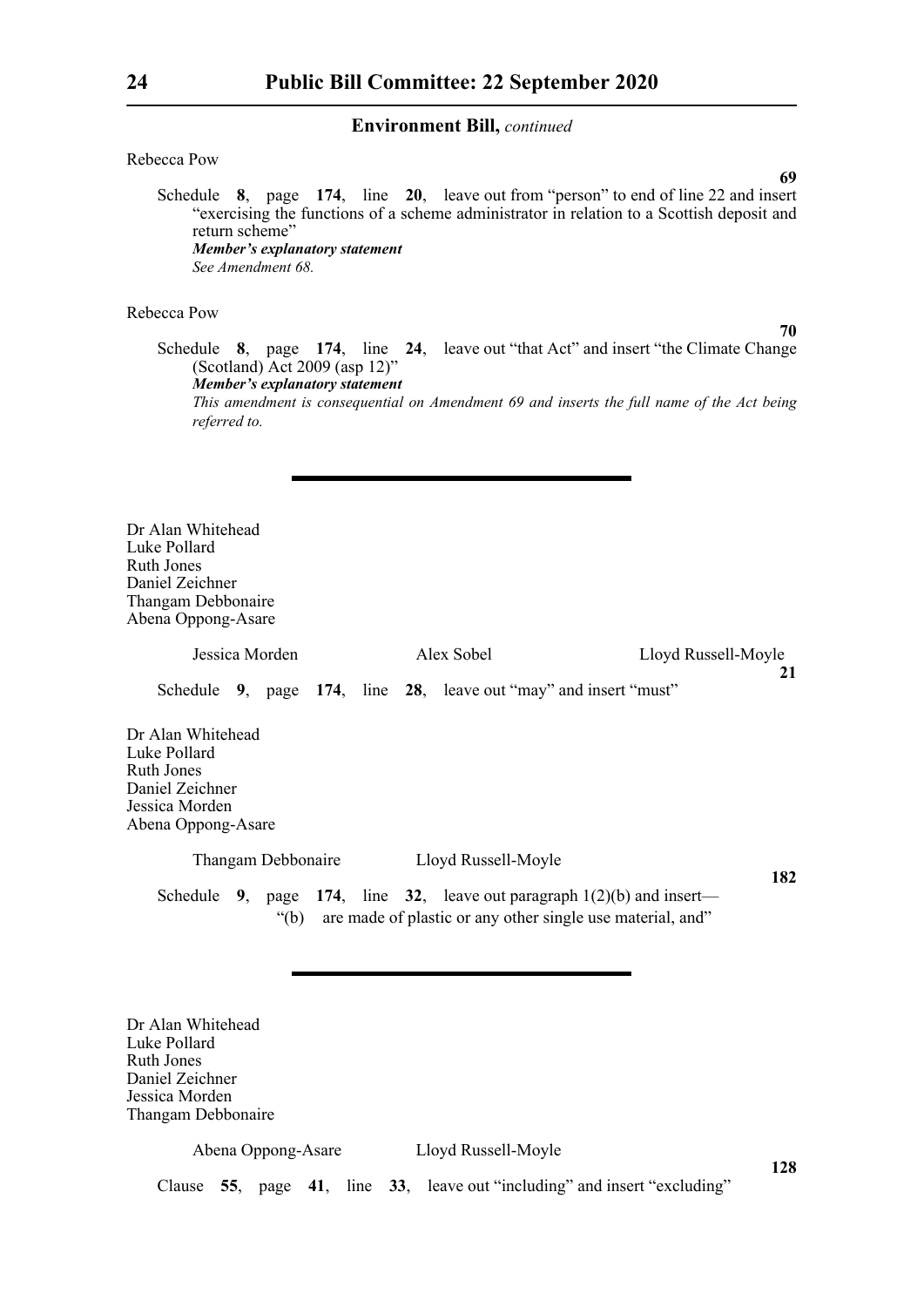Rebecca Pow

**69**

Schedule **8**, page **174**, line **20**, leave out from "person" to end of line 22 and insert "exercising the functions of a scheme administrator in relation to a Scottish deposit and return scheme"

***Member's explanatory statement***

*See Amendment 68.*

Rebecca Pow

**70**

Schedule **8**, page **174**, line **24**, leave out "that Act" and insert "the Climate Change (Scotland) Act 2009 (asp 12)"

***Member's explanatory statement***

*This amendment is consequential on Amendment 69 and inserts the full name of the Act being referred to.*

---

Dr Alan Whitehead
Luke Pollard
Ruth Jones
Daniel Zeichner
Thangam Debbonaire
Abena Oppong-Asare

Jessica Morden   Alex Sobel   Lloyd Russell-Moyle

**21**

Schedule **9**, page **174**, line **28**, leave out "may" and insert "must"

Dr Alan Whitehead
Luke Pollard
Ruth Jones
Daniel Zeichner
Jessica Morden
Abena Oppong-Asare

Thangam Debbonaire   Lloyd Russell-Moyle

**182**

Schedule **9**, page **174**, line **32**, leave out paragraph 1(2)(b) and insert—

"(b) are made of plastic or any other single use material, and"

---

Dr Alan Whitehead
Luke Pollard
Ruth Jones
Daniel Zeichner
Jessica Morden
Thangam Debbonaire

Abena Oppong-Asare   Lloyd Russell-Moyle

**128**

Clause **55**, page **41**, line **33**, leave out "including" and insert "excluding"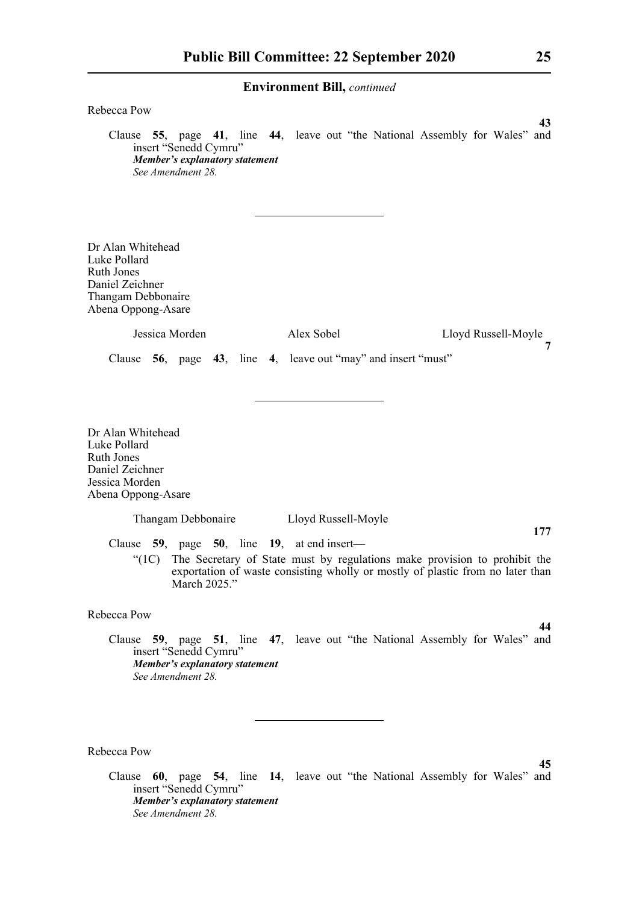Rebecca Pow

**43**

Clause **55**, page **41**, line **44**, leave out "the National Assembly for Wales" and insert "Senedd Cymru"

***Member's explanatory statement***

*See Amendment 28.*

---

Dr Alan Whitehead
Luke Pollard
Ruth Jones
Daniel Zeichner
Thangam Debbonaire
Abena Oppong-Asare

Jessica Morden    Alex Sobel    Lloyd Russell-Moyle

**7**

Clause **56**, page **43**, line **4**, leave out "may" and insert "must"

---

Dr Alan Whitehead
Luke Pollard
Ruth Jones
Daniel Zeichner
Jessica Morden
Abena Oppong-Asare

Thangam Debbonaire    Lloyd Russell-Moyle

**177**

Clause **59**, page **50**, line **19**, at end insert—

"(1C) The Secretary of State must by regulations make provision to prohibit the exportation of waste consisting wholly or mostly of plastic from no later than March 2025."

Rebecca Pow

**44**

Clause **59**, page **51**, line **47**, leave out "the National Assembly for Wales" and insert "Senedd Cymru"

***Member's explanatory statement***

*See Amendment 28.*

---

Rebecca Pow

**45**

Clause **60**, page **54**, line **14**, leave out "the National Assembly for Wales" and insert "Senedd Cymru"

***Member's explanatory statement***

*See Amendment 28.*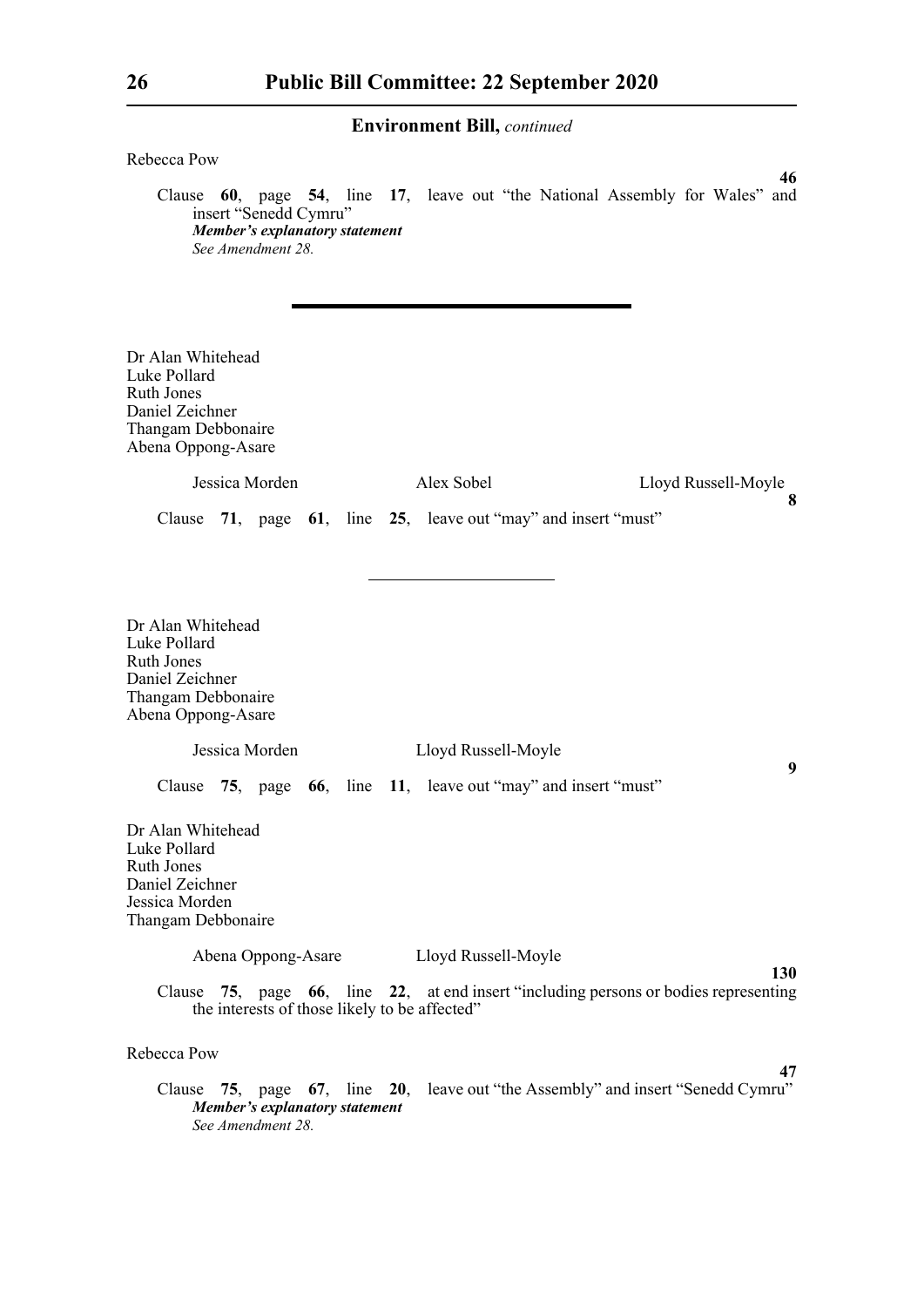**Environment Bill,** *continued*

Rebecca Pow

**46**

Clause **60**, page **54**, line **17**, leave out "the National Assembly for Wales" and insert "Senedd Cymru"

***Member's explanatory statement***

*See Amendment 28.*

---

Dr Alan Whitehead
Luke Pollard
Ruth Jones
Daniel Zeichner
Thangam Debbonaire
Abena Oppong-Asare

Jessica Morden    Alex Sobel    Lloyd Russell-Moyle

**8**

Clause **71**, page **61**, line **25**, leave out "may" and insert "must"

---

Dr Alan Whitehead
Luke Pollard
Ruth Jones
Daniel Zeichner
Thangam Debbonaire
Abena Oppong-Asare

Jessica Morden    Lloyd Russell-Moyle

**9**

Clause **75**, page **66**, line **11**, leave out "may" and insert "must"

Dr Alan Whitehead
Luke Pollard
Ruth Jones
Daniel Zeichner
Jessica Morden
Thangam Debbonaire

Abena Oppong-Asare    Lloyd Russell-Moyle

**130**

Clause **75**, page **66**, line **22**, at end insert "including persons or bodies representing the interests of those likely to be affected"

Rebecca Pow

**47**

Clause **75**, page **67**, line **20**, leave out "the Assembly" and insert "Senedd Cymru"

***Member's explanatory statement***

*See Amendment 28.*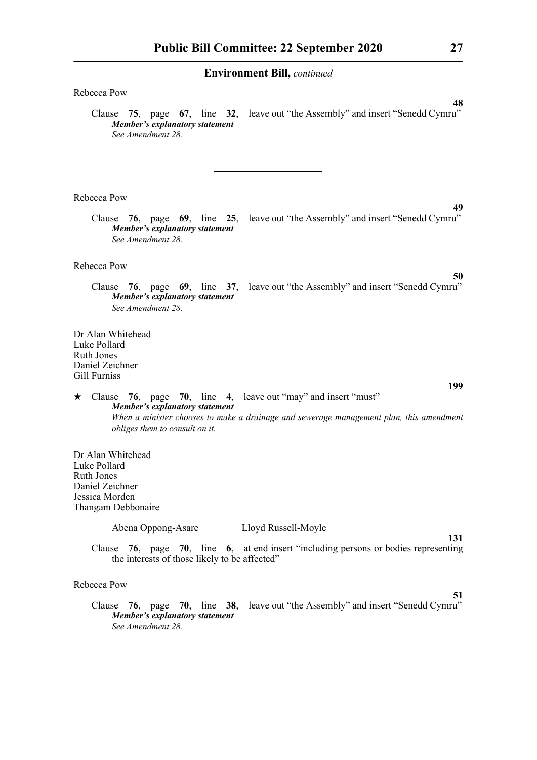**Environment Bill,** *continued*

Rebecca Pow

**48**

Clause **75**, page **67**, line **32**, leave out "the Assembly" and insert "Senedd Cymru"

***Member's explanatory statement***

*See Amendment 28.*

---

Rebecca Pow

**49**

Clause **76**, page **69**, line **25**, leave out "the Assembly" and insert "Senedd Cymru"

***Member's explanatory statement***

*See Amendment 28.*

Rebecca Pow

**50**

Clause **76**, page **69**, line **37**, leave out "the Assembly" and insert "Senedd Cymru"

***Member's explanatory statement***

*See Amendment 28.*

Dr Alan Whitehead
Luke Pollard
Ruth Jones
Daniel Zeichner
Gill Furniss

**199**

★ Clause **76**, page **70**, line **4**, leave out "may" and insert "must"

***Member's explanatory statement***

*When a minister chooses to make a drainage and sewerage management plan, this amendment obliges them to consult on it.*

Dr Alan Whitehead
Luke Pollard
Ruth Jones
Daniel Zeichner
Jessica Morden
Thangam Debbonaire

Abena Oppong-Asare    Lloyd Russell-Moyle

**131**

Clause **76**, page **70**, line **6**, at end insert "including persons or bodies representing the interests of those likely to be affected"

Rebecca Pow

**51**

Clause **76**, page **70**, line **38**, leave out "the Assembly" and insert "Senedd Cymru"

***Member's explanatory statement***

*See Amendment 28.*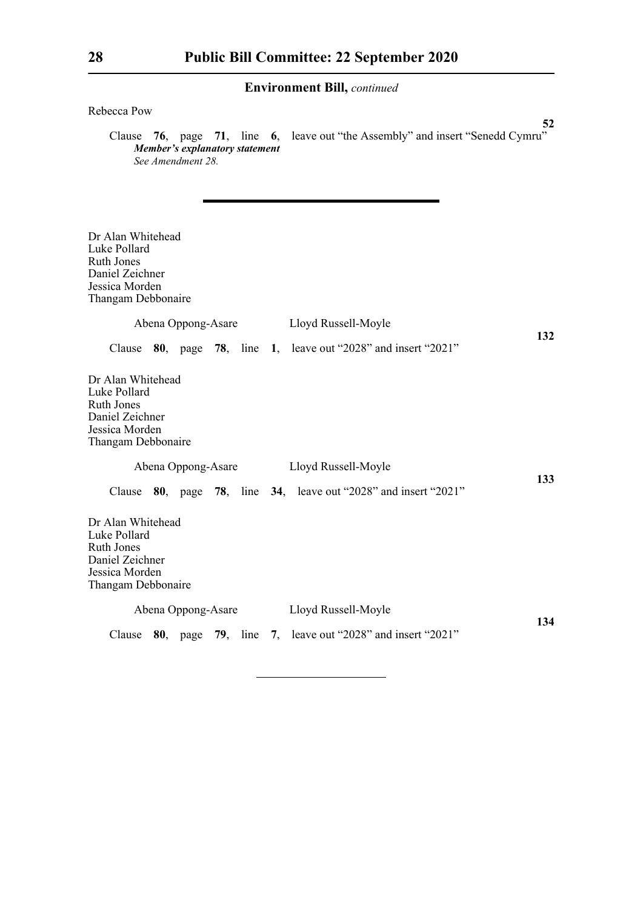## Environment Bill, *continued*

Rebecca Pow

**52**

Clause **76**, page **71**, line **6**, leave out "the Assembly" and insert "Senedd Cymru"

***Member's explanatory statement***

*See Amendment 28.*

---

Dr Alan Whitehead
Luke Pollard
Ruth Jones
Daniel Zeichner
Jessica Morden
Thangam Debbonaire

Abena Oppong-Asare    Lloyd Russell-Moyle

**132**

Clause **80**, page **78**, line **1**, leave out "2028" and insert "2021"

Dr Alan Whitehead
Luke Pollard
Ruth Jones
Daniel Zeichner
Jessica Morden
Thangam Debbonaire

Abena Oppong-Asare    Lloyd Russell-Moyle

**133**

Clause **80**, page **78**, line **34**, leave out "2028" and insert "2021"

Dr Alan Whitehead
Luke Pollard
Ruth Jones
Daniel Zeichner
Jessica Morden
Thangam Debbonaire

Abena Oppong-Asare    Lloyd Russell-Moyle

**134**

Clause **80**, page **79**, line **7**, leave out "2028" and insert "2021"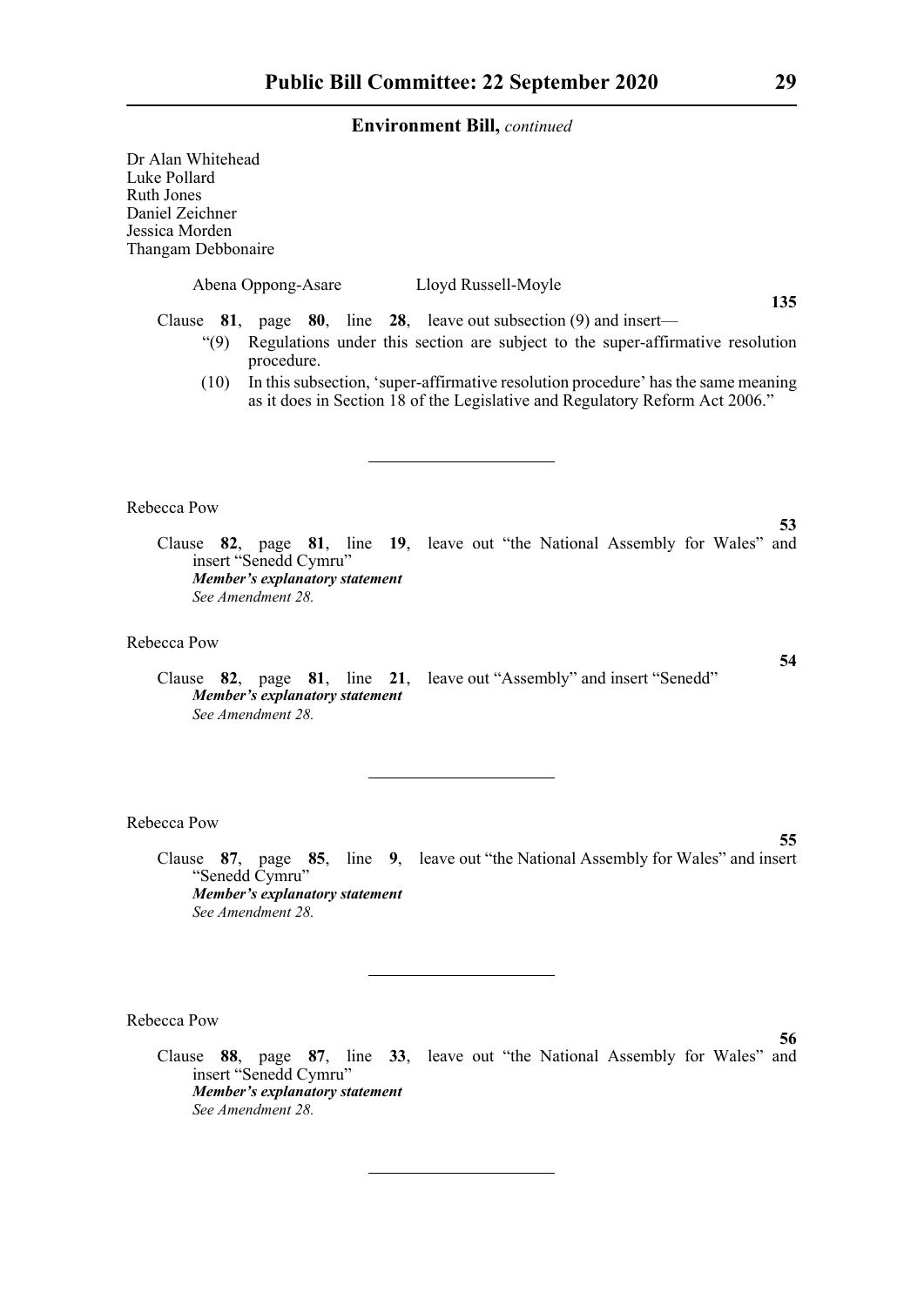**Environment Bill,** *continued*

Dr Alan Whitehead
Luke Pollard
Ruth Jones
Daniel Zeichner
Jessica Morden
Thangam Debbonaire

Abena Oppong-Asare    Lloyd Russell-Moyle

**135**

Clause **81**, page **80**, line **28**, leave out subsection (9) and insert—

"(9) Regulations under this section are subject to the super-affirmative resolution procedure.

(10) In this subsection, 'super-affirmative resolution procedure' has the same meaning as it does in Section 18 of the Legislative and Regulatory Reform Act 2006."

---

Rebecca Pow

**53**

Clause **82**, page **81**, line **19**, leave out "the National Assembly for Wales" and insert "Senedd Cymru"

***Member's explanatory statement***

*See Amendment 28.*

Rebecca Pow

**54**

Clause **82**, page **81**, line **21**, leave out "Assembly" and insert "Senedd"

***Member's explanatory statement***

*See Amendment 28.*

---

Rebecca Pow

**55**

Clause **87**, page **85**, line **9**, leave out "the National Assembly for Wales" and insert "Senedd Cymru"

***Member's explanatory statement***

*See Amendment 28.*

---

Rebecca Pow

**56**

Clause **88**, page **87**, line **33**, leave out "the National Assembly for Wales" and insert "Senedd Cymru"

***Member's explanatory statement***

*See Amendment 28.*

---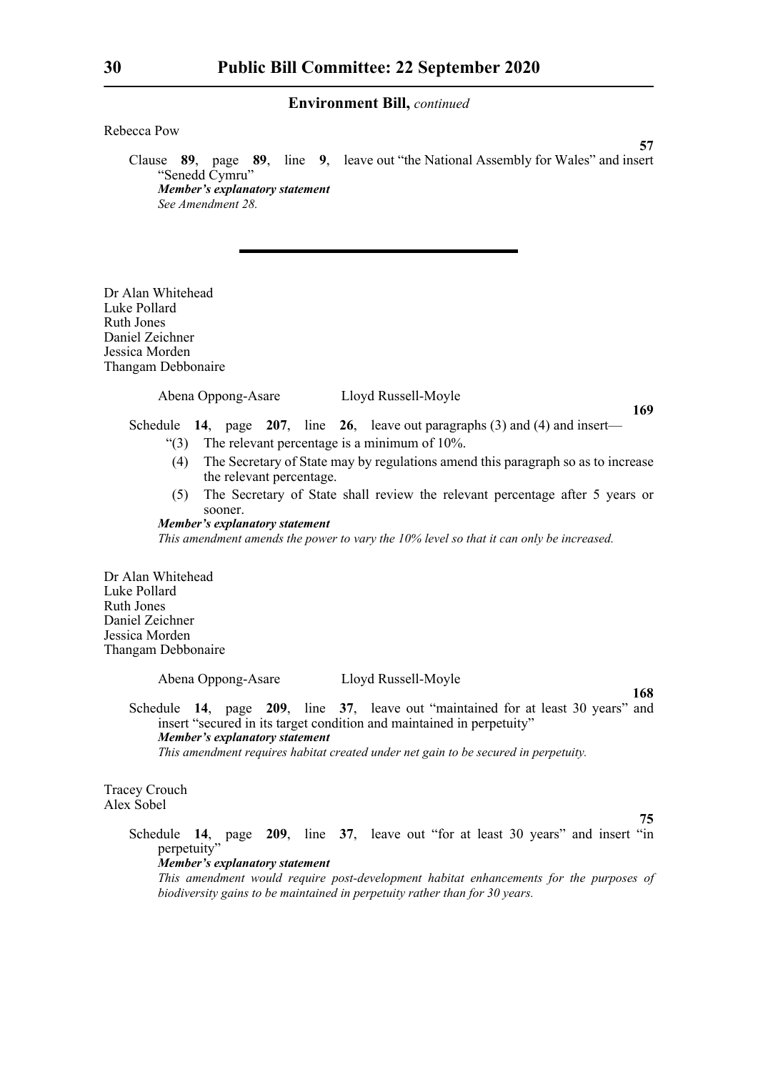Rebecca Pow

**57**

Clause **89**, page **89**, line **9**, leave out "the National Assembly for Wales" and insert "Senedd Cymru"

***Member's explanatory statement***

*See Amendment 28.*

---

Dr Alan Whitehead
Luke Pollard
Ruth Jones
Daniel Zeichner
Jessica Morden
Thangam Debbonaire

Abena Oppong-Asare Lloyd Russell-Moyle

**169**

Schedule **14**, page **207**, line **26**, leave out paragraphs (3) and (4) and insert—

"(3) The relevant percentage is a minimum of 10%.

(4) The Secretary of State may by regulations amend this paragraph so as to increase the relevant percentage.

(5) The Secretary of State shall review the relevant percentage after 5 years or sooner.

***Member's explanatory statement***

*This amendment amends the power to vary the 10% level so that it can only be increased.*

Dr Alan Whitehead
Luke Pollard
Ruth Jones
Daniel Zeichner
Jessica Morden
Thangam Debbonaire

Abena Oppong-Asare Lloyd Russell-Moyle

**168**

Schedule **14**, page **209**, line **37**, leave out "maintained for at least 30 years" and insert "secured in its target condition and maintained in perpetuity"

***Member's explanatory statement***

*This amendment requires habitat created under net gain to be secured in perpetuity.*

Tracey Crouch
Alex Sobel

**75**

Schedule **14**, page **209**, line **37**, leave out "for at least 30 years" and insert "in perpetuity"

***Member's explanatory statement***

*This amendment would require post-development habitat enhancements for the purposes of biodiversity gains to be maintained in perpetuity rather than for 30 years.*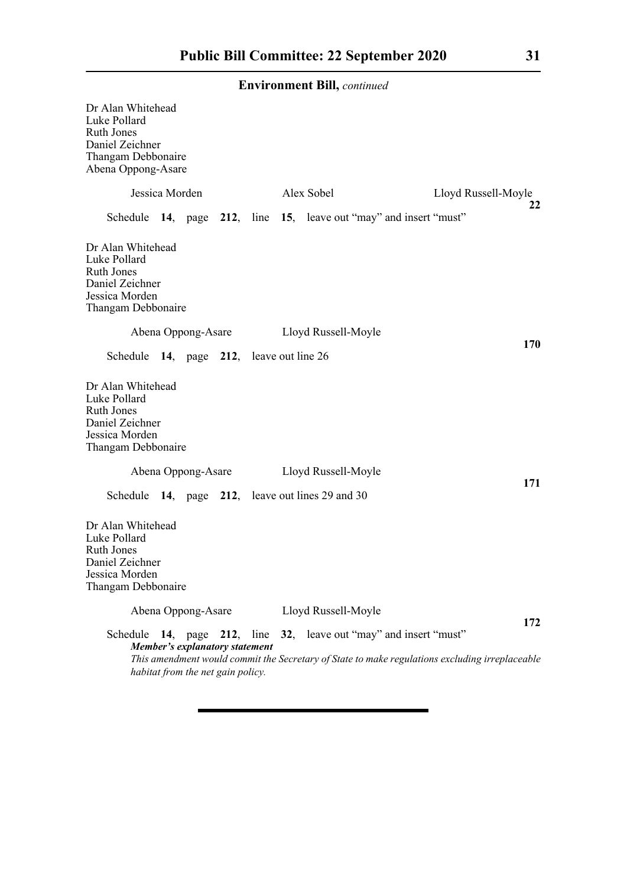**Environment Bill,** *continued*

Dr Alan Whitehead
Luke Pollard
Ruth Jones
Daniel Zeichner
Thangam Debbonaire
Abena Oppong-Asare

Jessica Morden    Alex Sobel    Lloyd Russell-Moyle

**22**

Schedule **14**, page **212**, line **15**, leave out "may" and insert "must"

Dr Alan Whitehead
Luke Pollard
Ruth Jones
Daniel Zeichner
Jessica Morden
Thangam Debbonaire

Abena Oppong-Asare    Lloyd Russell-Moyle

**170**

Schedule **14**, page **212**, leave out line 26

Dr Alan Whitehead
Luke Pollard
Ruth Jones
Daniel Zeichner
Jessica Morden
Thangam Debbonaire

Abena Oppong-Asare    Lloyd Russell-Moyle

**171**

Schedule **14**, page **212**, leave out lines 29 and 30

Dr Alan Whitehead
Luke Pollard
Ruth Jones
Daniel Zeichner
Jessica Morden
Thangam Debbonaire

Abena Oppong-Asare    Lloyd Russell-Moyle

**172**

Schedule **14**, page **212**, line **32**, leave out "may" and insert "must"

***Member's explanatory statement***

*This amendment would commit the Secretary of State to make regulations excluding irreplaceable habitat from the net gain policy.*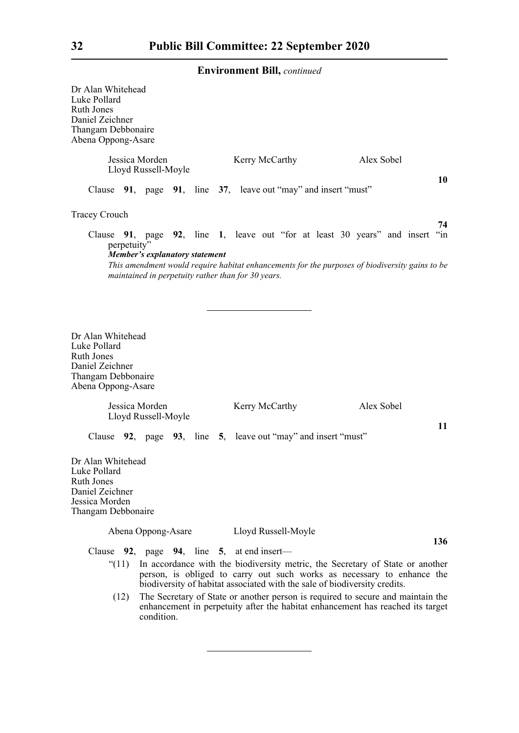**Environment Bill,** *continued*

Dr Alan Whitehead
Luke Pollard
Ruth Jones
Daniel Zeichner
Thangam Debbonaire
Abena Oppong-Asare

Jessica Morden    Kerry McCarthy    Alex Sobel
Lloyd Russell-Moyle

**10**

Clause **91**, page **91**, line **37**, leave out "may" and insert "must"

Tracey Crouch

**74**

Clause **91**, page **92**, line **1**, leave out "for at least 30 years" and insert "in perpetuity"

***Member's explanatory statement***

*This amendment would require habitat enhancements for the purposes of biodiversity gains to be maintained in perpetuity rather than for 30 years.*

---

Dr Alan Whitehead
Luke Pollard
Ruth Jones
Daniel Zeichner
Thangam Debbonaire
Abena Oppong-Asare

Jessica Morden    Kerry McCarthy    Alex Sobel
Lloyd Russell-Moyle

**11**

Clause **92**, page **93**, line **5**, leave out "may" and insert "must"

Dr Alan Whitehead
Luke Pollard
Ruth Jones
Daniel Zeichner
Jessica Morden
Thangam Debbonaire

Abena Oppong-Asare    Lloyd Russell-Moyle

**136**

Clause **92**, page **94**, line **5**, at end insert—

"(11) In accordance with the biodiversity metric, the Secretary of State or another person, is obliged to carry out such works as necessary to enhance the biodiversity of habitat associated with the sale of biodiversity credits.

(12) The Secretary of State or another person is required to secure and maintain the enhancement in perpetuity after the habitat enhancement has reached its target condition.

---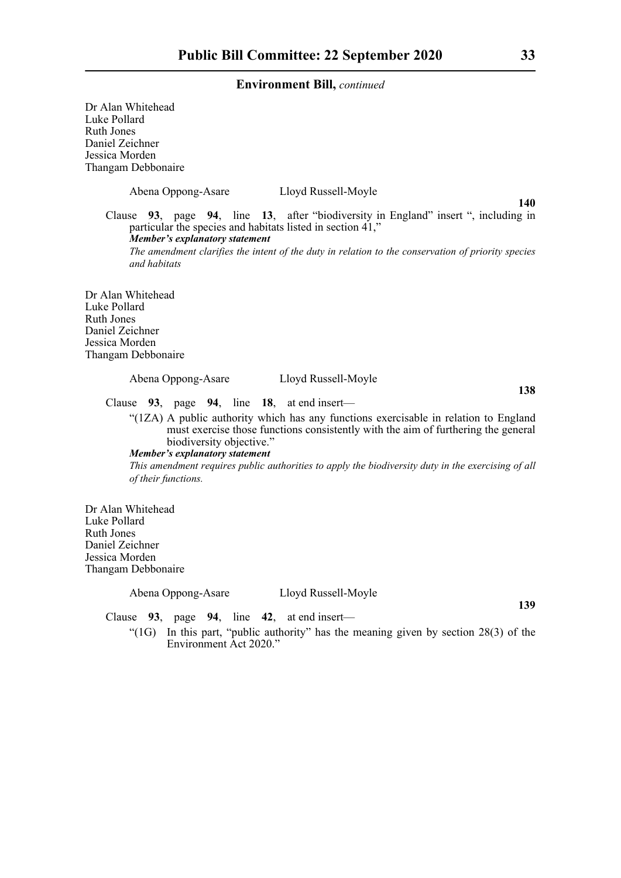Dr Alan Whitehead
Luke Pollard
Ruth Jones
Daniel Zeichner
Jessica Morden
Thangam Debbonaire

Abena Oppong-Asare Lloyd Russell-Moyle

**140**

Clause **93**, page **94**, line **13**, after "biodiversity in England" insert ", including in particular the species and habitats listed in section 41,"

***Member's explanatory statement***

*The amendment clarifies the intent of the duty in relation to the conservation of priority species and habitats*

Dr Alan Whitehead
Luke Pollard
Ruth Jones
Daniel Zeichner
Jessica Morden
Thangam Debbonaire

Abena Oppong-Asare Lloyd Russell-Moyle

**138**

Clause **93**, page **94**, line **18**, at end insert—

"(1ZA) A public authority which has any functions exercisable in relation to England must exercise those functions consistently with the aim of furthering the general biodiversity objective."

***Member's explanatory statement***

*This amendment requires public authorities to apply the biodiversity duty in the exercising of all of their functions.*

Dr Alan Whitehead
Luke Pollard
Ruth Jones
Daniel Zeichner
Jessica Morden
Thangam Debbonaire

Abena Oppong-Asare Lloyd Russell-Moyle

**139**

Clause **93**, page **94**, line **42**, at end insert—

"(1G) In this part, "public authority" has the meaning given by section 28(3) of the Environment Act 2020."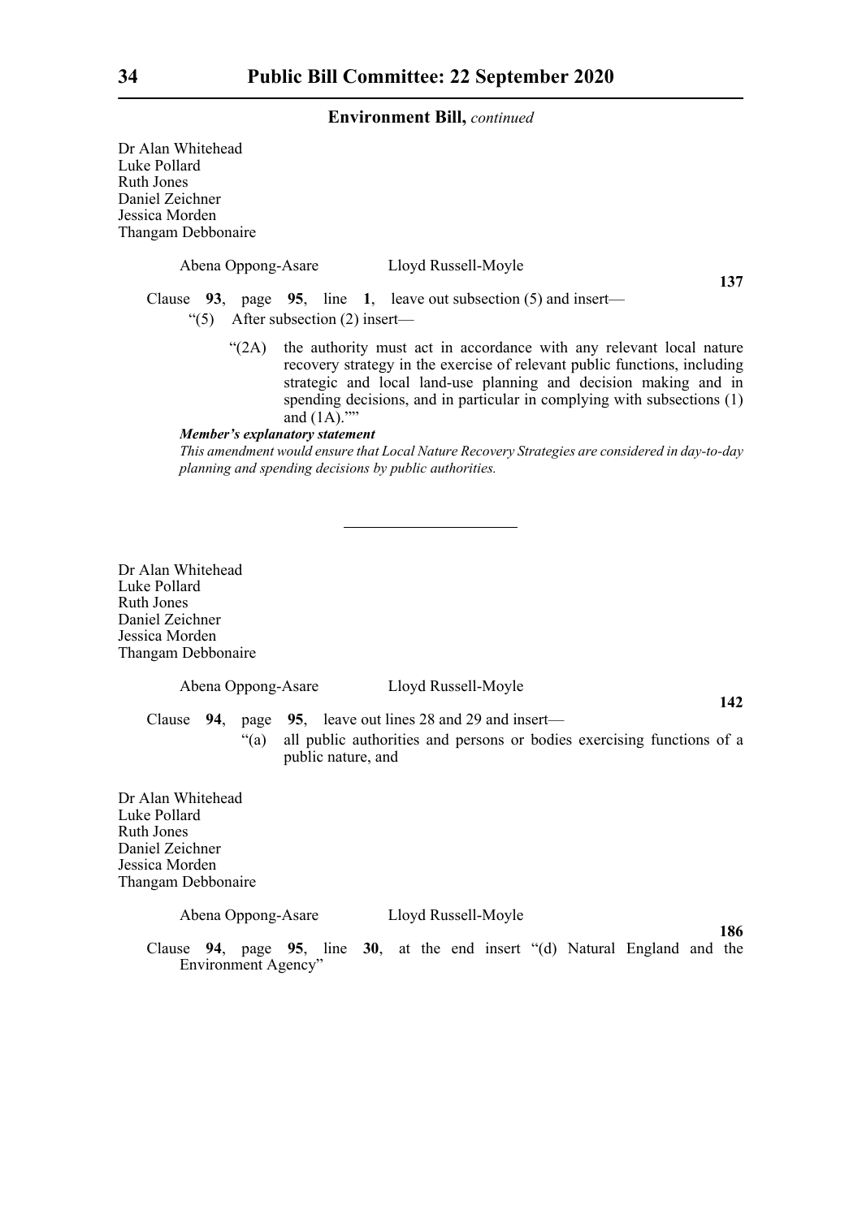**Environment Bill,** *continued*

Dr Alan Whitehead
Luke Pollard
Ruth Jones
Daniel Zeichner
Jessica Morden
Thangam Debbonaire

Abena Oppong-Asare Lloyd Russell-Moyle

**137**

Clause **93**, page **95**, line **1**, leave out subsection (5) and insert—

"(5) After subsection (2) insert—

"(2A) the authority must act in accordance with any relevant local nature recovery strategy in the exercise of relevant public functions, including strategic and local land-use planning and decision making and in spending decisions, and in particular in complying with subsections (1) and (1A).""

***Member's explanatory statement***

*This amendment would ensure that Local Nature Recovery Strategies are considered in day-to-day planning and spending decisions by public authorities.*

---

Dr Alan Whitehead
Luke Pollard
Ruth Jones
Daniel Zeichner
Jessica Morden
Thangam Debbonaire

Abena Oppong-Asare Lloyd Russell-Moyle

**142**

Clause **94**, page **95**, leave out lines 28 and 29 and insert—

"(a) all public authorities and persons or bodies exercising functions of a public nature, and

Dr Alan Whitehead
Luke Pollard
Ruth Jones
Daniel Zeichner
Jessica Morden
Thangam Debbonaire

Abena Oppong-Asare Lloyd Russell-Moyle

**186**

Clause **94**, page **95**, line **30**, at the end insert "(d) Natural England and the Environment Agency"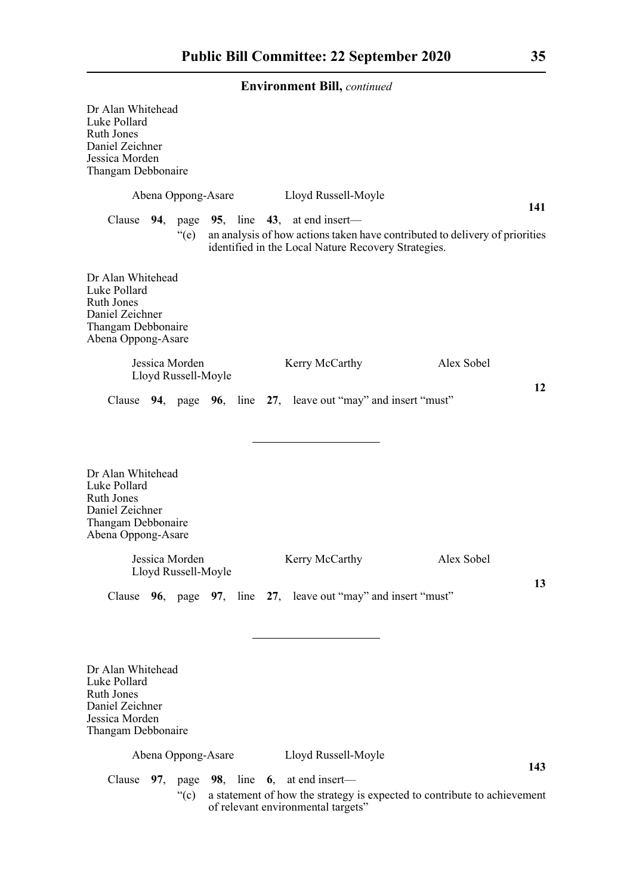**Environment Bill,** *continued*

Dr Alan Whitehead
Luke Pollard
Ruth Jones
Daniel Zeichner
Jessica Morden
Thangam Debbonaire

Abena Oppong-Asare Lloyd Russell-Moyle

**141**

Clause **94**, page **95**, line **43**, at end insert—

"(e) an analysis of how actions taken have contributed to delivery of priorities identified in the Local Nature Recovery Strategies.

Dr Alan Whitehead
Luke Pollard
Ruth Jones
Daniel Zeichner
Thangam Debbonaire
Abena Oppong-Asare

Jessica Morden Kerry McCarthy Alex Sobel
Lloyd Russell-Moyle

**12**

Clause **94**, page **96**, line **27**, leave out "may" and insert "must"

---

Dr Alan Whitehead
Luke Pollard
Ruth Jones
Daniel Zeichner
Thangam Debbonaire
Abena Oppong-Asare

Jessica Morden Kerry McCarthy Alex Sobel
Lloyd Russell-Moyle

**13**

Clause **96**, page **97**, line **27**, leave out "may" and insert "must"

---

Dr Alan Whitehead
Luke Pollard
Ruth Jones
Daniel Zeichner
Jessica Morden
Thangam Debbonaire

Abena Oppong-Asare Lloyd Russell-Moyle

**143**

Clause **97**, page **98**, line **6**, at end insert—

"(c) a statement of how the strategy is expected to contribute to achievement of relevant environmental targets"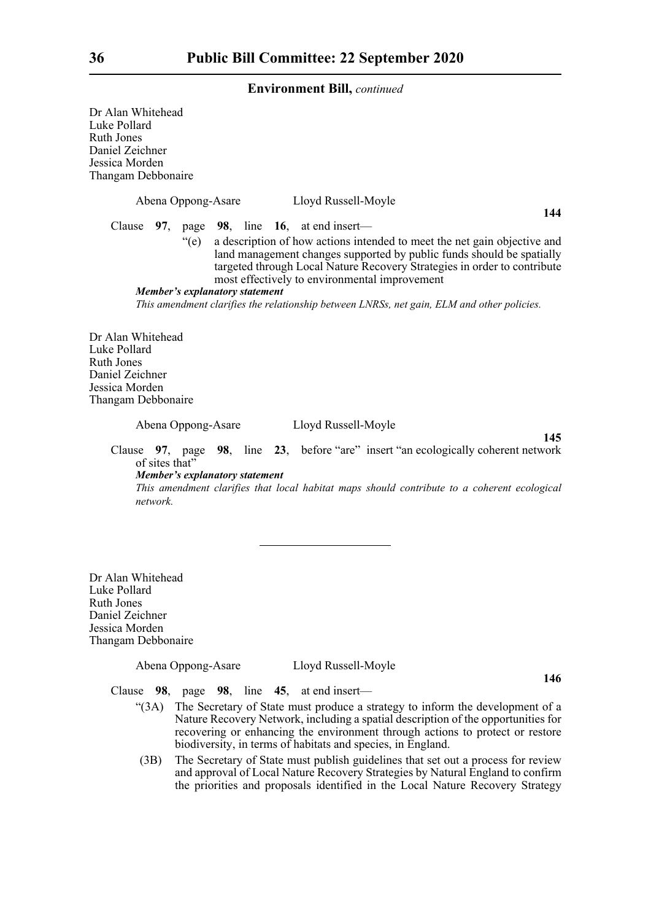**Environment Bill,** *continued*

Dr Alan Whitehead
Luke Pollard
Ruth Jones
Daniel Zeichner
Jessica Morden
Thangam Debbonaire

Abena Oppong-Asare    Lloyd Russell-Moyle

**144**

Clause **97**, page **98**, line **16**, at end insert—

"(e) a description of how actions intended to meet the net gain objective and land management changes supported by public funds should be spatially targeted through Local Nature Recovery Strategies in order to contribute most effectively to environmental improvement

***Member's explanatory statement***

*This amendment clarifies the relationship between LNRSs, net gain, ELM and other policies.*

Dr Alan Whitehead
Luke Pollard
Ruth Jones
Daniel Zeichner
Jessica Morden
Thangam Debbonaire

Abena Oppong-Asare    Lloyd Russell-Moyle

**145**

Clause **97**, page **98**, line **23**, before "are" insert "an ecologically coherent network of sites that"

***Member's explanatory statement***

*This amendment clarifies that local habitat maps should contribute to a coherent ecological network.*

---

Dr Alan Whitehead
Luke Pollard
Ruth Jones
Daniel Zeichner
Jessica Morden
Thangam Debbonaire

Abena Oppong-Asare    Lloyd Russell-Moyle

**146**

Clause **98**, page **98**, line **45**, at end insert—

"(3A) The Secretary of State must produce a strategy to inform the development of a Nature Recovery Network, including a spatial description of the opportunities for recovering or enhancing the environment through actions to protect or restore biodiversity, in terms of habitats and species, in England.

(3B) The Secretary of State must publish guidelines that set out a process for review and approval of Local Nature Recovery Strategies by Natural England to confirm the priorities and proposals identified in the Local Nature Recovery Strategy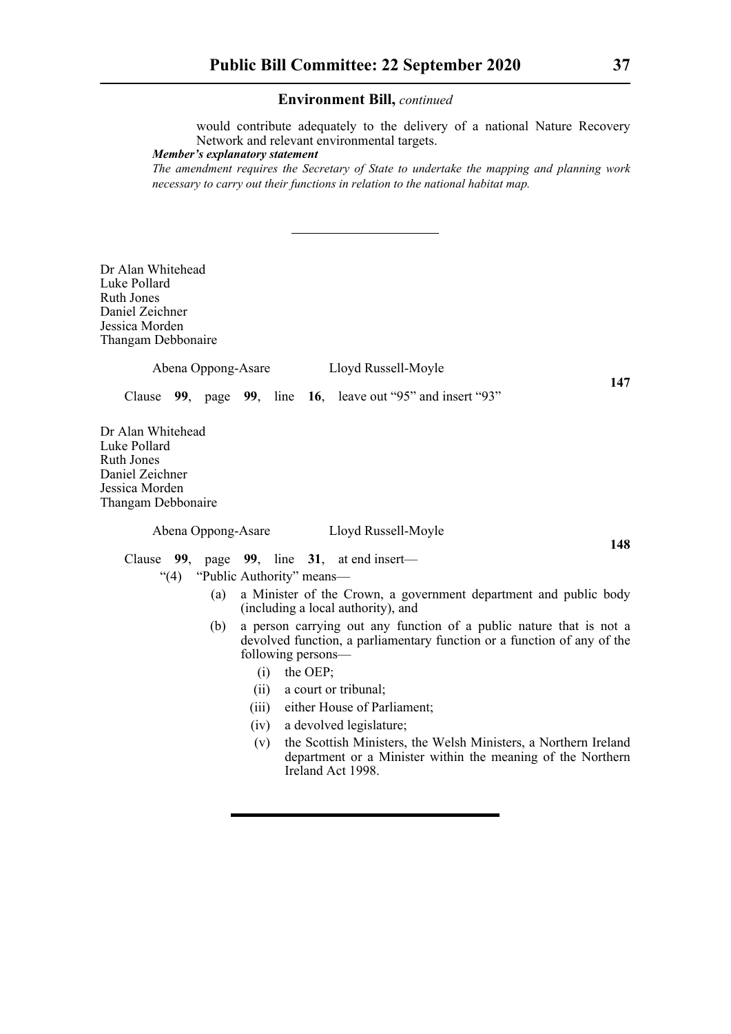would contribute adequately to the delivery of a national Nature Recovery Network and relevant environmental targets.

***Member's explanatory statement***

*The amendment requires the Secretary of State to undertake the mapping and planning work necessary to carry out their functions in relation to the national habitat map.*

---

Dr Alan Whitehead
Luke Pollard
Ruth Jones
Daniel Zeichner
Jessica Morden
Thangam Debbonaire
Abena Oppong-Asare
Lloyd Russell-Moyle

**147**

Clause **99**, page **99**, line **16**, leave out "95" and insert "93"

Dr Alan Whitehead
Luke Pollard
Ruth Jones
Daniel Zeichner
Jessica Morden
Thangam Debbonaire
Abena Oppong-Asare
Lloyd Russell-Moyle

**148**

Clause **99**, page **99**, line **31**, at end insert—

"(4) "Public Authority" means—

(a) a Minister of the Crown, a government department and public body (including a local authority), and

(b) a person carrying out any function of a public nature that is not a devolved function, a parliamentary function or a function of any of the following persons—

(i) the OEP;

(ii) a court or tribunal;

(iii) either House of Parliament;

(iv) a devolved legislature;

(v) the Scottish Ministers, the Welsh Ministers, a Northern Ireland department or a Minister within the meaning of the Northern Ireland Act 1998.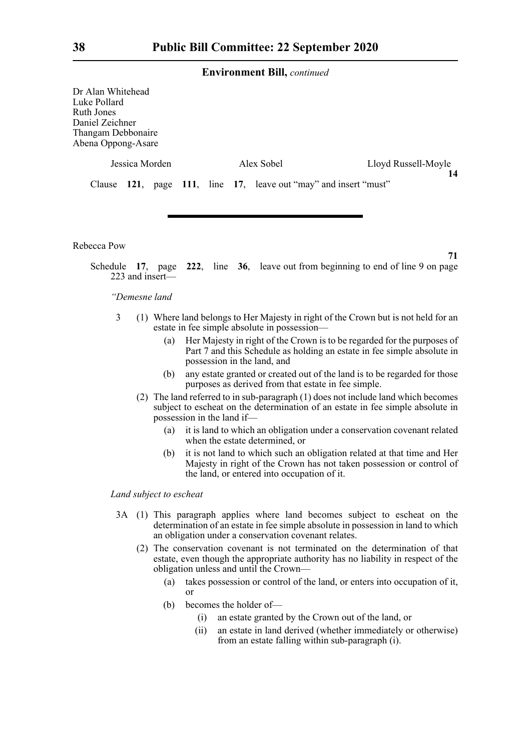**Environment Bill,** *continued*

Dr Alan Whitehead
Luke Pollard
Ruth Jones
Daniel Zeichner
Thangam Debbonaire
Abena Oppong-Asare

Jessica Morden    Alex Sobel    Lloyd Russell-Moyle

**14**

Clause **121**, page **111**, line **17**, leave out "may" and insert "must"

---

Rebecca Pow

**71**

Schedule **17**, page **222**, line **36**, leave out from beginning to end of line 9 on page 223 and insert—

*"Demesne land*

3 (1) Where land belongs to Her Majesty in right of the Crown but is not held for an estate in fee simple absolute in possession—

(a) Her Majesty in right of the Crown is to be regarded for the purposes of Part 7 and this Schedule as holding an estate in fee simple absolute in possession in the land, and

(b) any estate granted or created out of the land is to be regarded for those purposes as derived from that estate in fee simple.

(2) The land referred to in sub-paragraph (1) does not include land which becomes subject to escheat on the determination of an estate in fee simple absolute in possession in the land if—

(a) it is land to which an obligation under a conservation covenant related when the estate determined, or

(b) it is not land to which such an obligation related at that time and Her Majesty in right of the Crown has not taken possession or control of the land, or entered into occupation of it.

*Land subject to escheat*

3A (1) This paragraph applies where land becomes subject to escheat on the determination of an estate in fee simple absolute in possession in land to which an obligation under a conservation covenant relates.

(2) The conservation covenant is not terminated on the determination of that estate, even though the appropriate authority has no liability in respect of the obligation unless and until the Crown—

(a) takes possession or control of the land, or enters into occupation of it, or

(b) becomes the holder of—

(i) an estate granted by the Crown out of the land, or

(ii) an estate in land derived (whether immediately or otherwise) from an estate falling within sub-paragraph (i).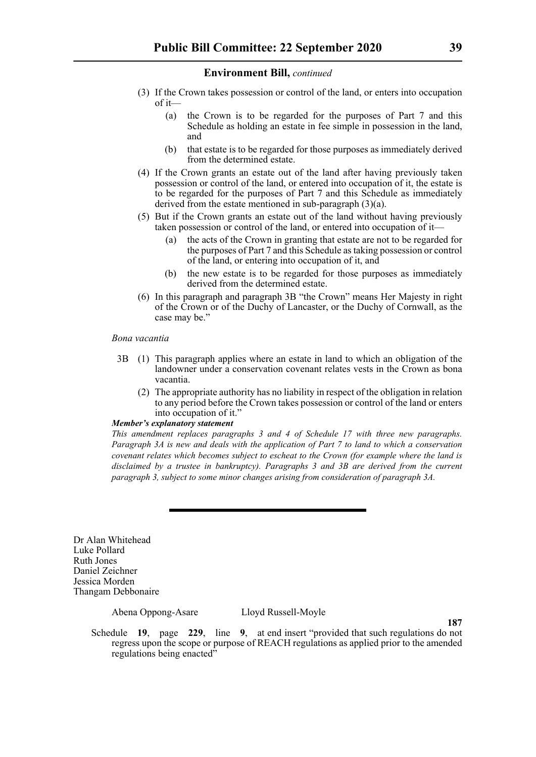(3) If the Crown takes possession or control of the land, or enters into occupation of it—

(a) the Crown is to be regarded for the purposes of Part 7 and this Schedule as holding an estate in fee simple in possession in the land, and

(b) that estate is to be regarded for those purposes as immediately derived from the determined estate.

(4) If the Crown grants an estate out of the land after having previously taken possession or control of the land, or entered into occupation of it, the estate is to be regarded for the purposes of Part 7 and this Schedule as immediately derived from the estate mentioned in sub-paragraph (3)(a).

(5) But if the Crown grants an estate out of the land without having previously taken possession or control of the land, or entered into occupation of it—

(a) the acts of the Crown in granting that estate are not to be regarded for the purposes of Part 7 and this Schedule as taking possession or control of the land, or entering into occupation of it, and

(b) the new estate is to be regarded for those purposes as immediately derived from the determined estate.

(6) In this paragraph and paragraph 3B "the Crown" means Her Majesty in right of the Crown or of the Duchy of Lancaster, or the Duchy of Cornwall, as the case may be."

*Bona vacantia*

3B (1) This paragraph applies where an estate in land to which an obligation of the landowner under a conservation covenant relates vests in the Crown as bona vacantia.

(2) The appropriate authority has no liability in respect of the obligation in relation to any period before the Crown takes possession or control of the land or enters into occupation of it."

***Member's explanatory statement***

*This amendment replaces paragraphs 3 and 4 of Schedule 17 with three new paragraphs. Paragraph 3A is new and deals with the application of Part 7 to land to which a conservation covenant relates which becomes subject to escheat to the Crown (for example where the land is disclaimed by a trustee in bankruptcy). Paragraphs 3 and 3B are derived from the current paragraph 3, subject to some minor changes arising from consideration of paragraph 3A.*

---

Dr Alan Whitehead
Luke Pollard
Ruth Jones
Daniel Zeichner
Jessica Morden
Thangam Debbonaire

Abena Oppong-Asare    Lloyd Russell-Moyle

**187**

Schedule **19**, page **229**, line **9**, at end insert "provided that such regulations do not regress upon the scope or purpose of REACH regulations as applied prior to the amended regulations being enacted"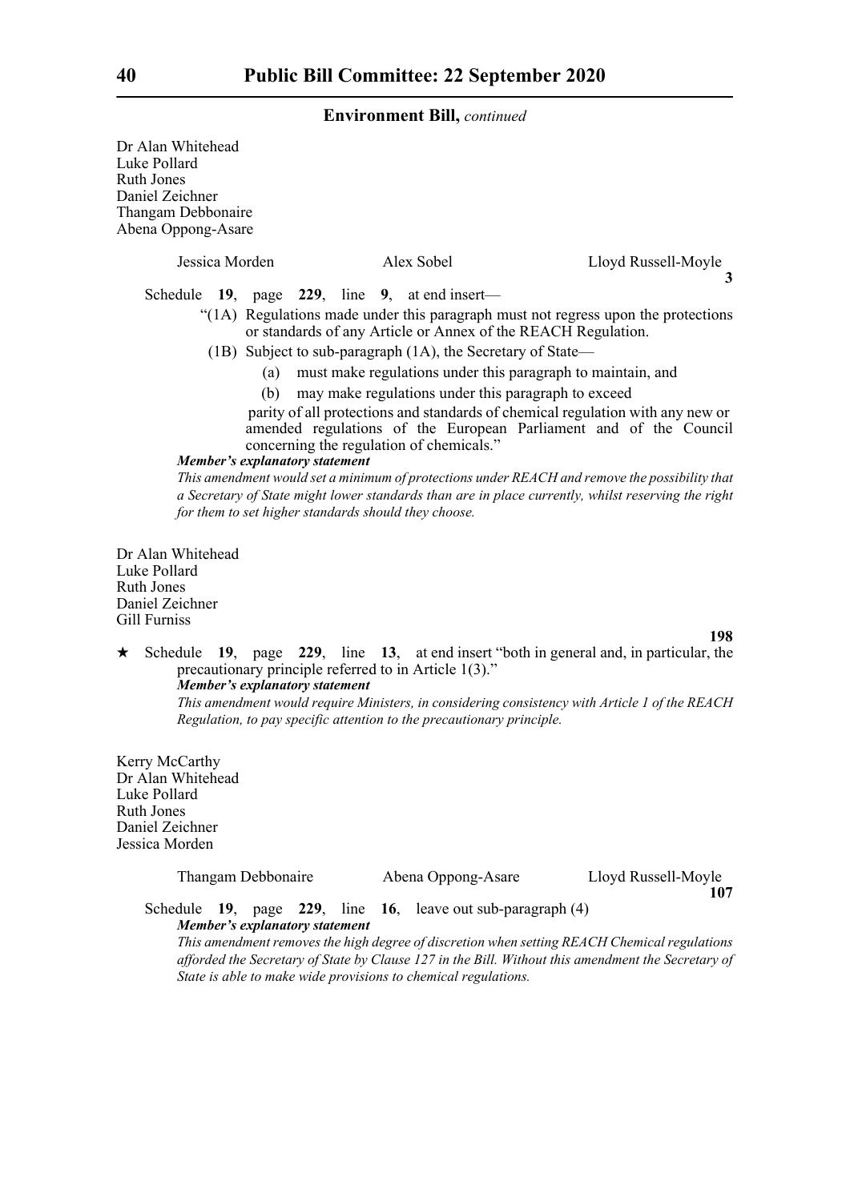**Environment Bill,** *continued*

Dr Alan Whitehead
Luke Pollard
Ruth Jones
Daniel Zeichner
Thangam Debbonaire
Abena Oppong-Asare

Jessica Morden  Alex Sobel  Lloyd Russell-Moyle

**3**

Schedule **19**, page **229**, line **9**, at end insert—

"(1A) Regulations made under this paragraph must not regress upon the protections or standards of any Article or Annex of the REACH Regulation.

(1B) Subject to sub-paragraph (1A), the Secretary of State—

(a) must make regulations under this paragraph to maintain, and

(b) may make regulations under this paragraph to exceed

parity of all protections and standards of chemical regulation with any new or amended regulations of the European Parliament and of the Council concerning the regulation of chemicals."

***Member's explanatory statement***

*This amendment would set a minimum of protections under REACH and remove the possibility that a Secretary of State might lower standards than are in place currently, whilst reserving the right for them to set higher standards should they choose.*

Dr Alan Whitehead
Luke Pollard
Ruth Jones
Daniel Zeichner
Gill Furniss

**198**

★ Schedule **19**, page **229**, line **13**, at end insert "both in general and, in particular, the precautionary principle referred to in Article 1(3)."

***Member's explanatory statement***

*This amendment would require Ministers, in considering consistency with Article 1 of the REACH Regulation, to pay specific attention to the precautionary principle.*

Kerry McCarthy
Dr Alan Whitehead
Luke Pollard
Ruth Jones
Daniel Zeichner
Jessica Morden

Thangam Debbonaire  Abena Oppong-Asare  Lloyd Russell-Moyle

**107**

Schedule **19**, page **229**, line **16**, leave out sub-paragraph (4)

***Member's explanatory statement***

*This amendment removes the high degree of discretion when setting REACH Chemical regulations afforded the Secretary of State by Clause 127 in the Bill. Without this amendment the Secretary of State is able to make wide provisions to chemical regulations.*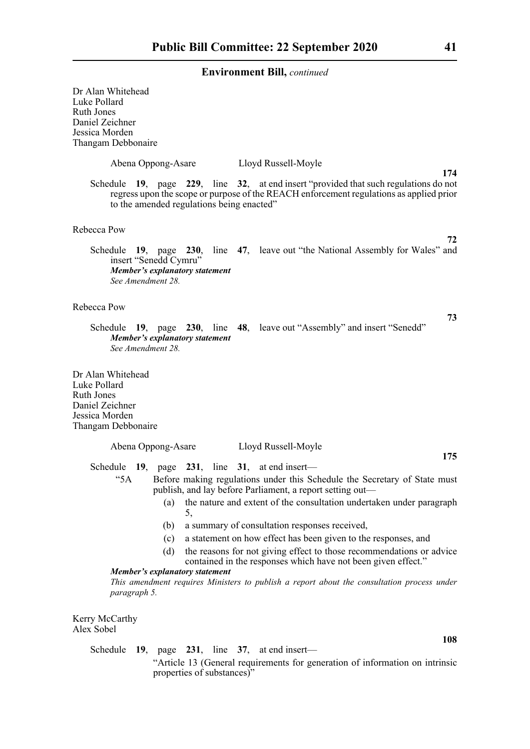**Environment Bill,** *continued*

Dr Alan Whitehead
Luke Pollard
Ruth Jones
Daniel Zeichner
Jessica Morden
Thangam Debbonaire

Abena Oppong-Asare Lloyd Russell-Moyle

**174**

Schedule **19**, page **229**, line **32**, at end insert "provided that such regulations do not regress upon the scope or purpose of the REACH enforcement regulations as applied prior to the amended regulations being enacted"

Rebecca Pow

**72**

Schedule **19**, page **230**, line **47**, leave out "the National Assembly for Wales" and insert "Senedd Cymru"

***Member's explanatory statement***
*See Amendment 28.*

Rebecca Pow

**73**

Schedule **19**, page **230**, line **48**, leave out "Assembly" and insert "Senedd"

***Member's explanatory statement***
*See Amendment 28.*

Dr Alan Whitehead
Luke Pollard
Ruth Jones
Daniel Zeichner
Jessica Morden
Thangam Debbonaire

Abena Oppong-Asare Lloyd Russell-Moyle

**175**

Schedule **19**, page **231**, line **31**, at end insert—

"5A Before making regulations under this Schedule the Secretary of State must publish, and lay before Parliament, a report setting out—

(a) the nature and extent of the consultation undertaken under paragraph 5,

(b) a summary of consultation responses received,

(c) a statement on how effect has been given to the responses, and

(d) the reasons for not giving effect to those recommendations or advice contained in the responses which have not been given effect."

***Member's explanatory statement***
*This amendment requires Ministers to publish a report about the consultation process under paragraph 5.*

Kerry McCarthy
Alex Sobel

**108**

Schedule **19**, page **231**, line **37**, at end insert—

"Article 13 (General requirements for generation of information on intrinsic properties of substances)"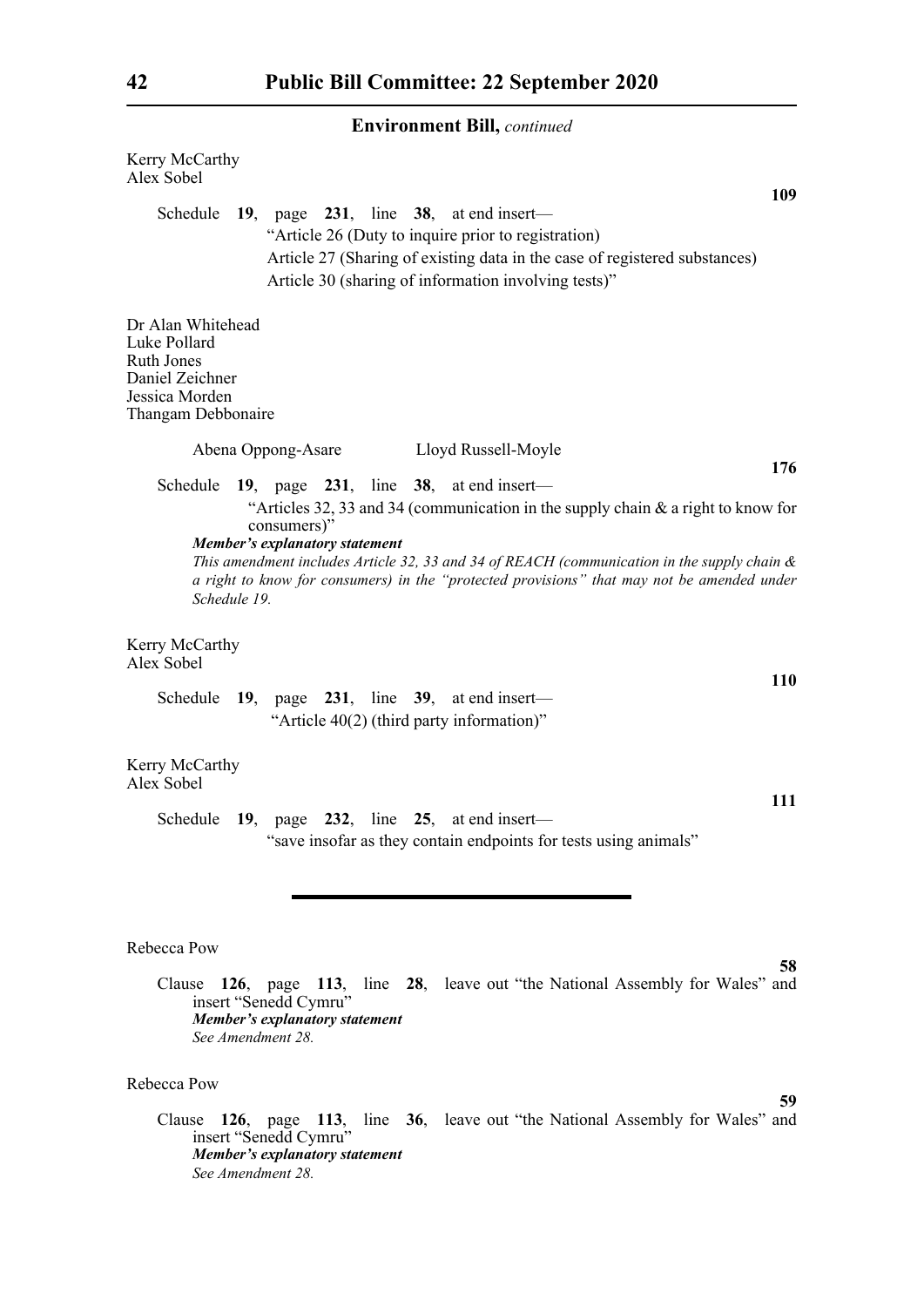**Environment Bill,** *continued*

Kerry McCarthy
Alex Sobel

**109**

Schedule **19**, page **231**, line **38**, at end insert—

"Article 26 (Duty to inquire prior to registration)

Article 27 (Sharing of existing data in the case of registered substances)

Article 30 (sharing of information involving tests)"

Dr Alan Whitehead
Luke Pollard
Ruth Jones
Daniel Zeichner
Jessica Morden
Thangam Debbonaire

Abena Oppong-Asare    Lloyd Russell-Moyle

**176**

Schedule **19**, page **231**, line **38**, at end insert—

"Articles 32, 33 and 34 (communication in the supply chain & a right to know for consumers)"

***Member's explanatory statement***

*This amendment includes Article 32, 33 and 34 of REACH (communication in the supply chain & a right to know for consumers) in the "protected provisions" that may not be amended under Schedule 19.*

Kerry McCarthy
Alex Sobel

**110**

Schedule **19**, page **231**, line **39**, at end insert—

"Article 40(2) (third party information)"

Kerry McCarthy
Alex Sobel

**111**

Schedule **19**, page **232**, line **25**, at end insert—

"save insofar as they contain endpoints for tests using animals"

---

Rebecca Pow

**58**

Clause **126**, page **113**, line **28**, leave out "the National Assembly for Wales" and insert "Senedd Cymru"

***Member's explanatory statement***

*See Amendment 28.*

Rebecca Pow

**59**

Clause **126**, page **113**, line **36**, leave out "the National Assembly for Wales" and insert "Senedd Cymru"

***Member's explanatory statement***

*See Amendment 28.*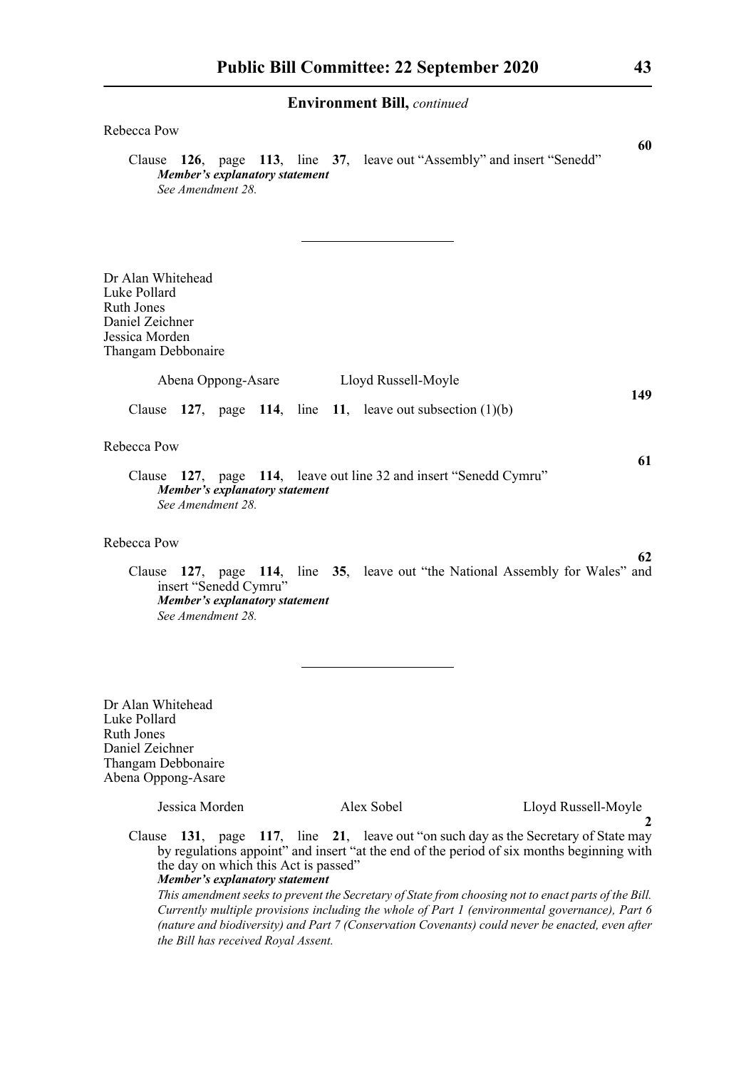**Environment Bill,** *continued*

Rebecca Pow

**60**

Clause **126**, page **113**, line **37**, leave out "Assembly" and insert "Senedd"

***Member's explanatory statement***

*See Amendment 28.*

---

Dr Alan Whitehead
Luke Pollard
Ruth Jones
Daniel Zeichner
Jessica Morden
Thangam Debbonaire

Abena Oppong-Asare    Lloyd Russell-Moyle

**149**

Clause **127**, page **114**, line **11**, leave out subsection (1)(b)

Rebecca Pow

**61**

Clause **127**, page **114**, leave out line 32 and insert "Senedd Cymru"

***Member's explanatory statement***

*See Amendment 28.*

Rebecca Pow

**62**

Clause **127**, page **114**, line **35**, leave out "the National Assembly for Wales" and insert "Senedd Cymru"

***Member's explanatory statement***

*See Amendment 28.*

---

Dr Alan Whitehead
Luke Pollard
Ruth Jones
Daniel Zeichner
Thangam Debbonaire
Abena Oppong-Asare

Jessica Morden    Alex Sobel    Lloyd Russell-Moyle

**2**

Clause **131**, page **117**, line **21**, leave out "on such day as the Secretary of State may by regulations appoint" and insert "at the end of the period of six months beginning with the day on which this Act is passed"

***Member's explanatory statement***

*This amendment seeks to prevent the Secretary of State from choosing not to enact parts of the Bill. Currently multiple provisions including the whole of Part 1 (environmental governance), Part 6 (nature and biodiversity) and Part 7 (Conservation Covenants) could never be enacted, even after the Bill has received Royal Assent.*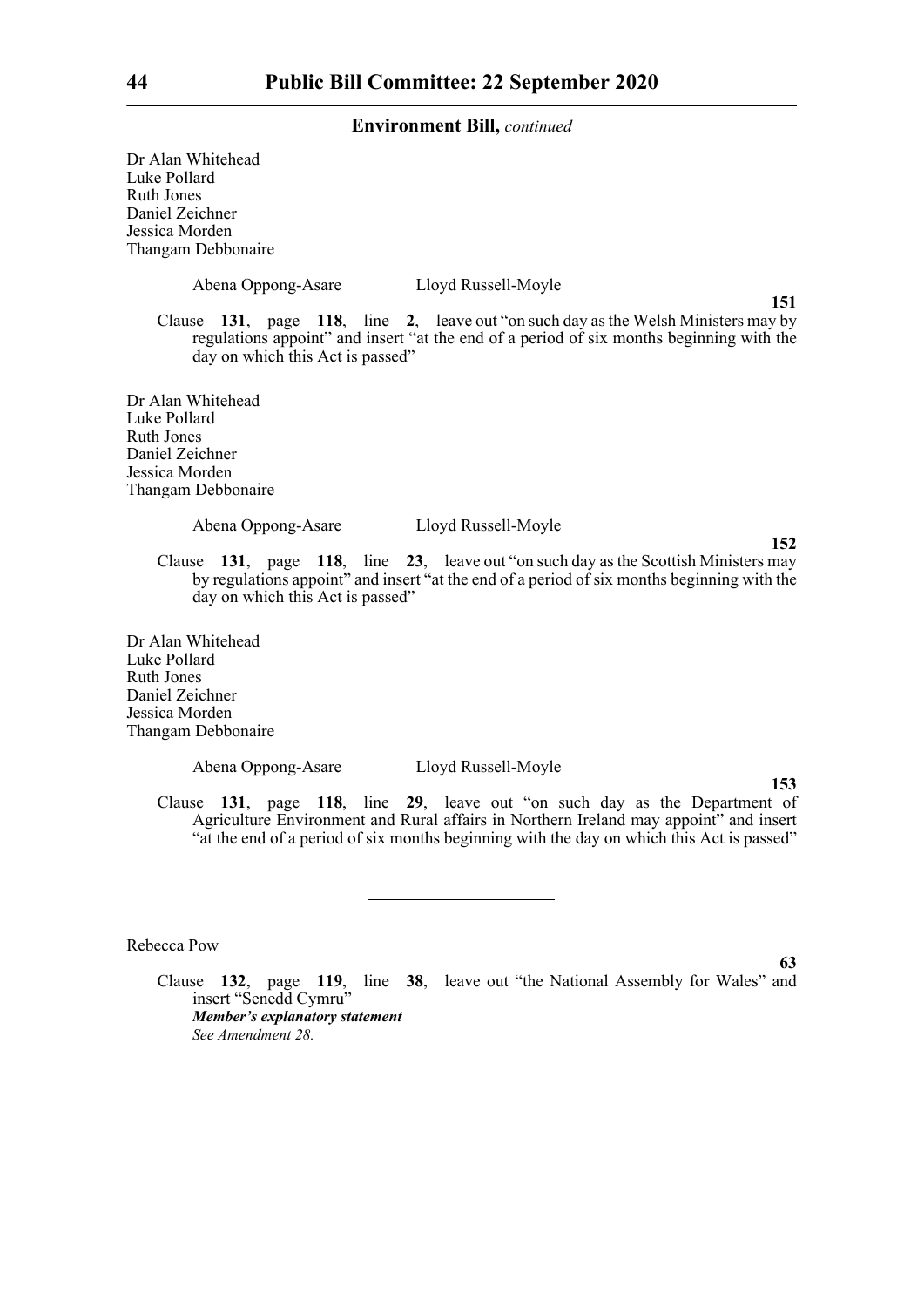**Environment Bill,** *continued*

Dr Alan Whitehead
Luke Pollard
Ruth Jones
Daniel Zeichner
Jessica Morden
Thangam Debbonaire

Abena Oppong-Asare Lloyd Russell-Moyle

**151**

Clause **131**, page **118**, line **2**, leave out "on such day as the Welsh Ministers may by regulations appoint" and insert "at the end of a period of six months beginning with the day on which this Act is passed"

Dr Alan Whitehead
Luke Pollard
Ruth Jones
Daniel Zeichner
Jessica Morden
Thangam Debbonaire

Abena Oppong-Asare Lloyd Russell-Moyle

**152**

Clause **131**, page **118**, line **23**, leave out "on such day as the Scottish Ministers may by regulations appoint" and insert "at the end of a period of six months beginning with the day on which this Act is passed"

Dr Alan Whitehead
Luke Pollard
Ruth Jones
Daniel Zeichner
Jessica Morden
Thangam Debbonaire

Abena Oppong-Asare Lloyd Russell-Moyle

**153**

Clause **131**, page **118**, line **29**, leave out "on such day as the Department of Agriculture Environment and Rural affairs in Northern Ireland may appoint" and insert "at the end of a period of six months beginning with the day on which this Act is passed"

---

Rebecca Pow

**63**

Clause **132**, page **119**, line **38**, leave out "the National Assembly for Wales" and insert "Senedd Cymru"

***Member's explanatory statement***

*See Amendment 28.*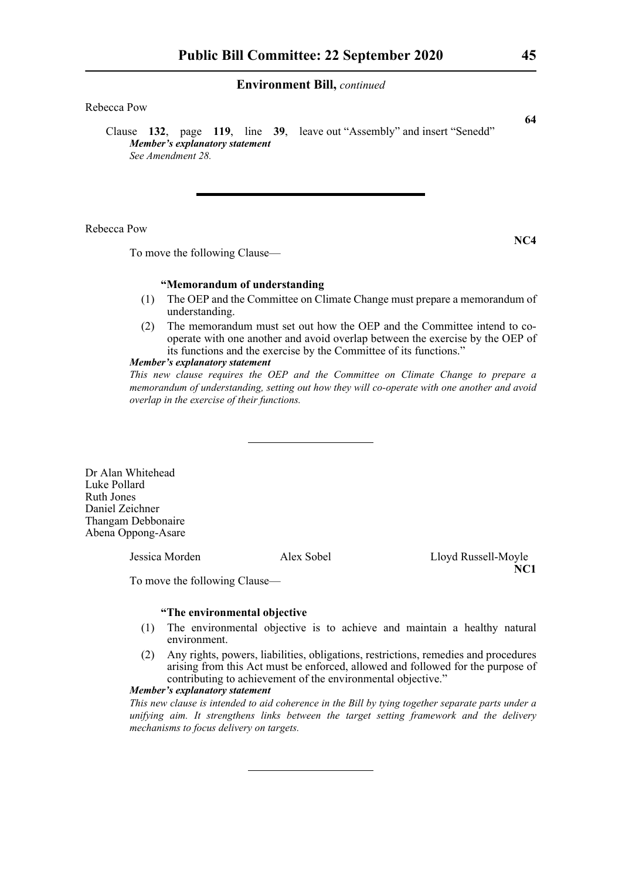Rebecca Pow

**64**

Clause **132**, page **119**, line **39**, leave out "Assembly" and insert "Senedd"

***Member's explanatory statement***

*See Amendment 28.*

---

Rebecca Pow

**NC4**

To move the following Clause—

**"Memorandum of understanding**

(1) The OEP and the Committee on Climate Change must prepare a memorandum of understanding.

(2) The memorandum must set out how the OEP and the Committee intend to co-operate with one another and avoid overlap between the exercise by the OEP of its functions and the exercise by the Committee of its functions."

***Member's explanatory statement***

*This new clause requires the OEP and the Committee on Climate Change to prepare a memorandum of understanding, setting out how they will co-operate with one another and avoid overlap in the exercise of their functions.*

---

Dr Alan Whitehead
Luke Pollard
Ruth Jones
Daniel Zeichner
Thangam Debbonaire
Abena Oppong-Asare

Jessica Morden
Alex Sobel
Lloyd Russell-Moyle

**NC1**

To move the following Clause—

**"The environmental objective**

(1) The environmental objective is to achieve and maintain a healthy natural environment.

(2) Any rights, powers, liabilities, obligations, restrictions, remedies and procedures arising from this Act must be enforced, allowed and followed for the purpose of contributing to achievement of the environmental objective."

***Member's explanatory statement***

*This new clause is intended to aid coherence in the Bill by tying together separate parts under a unifying aim. It strengthens links between the target setting framework and the delivery mechanisms to focus delivery on targets.*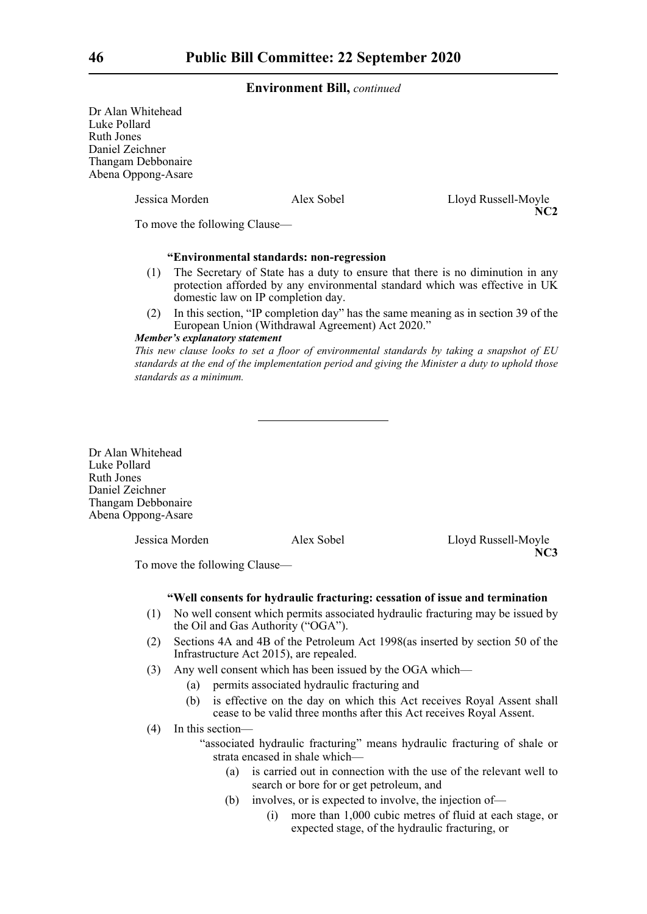Dr Alan Whitehead
Luke Pollard
Ruth Jones
Daniel Zeichner
Thangam Debbonaire
Abena Oppong-Asare

Jessica Morden    Alex Sobel    Lloyd Russell-Moyle

**NC2**

To move the following Clause—

**"Environmental standards: non-regression**

(1) The Secretary of State has a duty to ensure that there is no diminution in any protection afforded by any environmental standard which was effective in UK domestic law on IP completion day.

(2) In this section, "IP completion day" has the same meaning as in section 39 of the European Union (Withdrawal Agreement) Act 2020."

***Member's explanatory statement***

*This new clause looks to set a floor of environmental standards by taking a snapshot of EU standards at the end of the implementation period and giving the Minister a duty to uphold those standards as a minimum.*

---

Dr Alan Whitehead
Luke Pollard
Ruth Jones
Daniel Zeichner
Thangam Debbonaire
Abena Oppong-Asare

Jessica Morden    Alex Sobel    Lloyd Russell-Moyle

**NC3**

To move the following Clause—

**"Well consents for hydraulic fracturing: cessation of issue and termination**

(1) No well consent which permits associated hydraulic fracturing may be issued by the Oil and Gas Authority ("OGA").

(2) Sections 4A and 4B of the Petroleum Act 1998(as inserted by section 50 of the Infrastructure Act 2015), are repealed.

(3) Any well consent which has been issued by the OGA which—

(a) permits associated hydraulic fracturing and

(b) is effective on the day on which this Act receives Royal Assent shall cease to be valid three months after this Act receives Royal Assent.

(4) In this section—

"associated hydraulic fracturing" means hydraulic fracturing of shale or strata encased in shale which—

(a) is carried out in connection with the use of the relevant well to search or bore for or get petroleum, and

(b) involves, or is expected to involve, the injection of—

(i) more than 1,000 cubic metres of fluid at each stage, or expected stage, of the hydraulic fracturing, or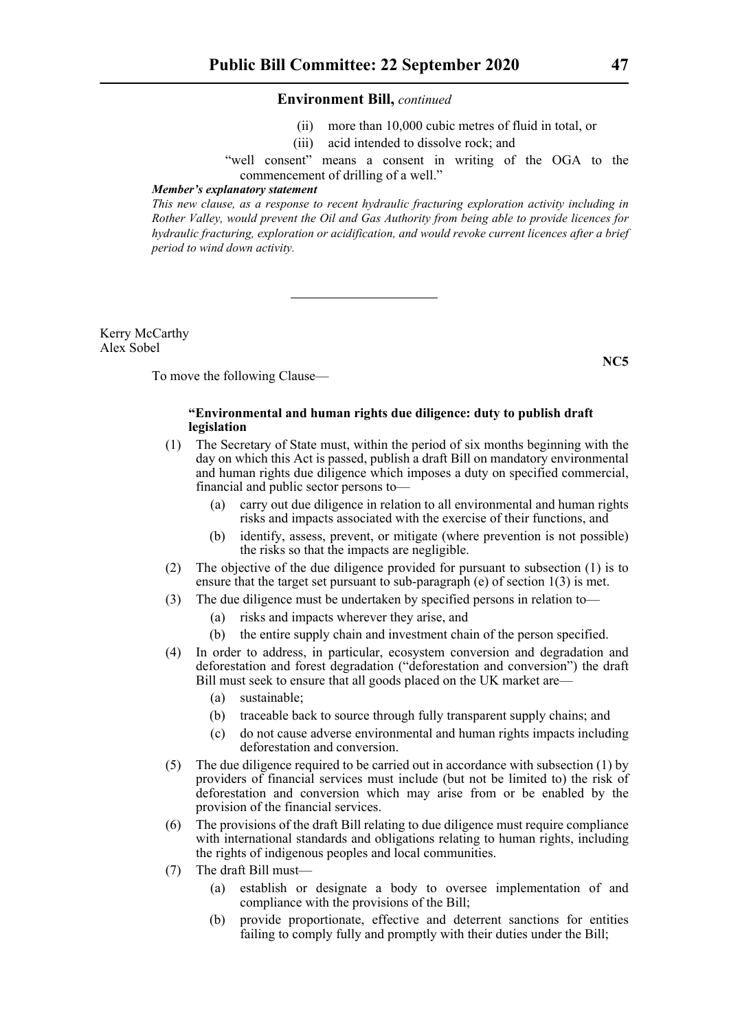**Environment Bill,** *continued*

(ii) more than 10,000 cubic metres of fluid in total, or

(iii) acid intended to dissolve rock; and

"well consent" means a consent in writing of the OGA to the commencement of drilling of a well."

***Member's explanatory statement***

*This new clause, as a response to recent hydraulic fracturing exploration activity including in Rother Valley, would prevent the Oil and Gas Authority from being able to provide licences for hydraulic fracturing, exploration or acidification, and would revoke current licences after a brief period to wind down activity.*

---

Kerry McCarthy
Alex Sobel

**NC5**

To move the following Clause—

**"Environmental and human rights due diligence: duty to publish draft legislation**

(1) The Secretary of State must, within the period of six months beginning with the day on which this Act is passed, publish a draft Bill on mandatory environmental and human rights due diligence which imposes a duty on specified commercial, financial and public sector persons to—

(a) carry out due diligence in relation to all environmental and human rights risks and impacts associated with the exercise of their functions, and

(b) identify, assess, prevent, or mitigate (where prevention is not possible) the risks so that the impacts are negligible.

(2) The objective of the due diligence provided for pursuant to subsection (1) is to ensure that the target set pursuant to sub-paragraph (e) of section 1(3) is met.

(3) The due diligence must be undertaken by specified persons in relation to—

(a) risks and impacts wherever they arise, and

(b) the entire supply chain and investment chain of the person specified.

(4) In order to address, in particular, ecosystem conversion and degradation and deforestation and forest degradation ("deforestation and conversion") the draft Bill must seek to ensure that all goods placed on the UK market are—

(a) sustainable;

(b) traceable back to source through fully transparent supply chains; and

(c) do not cause adverse environmental and human rights impacts including deforestation and conversion.

(5) The due diligence required to be carried out in accordance with subsection (1) by providers of financial services must include (but not be limited to) the risk of deforestation and conversion which may arise from or be enabled by the provision of the financial services.

(6) The provisions of the draft Bill relating to due diligence must require compliance with international standards and obligations relating to human rights, including the rights of indigenous peoples and local communities.

(7) The draft Bill must—

(a) establish or designate a body to oversee implementation of and compliance with the provisions of the Bill;

(b) provide proportionate, effective and deterrent sanctions for entities failing to comply fully and promptly with their duties under the Bill;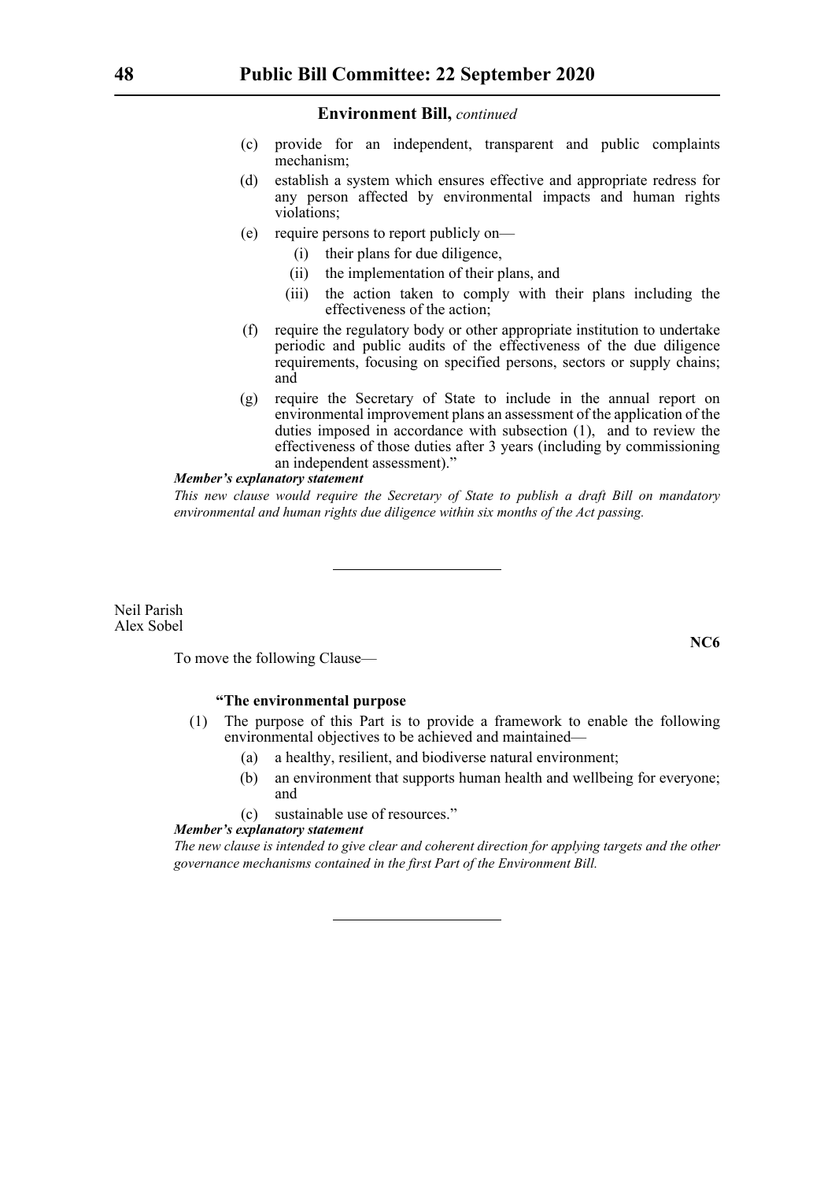**Environment Bill,** *continued*

(c) provide for an independent, transparent and public complaints mechanism;

(d) establish a system which ensures effective and appropriate redress for any person affected by environmental impacts and human rights violations;

(e) require persons to report publicly on—

(i) their plans for due diligence,

(ii) the implementation of their plans, and

(iii) the action taken to comply with their plans including the effectiveness of the action;

(f) require the regulatory body or other appropriate institution to undertake periodic and public audits of the effectiveness of the due diligence requirements, focusing on specified persons, sectors or supply chains; and

(g) require the Secretary of State to include in the annual report on environmental improvement plans an assessment of the application of the duties imposed in accordance with subsection (1), and to review the effectiveness of those duties after 3 years (including by commissioning an independent assessment)."

***Member's explanatory statement***

*This new clause would require the Secretary of State to publish a draft Bill on mandatory environmental and human rights due diligence within six months of the Act passing.*

---

Neil Parish
Alex Sobel

**NC6**

To move the following Clause—

**"The environmental purpose**

(1) The purpose of this Part is to provide a framework to enable the following environmental objectives to be achieved and maintained—

(a) a healthy, resilient, and biodiverse natural environment;

(b) an environment that supports human health and wellbeing for everyone; and

(c) sustainable use of resources."

***Member's explanatory statement***

*The new clause is intended to give clear and coherent direction for applying targets and the other governance mechanisms contained in the first Part of the Environment Bill.*

---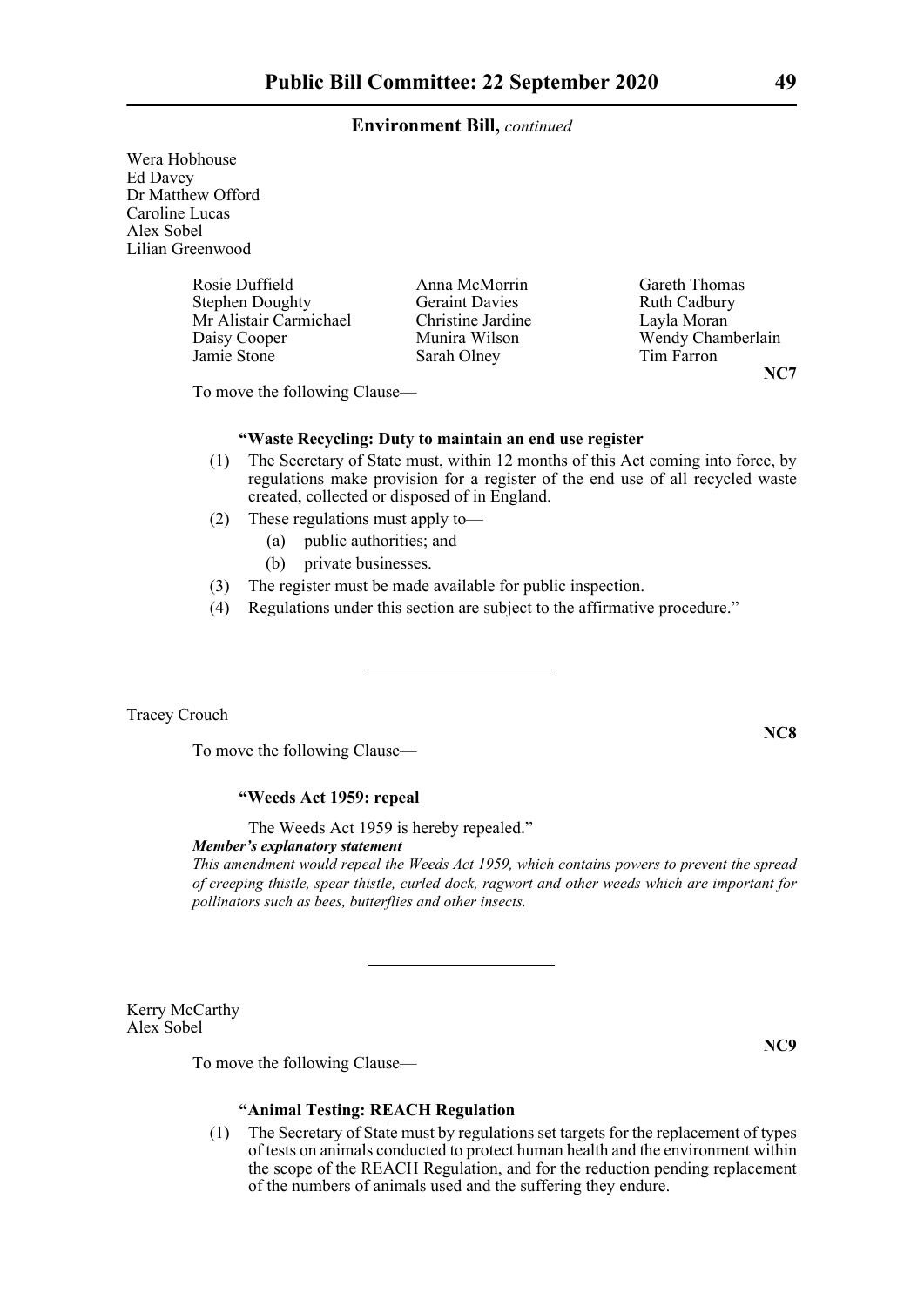**Environment Bill,** *continued*

Wera Hobhouse
Ed Davey
Dr Matthew Offord
Caroline Lucas
Alex Sobel
Lilian Greenwood

Rosie Duffield, Anna McMorrin, Gareth Thomas, Stephen Doughty, Geraint Davies, Ruth Cadbury, Mr Alistair Carmichael, Christine Jardine, Layla Moran, Daisy Cooper, Munira Wilson, Wendy Chamberlain, Jamie Stone, Sarah Olney, Tim Farron

**NC7**

To move the following Clause—

**"Waste Recycling: Duty to maintain an end use register**

(1) The Secretary of State must, within 12 months of this Act coming into force, by regulations make provision for a register of the end use of all recycled waste created, collected or disposed of in England.

(2) These regulations must apply to—

  (a) public authorities; and

  (b) private businesses.

(3) The register must be made available for public inspection.

(4) Regulations under this section are subject to the affirmative procedure."

---

Tracey Crouch

**NC8**

To move the following Clause—

**"Weeds Act 1959: repeal**

The Weeds Act 1959 is hereby repealed."

***Member's explanatory statement***

*This amendment would repeal the Weeds Act 1959, which contains powers to prevent the spread of creeping thistle, spear thistle, curled dock, ragwort and other weeds which are important for pollinators such as bees, butterflies and other insects.*

---

Kerry McCarthy
Alex Sobel

**NC9**

To move the following Clause—

**"Animal Testing: REACH Regulation**

(1) The Secretary of State must by regulations set targets for the replacement of types of tests on animals conducted to protect human health and the environment within the scope of the REACH Regulation, and for the reduction pending replacement of the numbers of animals used and the suffering they endure.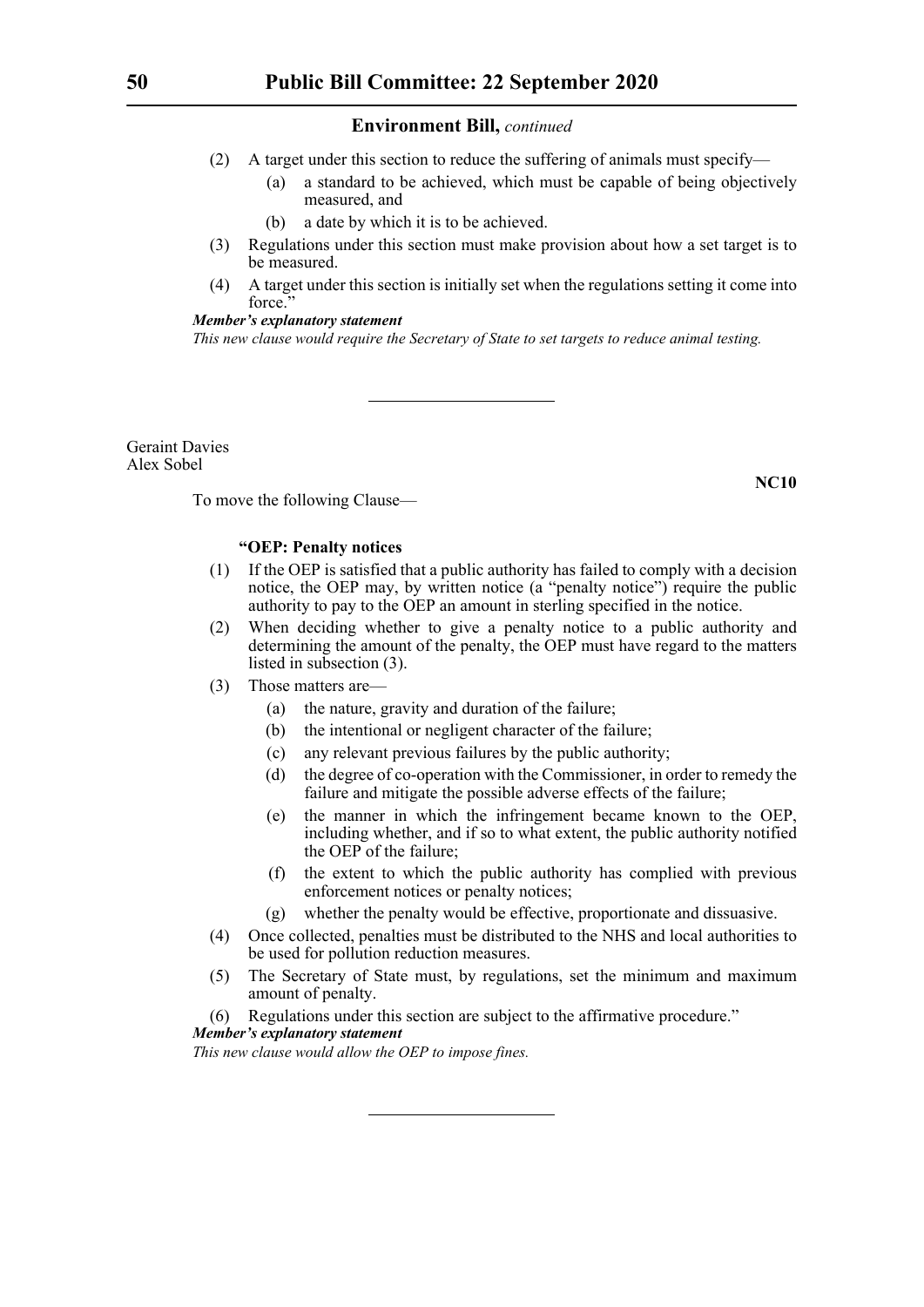Environment Bill, *continued*

(2) A target under this section to reduce the suffering of animals must specify—

  (a) a standard to be achieved, which must be capable of being objectively measured, and

  (b) a date by which it is to be achieved.

(3) Regulations under this section must make provision about how a set target is to be measured.

(4) A target under this section is initially set when the regulations setting it come into force."

***Member's explanatory statement***

*This new clause would require the Secretary of State to set targets to reduce animal testing.*

---

Geraint Davies
Alex Sobel

**NC10**

To move the following Clause—

**"OEP: Penalty notices**

(1) If the OEP is satisfied that a public authority has failed to comply with a decision notice, the OEP may, by written notice (a "penalty notice") require the public authority to pay to the OEP an amount in sterling specified in the notice.

(2) When deciding whether to give a penalty notice to a public authority and determining the amount of the penalty, the OEP must have regard to the matters listed in subsection (3).

(3) Those matters are—

  (a) the nature, gravity and duration of the failure;

  (b) the intentional or negligent character of the failure;

  (c) any relevant previous failures by the public authority;

  (d) the degree of co-operation with the Commissioner, in order to remedy the failure and mitigate the possible adverse effects of the failure;

  (e) the manner in which the infringement became known to the OEP, including whether, and if so to what extent, the public authority notified the OEP of the failure;

  (f) the extent to which the public authority has complied with previous enforcement notices or penalty notices;

  (g) whether the penalty would be effective, proportionate and dissuasive.

(4) Once collected, penalties must be distributed to the NHS and local authorities to be used for pollution reduction measures.

(5) The Secretary of State must, by regulations, set the minimum and maximum amount of penalty.

(6) Regulations under this section are subject to the affirmative procedure."

***Member's explanatory statement***

*This new clause would allow the OEP to impose fines.*

---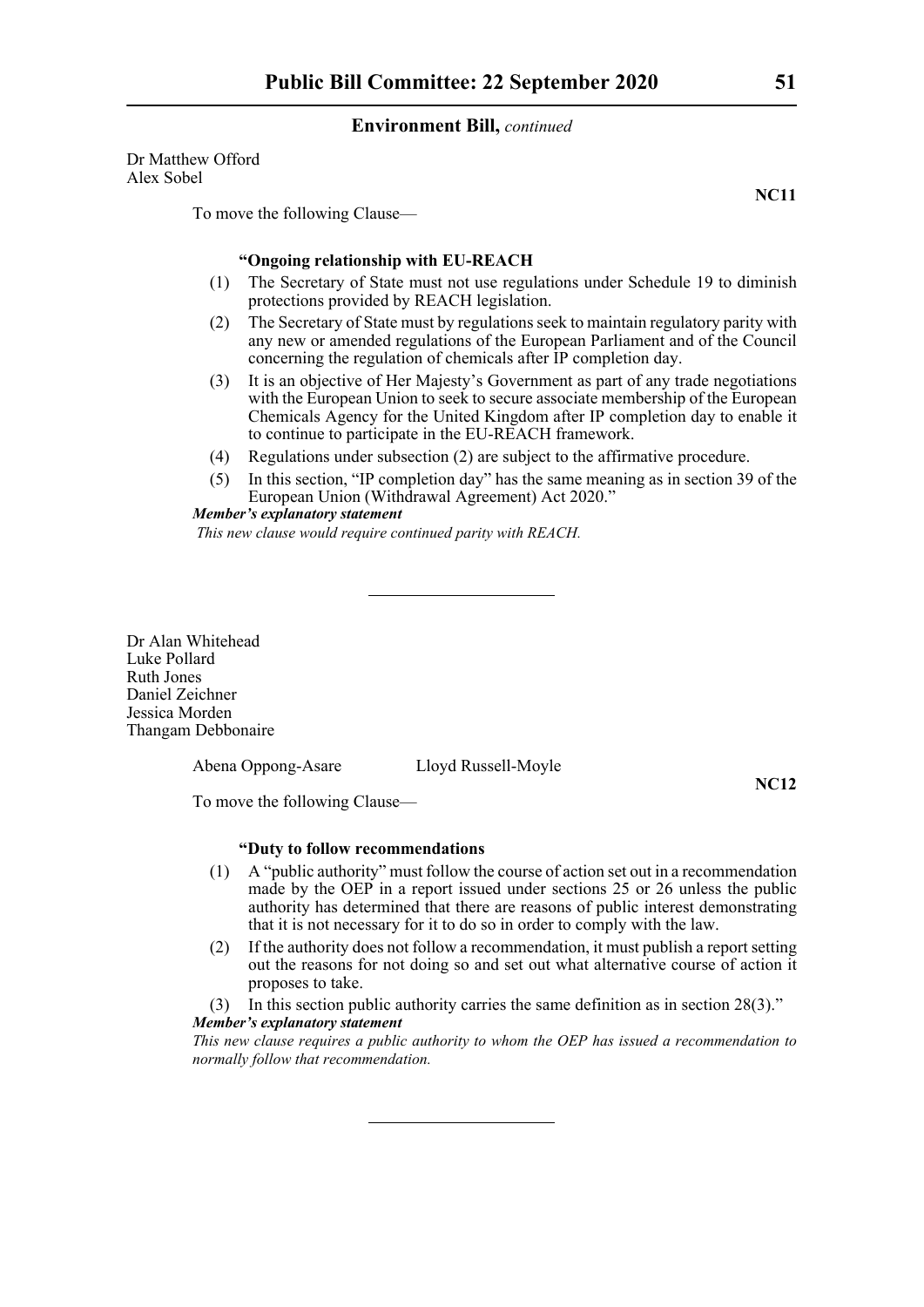**Environment Bill,** *continued*

Dr Matthew Offord
Alex Sobel

**NC11**

To move the following Clause—

**"Ongoing relationship with EU-REACH**

(1) The Secretary of State must not use regulations under Schedule 19 to diminish protections provided by REACH legislation.

(2) The Secretary of State must by regulations seek to maintain regulatory parity with any new or amended regulations of the European Parliament and of the Council concerning the regulation of chemicals after IP completion day.

(3) It is an objective of Her Majesty's Government as part of any trade negotiations with the European Union to seek to secure associate membership of the European Chemicals Agency for the United Kingdom after IP completion day to enable it to continue to participate in the EU-REACH framework.

(4) Regulations under subsection (2) are subject to the affirmative procedure.

(5) In this section, "IP completion day" has the same meaning as in section 39 of the European Union (Withdrawal Agreement) Act 2020."

***Member's explanatory statement***

*This new clause would require continued parity with REACH.*

---

Dr Alan Whitehead
Luke Pollard
Ruth Jones
Daniel Zeichner
Jessica Morden
Thangam Debbonaire

Abena Oppong-Asare    Lloyd Russell-Moyle

**NC12**

To move the following Clause—

**"Duty to follow recommendations**

(1) A "public authority" must follow the course of action set out in a recommendation made by the OEP in a report issued under sections 25 or 26 unless the public authority has determined that there are reasons of public interest demonstrating that it is not necessary for it to do so in order to comply with the law.

(2) If the authority does not follow a recommendation, it must publish a report setting out the reasons for not doing so and set out what alternative course of action it proposes to take.

(3) In this section public authority carries the same definition as in section 28(3)."

***Member's explanatory statement***

*This new clause requires a public authority to whom the OEP has issued a recommendation to normally follow that recommendation.*

---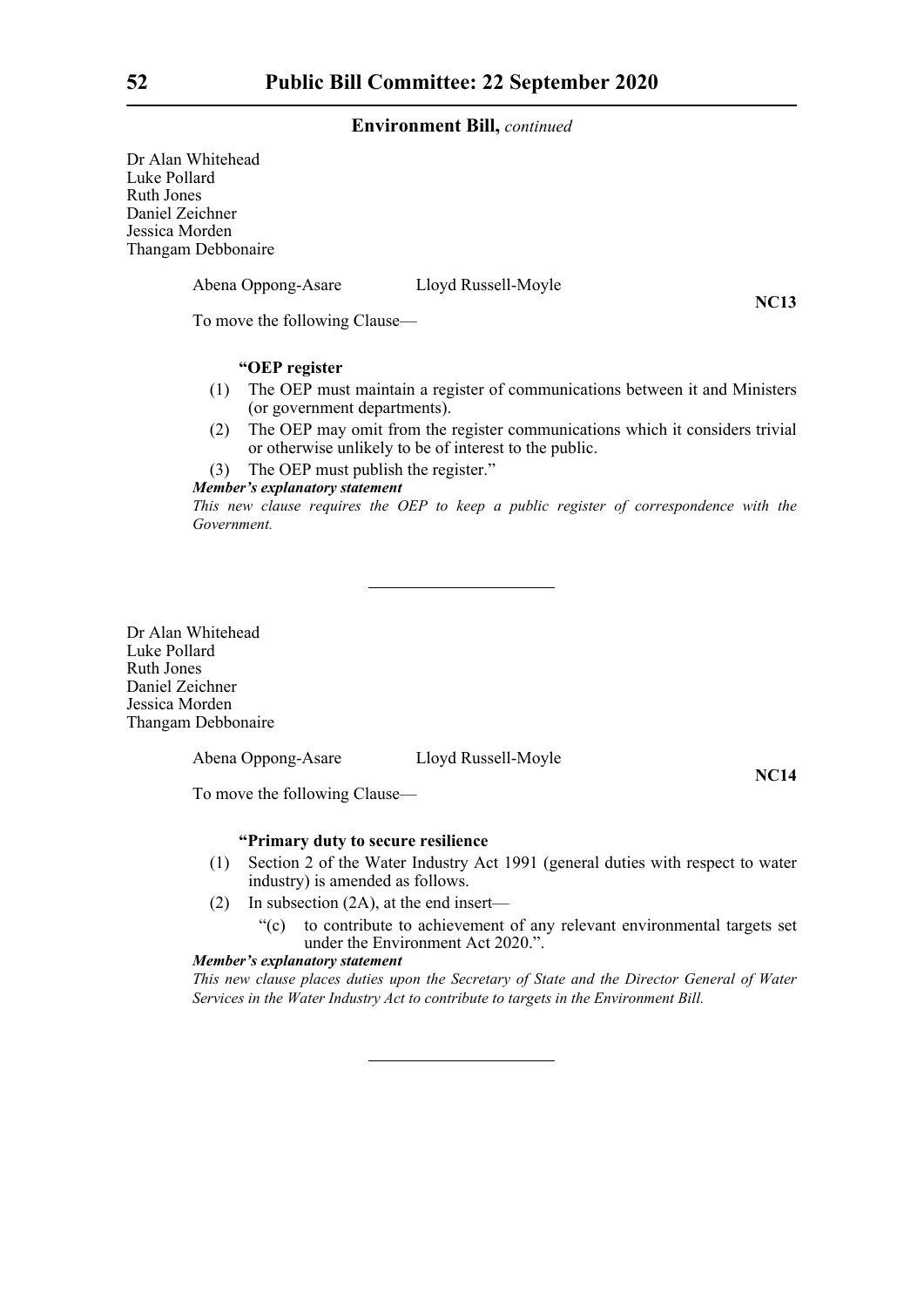Dr Alan Whitehead
Luke Pollard
Ruth Jones
Daniel Zeichner
Jessica Morden
Thangam Debbonaire

Abena Oppong-Asare　　　Lloyd Russell-Moyle

**NC13**

To move the following Clause—

**"OEP register**

(1) The OEP must maintain a register of communications between it and Ministers (or government departments).

(2) The OEP may omit from the register communications which it considers trivial or otherwise unlikely to be of interest to the public.

(3) The OEP must publish the register."

***Member's explanatory statement***

*This new clause requires the OEP to keep a public register of correspondence with the Government.*

---

Dr Alan Whitehead
Luke Pollard
Ruth Jones
Daniel Zeichner
Jessica Morden
Thangam Debbonaire

Abena Oppong-Asare　　　Lloyd Russell-Moyle

**NC14**

To move the following Clause—

**"Primary duty to secure resilience**

(1) Section 2 of the Water Industry Act 1991 (general duties with respect to water industry) is amended as follows.

(2) In subsection (2A), at the end insert—

"(c) to contribute to achievement of any relevant environmental targets set under the Environment Act 2020."."

***Member's explanatory statement***

*This new clause places duties upon the Secretary of State and the Director General of Water Services in the Water Industry Act to contribute to targets in the Environment Bill.*

---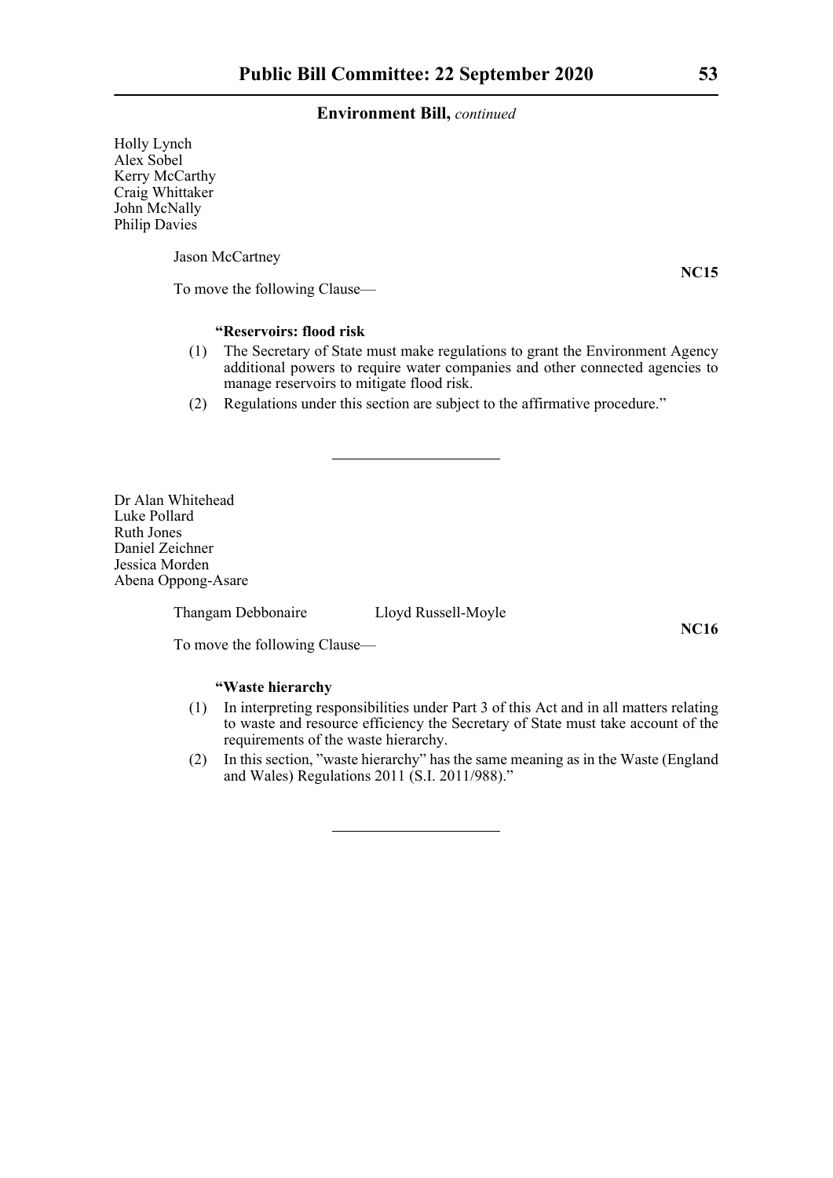**Environment Bill,** *continued*

Holly Lynch
Alex Sobel
Kerry McCarthy
Craig Whittaker
John McNally
Philip Davies

Jason McCartney

**NC15**

To move the following Clause—

**"Reservoirs: flood risk**

(1) The Secretary of State must make regulations to grant the Environment Agency additional powers to require water companies and other connected agencies to manage reservoirs to mitigate flood risk.

(2) Regulations under this section are subject to the affirmative procedure."

---

Dr Alan Whitehead
Luke Pollard
Ruth Jones
Daniel Zeichner
Jessica Morden
Abena Oppong-Asare

Thangam Debbonaire          Lloyd Russell-Moyle

**NC16**

To move the following Clause—

**"Waste hierarchy**

(1) In interpreting responsibilities under Part 3 of this Act and in all matters relating to waste and resource efficiency the Secretary of State must take account of the requirements of the waste hierarchy.

(2) In this section, "waste hierarchy" has the same meaning as in the Waste (England and Wales) Regulations 2011 (S.I. 2011/988)."

---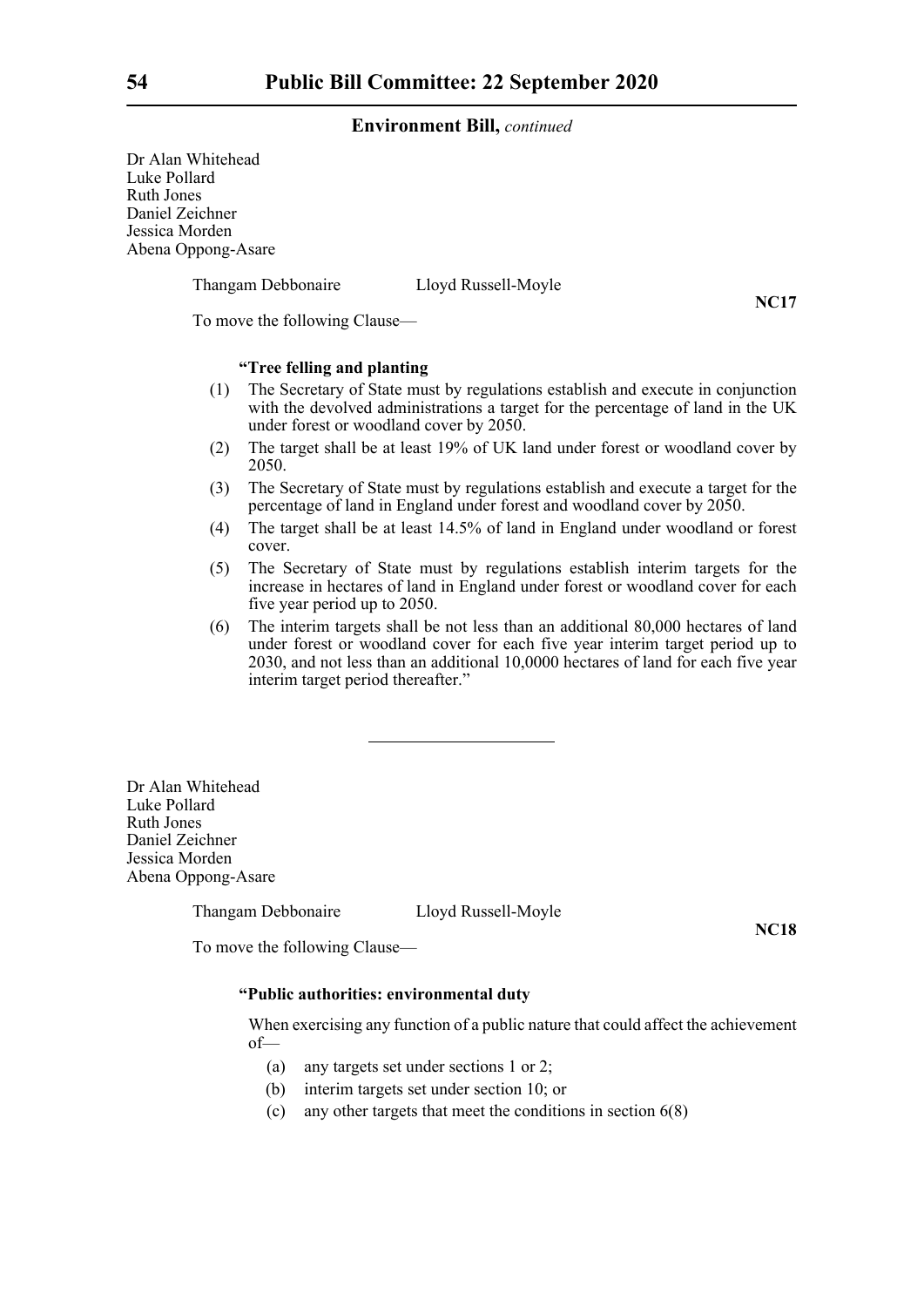**Environment Bill,** *continued*

Dr Alan Whitehead
Luke Pollard
Ruth Jones
Daniel Zeichner
Jessica Morden
Abena Oppong-Asare

Thangam Debbonaire Lloyd Russell-Moyle

**NC17**

To move the following Clause—

**"Tree felling and planting**

(1) The Secretary of State must by regulations establish and execute in conjunction with the devolved administrations a target for the percentage of land in the UK under forest or woodland cover by 2050.

(2) The target shall be at least 19% of UK land under forest or woodland cover by 2050.

(3) The Secretary of State must by regulations establish and execute a target for the percentage of land in England under forest and woodland cover by 2050.

(4) The target shall be at least 14.5% of land in England under woodland or forest cover.

(5) The Secretary of State must by regulations establish interim targets for the increase in hectares of land in England under forest or woodland cover for each five year period up to 2050.

(6) The interim targets shall be not less than an additional 80,000 hectares of land under forest or woodland cover for each five year interim target period up to 2030, and not less than an additional 10,0000 hectares of land for each five year interim target period thereafter."

---

Dr Alan Whitehead
Luke Pollard
Ruth Jones
Daniel Zeichner
Jessica Morden
Abena Oppong-Asare

Thangam Debbonaire Lloyd Russell-Moyle

**NC18**

To move the following Clause—

**"Public authorities: environmental duty**

When exercising any function of a public nature that could affect the achievement of—

(a) any targets set under sections 1 or 2;

(b) interim targets set under section 10; or

(c) any other targets that meet the conditions in section 6(8)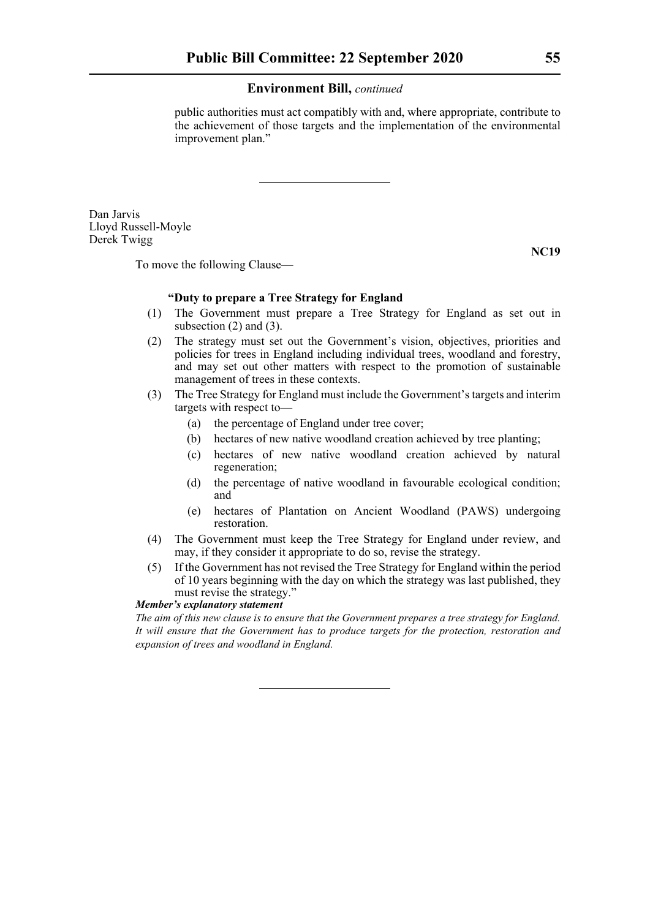public authorities must act compatibly with and, where appropriate, contribute to the achievement of those targets and the implementation of the environmental improvement plan."

---

Dan Jarvis
Lloyd Russell-Moyle
Derek Twigg

**NC19**

To move the following Clause—

**"Duty to prepare a Tree Strategy for England**

(1) The Government must prepare a Tree Strategy for England as set out in subsection (2) and (3).

(2) The strategy must set out the Government's vision, objectives, priorities and policies for trees in England including individual trees, woodland and forestry, and may set out other matters with respect to the promotion of sustainable management of trees in these contexts.

(3) The Tree Strategy for England must include the Government's targets and interim targets with respect to—

   (a) the percentage of England under tree cover;

   (b) hectares of new native woodland creation achieved by tree planting;

   (c) hectares of new native woodland creation achieved by natural regeneration;

   (d) the percentage of native woodland in favourable ecological condition; and

   (e) hectares of Plantation on Ancient Woodland (PAWS) undergoing restoration.

(4) The Government must keep the Tree Strategy for England under review, and may, if they consider it appropriate to do so, revise the strategy.

(5) If the Government has not revised the Tree Strategy for England within the period of 10 years beginning with the day on which the strategy was last published, they must revise the strategy."

***Member's explanatory statement***

*The aim of this new clause is to ensure that the Government prepares a tree strategy for England. It will ensure that the Government has to produce targets for the protection, restoration and expansion of trees and woodland in England.*

---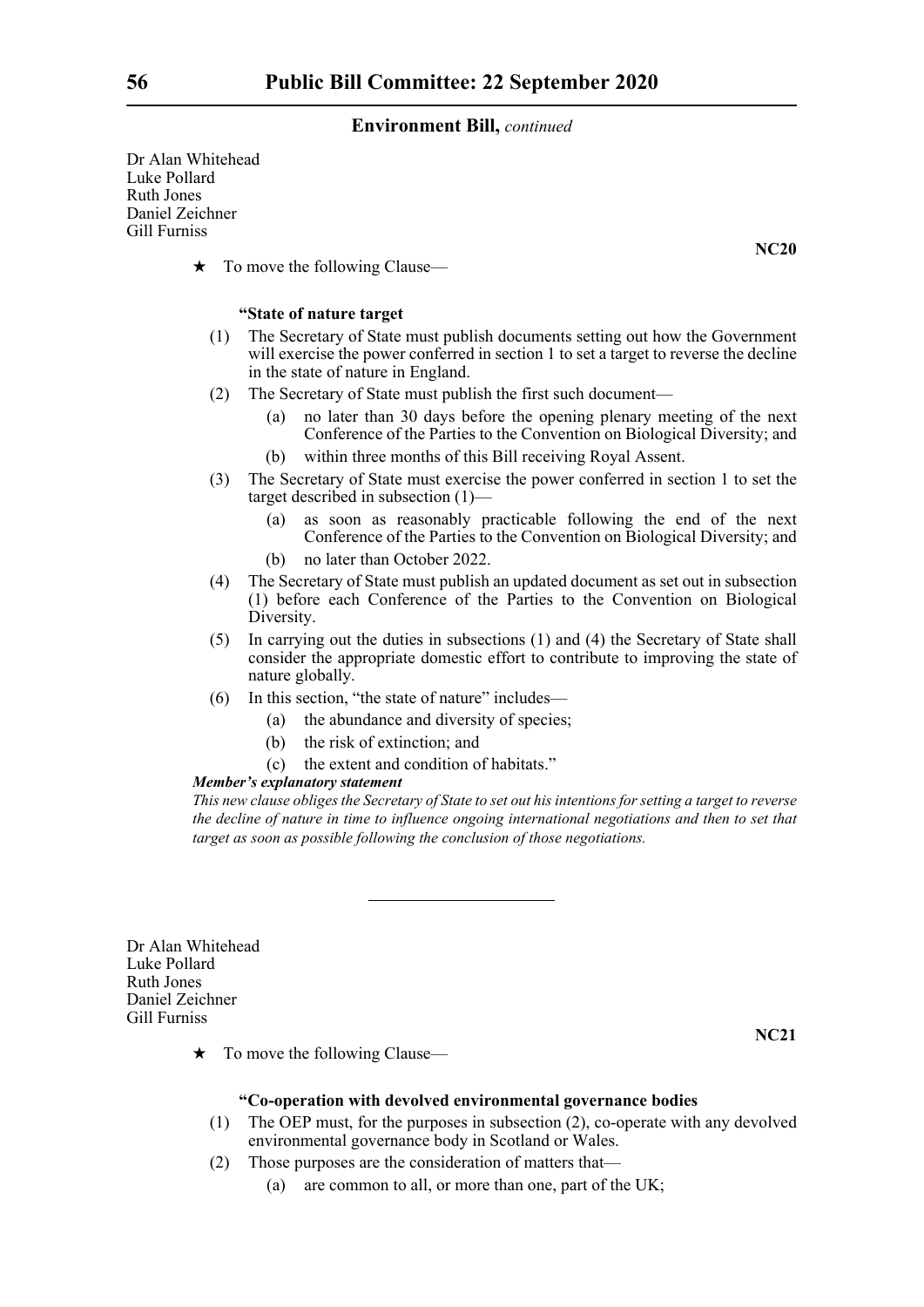Dr Alan Whitehead
Luke Pollard
Ruth Jones
Daniel Zeichner
Gill Furniss

**NC20**

★ To move the following Clause—

**"State of nature target**

(1) The Secretary of State must publish documents setting out how the Government will exercise the power conferred in section 1 to set a target to reverse the decline in the state of nature in England.

(2) The Secretary of State must publish the first such document—

   (a) no later than 30 days before the opening plenary meeting of the next Conference of the Parties to the Convention on Biological Diversity; and

   (b) within three months of this Bill receiving Royal Assent.

(3) The Secretary of State must exercise the power conferred in section 1 to set the target described in subsection (1)—

   (a) as soon as reasonably practicable following the end of the next Conference of the Parties to the Convention on Biological Diversity; and

   (b) no later than October 2022.

(4) The Secretary of State must publish an updated document as set out in subsection (1) before each Conference of the Parties to the Convention on Biological Diversity.

(5) In carrying out the duties in subsections (1) and (4) the Secretary of State shall consider the appropriate domestic effort to contribute to improving the state of nature globally.

(6) In this section, "the state of nature" includes—

   (a) the abundance and diversity of species;

   (b) the risk of extinction; and

   (c) the extent and condition of habitats."

***Member's explanatory statement***

*This new clause obliges the Secretary of State to set out his intentions for setting a target to reverse the decline of nature in time to influence ongoing international negotiations and then to set that target as soon as possible following the conclusion of those negotiations.*

---

Dr Alan Whitehead
Luke Pollard
Ruth Jones
Daniel Zeichner
Gill Furniss

**NC21**

★ To move the following Clause—

**"Co-operation with devolved environmental governance bodies**

(1) The OEP must, for the purposes in subsection (2), co-operate with any devolved environmental governance body in Scotland or Wales.

(2) Those purposes are the consideration of matters that—

   (a) are common to all, or more than one, part of the UK;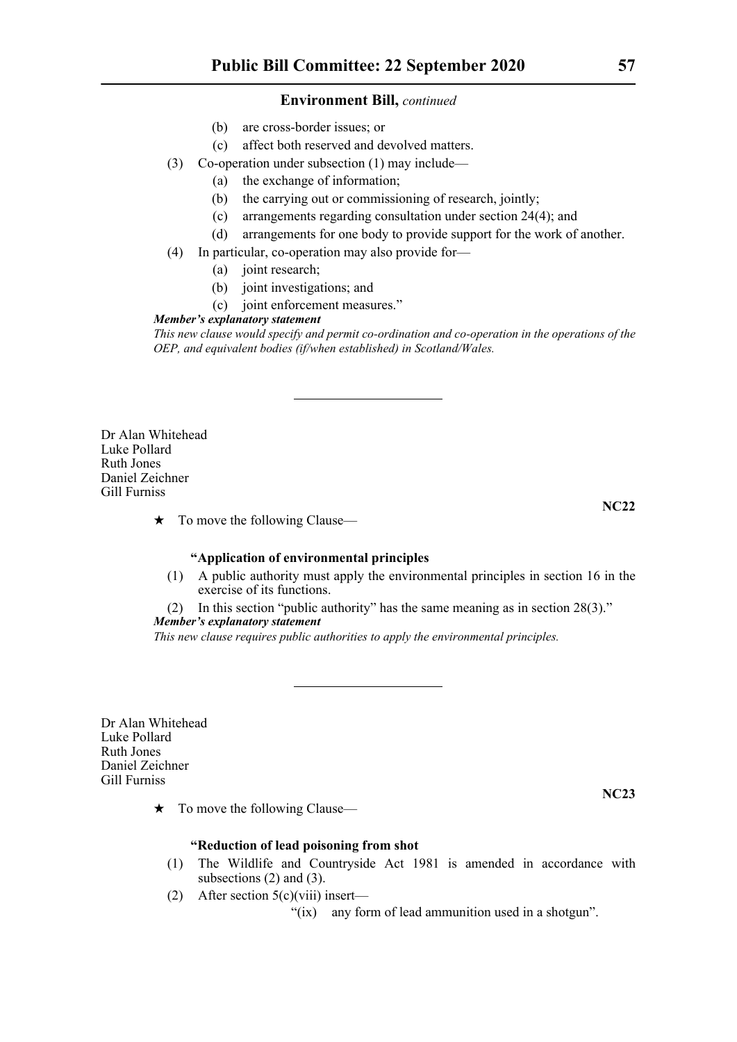**Environment Bill,** *continued*

(b) are cross-border issues; or

(c) affect both reserved and devolved matters.

(3) Co-operation under subsection (1) may include—

(a) the exchange of information;

(b) the carrying out or commissioning of research, jointly;

(c) arrangements regarding consultation under section 24(4); and

(d) arrangements for one body to provide support for the work of another.

(4) In particular, co-operation may also provide for—

(a) joint research;

(b) joint investigations; and

(c) joint enforcement measures.”

***Member’s explanatory statement***

*This new clause would specify and permit co-ordination and co-operation in the operations of the OEP, and equivalent bodies (if/when established) in Scotland/Wales.*

---

Dr Alan Whitehead
Luke Pollard
Ruth Jones
Daniel Zeichner
Gill Furniss

**NC22**

★ To move the following Clause—

**“Application of environmental principles**

(1) A public authority must apply the environmental principles in section 16 in the exercise of its functions.

(2) In this section “public authority” has the same meaning as in section 28(3).”

***Member’s explanatory statement***

*This new clause requires public authorities to apply the environmental principles.*

---

Dr Alan Whitehead
Luke Pollard
Ruth Jones
Daniel Zeichner
Gill Furniss

**NC23**

★ To move the following Clause—

**“Reduction of lead poisoning from shot**

(1) The Wildlife and Countryside Act 1981 is amended in accordance with subsections (2) and (3).

(2) After section 5(c)(viii) insert—

“(ix) any form of lead ammunition used in a shotgun”.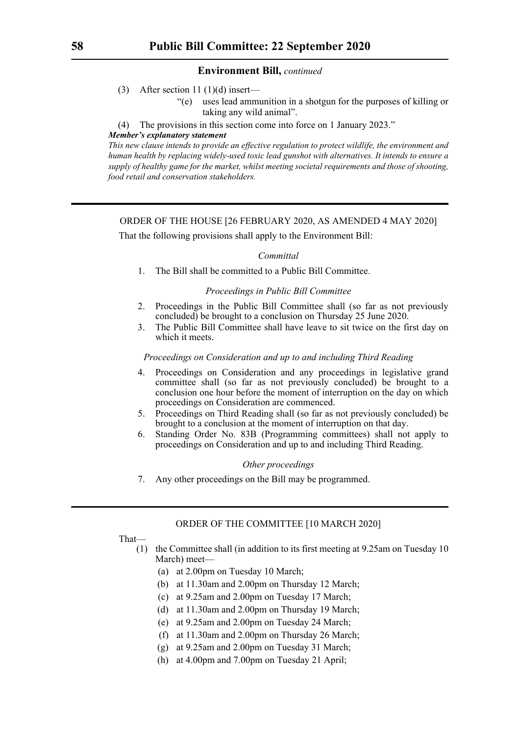**Environment Bill,** *continued*

(3) After section 11 (1)(d) insert—

"(e) uses lead ammunition in a shotgun for the purposes of killing or taking any wild animal".

(4) The provisions in this section come into force on 1 January 2023."

***Member's explanatory statement***

*This new clause intends to provide an effective regulation to protect wildlife, the environment and human health by replacing widely-used toxic lead gunshot with alternatives. It intends to ensure a supply of healthy game for the market, whilst meeting societal requirements and those of shooting, food retail and conservation stakeholders.*

---

ORDER OF THE HOUSE [26 FEBRUARY 2020, AS AMENDED 4 MAY 2020]

That the following provisions shall apply to the Environment Bill:

*Committal*

1. The Bill shall be committed to a Public Bill Committee.

*Proceedings in Public Bill Committee*

2. Proceedings in the Public Bill Committee shall (so far as not previously concluded) be brought to a conclusion on Thursday 25 June 2020.
3. The Public Bill Committee shall have leave to sit twice on the first day on which it meets.

*Proceedings on Consideration and up to and including Third Reading*

4. Proceedings on Consideration and any proceedings in legislative grand committee shall (so far as not previously concluded) be brought to a conclusion one hour before the moment of interruption on the day on which proceedings on Consideration are commenced.
5. Proceedings on Third Reading shall (so far as not previously concluded) be brought to a conclusion at the moment of interruption on that day.
6. Standing Order No. 83B (Programming committees) shall not apply to proceedings on Consideration and up to and including Third Reading.

*Other proceedings*

7. Any other proceedings on the Bill may be programmed.

---

ORDER OF THE COMMITTEE [10 MARCH 2020]

That—

(1) the Committee shall (in addition to its first meeting at 9.25am on Tuesday 10 March) meet—

(a) at 2.00pm on Tuesday 10 March;

(b) at 11.30am and 2.00pm on Thursday 12 March;

(c) at 9.25am and 2.00pm on Tuesday 17 March;

(d) at 11.30am and 2.00pm on Thursday 19 March;

(e) at 9.25am and 2.00pm on Tuesday 24 March;

(f) at 11.30am and 2.00pm on Thursday 26 March;

(g) at 9.25am and 2.00pm on Tuesday 31 March;

(h) at 4.00pm and 7.00pm on Tuesday 21 April;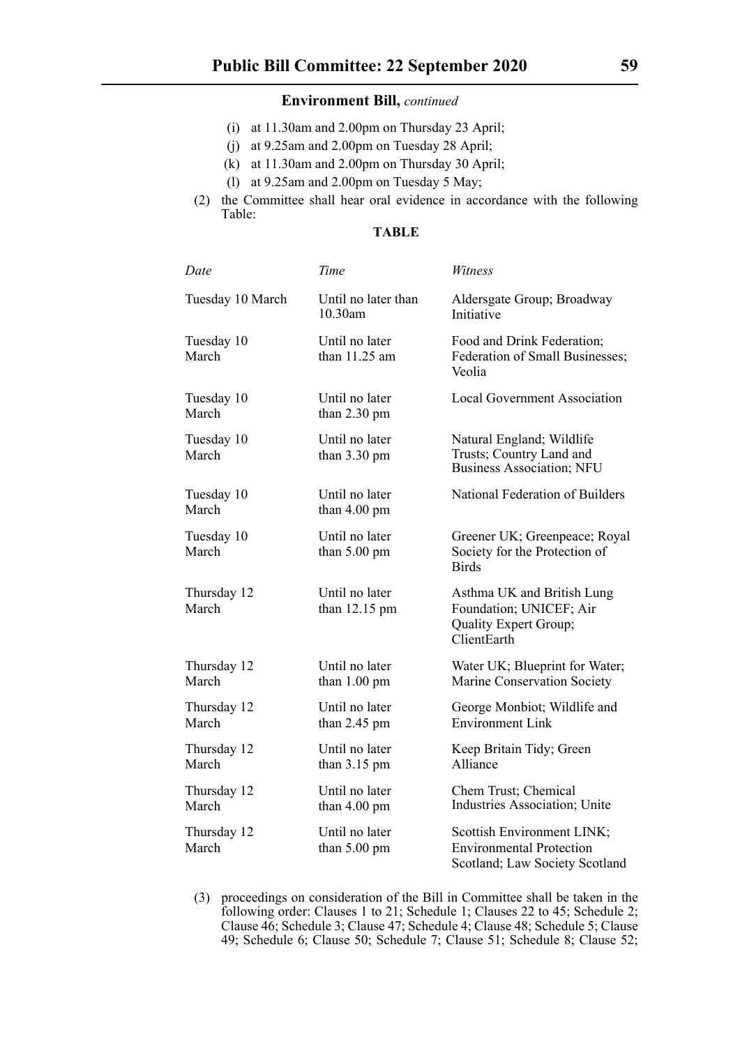**Environment Bill,** *continued*

(i) at 11.30am and 2.00pm on Thursday 23 April;

(j) at 9.25am and 2.00pm on Tuesday 28 April;

(k) at 11.30am and 2.00pm on Thursday 30 April;

(l) at 9.25am and 2.00pm on Tuesday 5 May;

(2) the Committee shall hear oral evidence in accordance with the following Table:

**TABLE**

| *Date* | *Time* | *Witness* |
|---|---|---|
| Tuesday 10 March | Until no later than 10.30am | Aldersgate Group; Broadway Initiative |
| Tuesday 10 March | Until no later than 11.25 am | Food and Drink Federation; Federation of Small Businesses; Veolia |
| Tuesday 10 March | Until no later than 2.30 pm | Local Government Association |
| Tuesday 10 March | Until no later than 3.30 pm | Natural England; Wildlife Trusts; Country Land and Business Association; NFU |
| Tuesday 10 March | Until no later than 4.00 pm | National Federation of Builders |
| Tuesday 10 March | Until no later than 5.00 pm | Greener UK; Greenpeace; Royal Society for the Protection of Birds |
| Thursday 12 March | Until no later than 12.15 pm | Asthma UK and British Lung Foundation; UNICEF; Air Quality Expert Group; ClientEarth |
| Thursday 12 March | Until no later than 1.00 pm | Water UK; Blueprint for Water; Marine Conservation Society |
| Thursday 12 March | Until no later than 2.45 pm | George Monbiot; Wildlife and Environment Link |
| Thursday 12 March | Until no later than 3.15 pm | Keep Britain Tidy; Green Alliance |
| Thursday 12 March | Until no later than 4.00 pm | Chem Trust; Chemical Industries Association; Unite |
| Thursday 12 March | Until no later than 5.00 pm | Scottish Environment LINK; Environmental Protection Scotland; Law Society Scotland |

(3) proceedings on consideration of the Bill in Committee shall be taken in the following order: Clauses 1 to 21; Schedule 1; Clauses 22 to 45; Schedule 2; Clause 46; Schedule 3; Clause 47; Schedule 4; Clause 48; Schedule 5; Clause 49; Schedule 6; Clause 50; Schedule 7; Clause 51; Schedule 8; Clause 52;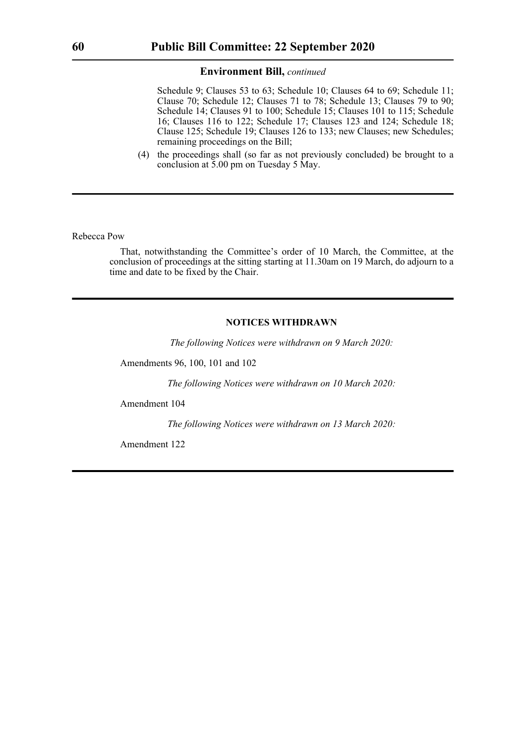**Environment Bill,** *continued*

Schedule 9; Clauses 53 to 63; Schedule 10; Clauses 64 to 69; Schedule 11; Clause 70; Schedule 12; Clauses 71 to 78; Schedule 13; Clauses 79 to 90; Schedule 14; Clauses 91 to 100; Schedule 15; Clauses 101 to 115; Schedule 16; Clauses 116 to 122; Schedule 17; Clauses 123 and 124; Schedule 18; Clause 125; Schedule 19; Clauses 126 to 133; new Clauses; new Schedules; remaining proceedings on the Bill;

(4) the proceedings shall (so far as not previously concluded) be brought to a conclusion at 5.00 pm on Tuesday 5 May.

---

Rebecca Pow

That, notwithstanding the Committee's order of 10 March, the Committee, at the conclusion of proceedings at the sitting starting at 11.30am on 19 March, do adjourn to a time and date to be fixed by the Chair.

---

**NOTICES WITHDRAWN**

*The following Notices were withdrawn on 9 March 2020:*

Amendments 96, 100, 101 and 102

*The following Notices were withdrawn on 10 March 2020:*

Amendment 104

*The following Notices were withdrawn on 13 March 2020:*

Amendment 122